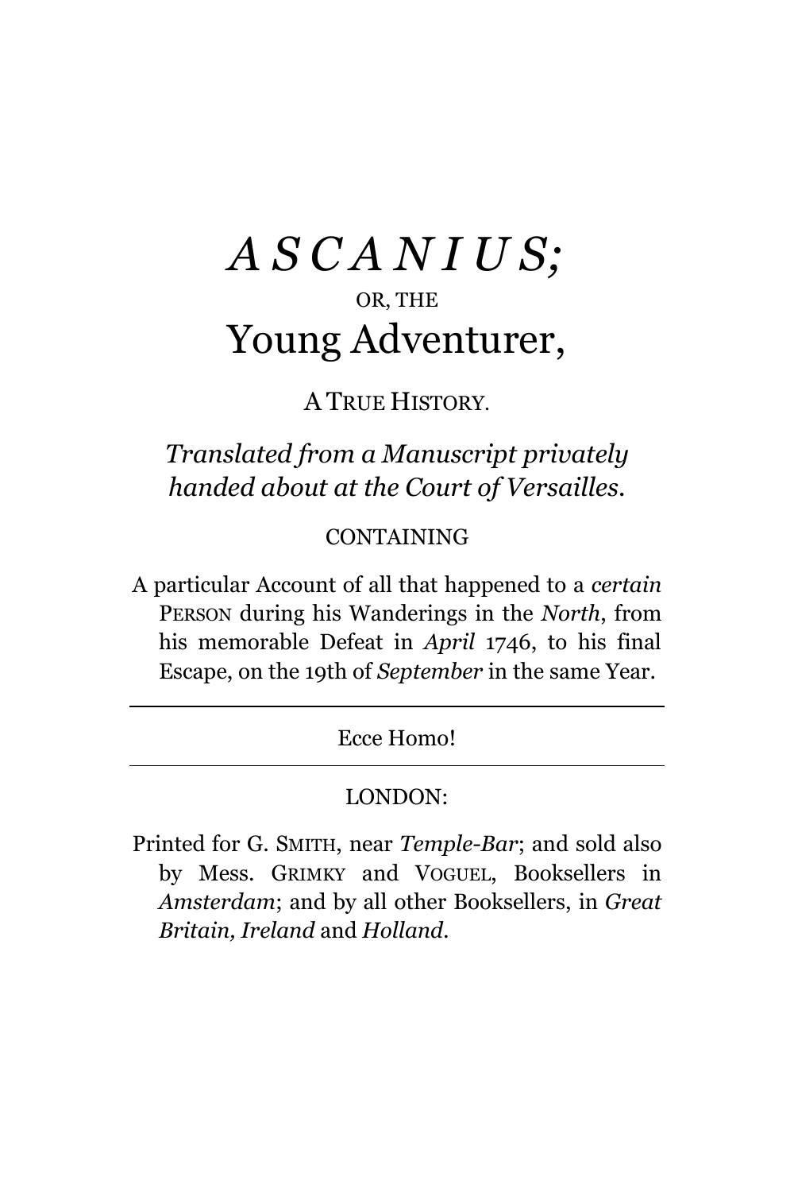# *ASCANIUS;*

OR, THE

## Young Adventurer,

A TRUE HISTORY.

*Translated from a Manuscript privately handed about at the Court of Versailles.*

CONTAINING

A particular Account of all that happened to a *certain* PERSON during his Wanderings in the *North*, from his memorable Defeat in *April* 1746, to his final Escape, on the 19th of *September* in the same Year.

---

Ecce Homo!

---

LONDON:

Printed for G. SMITH, near *Temple-Bar*; and sold also by Mess. GRIMKY and VOGUEL, Booksellers in *Amsterdam*; and by all other Booksellers, in *Great Britain, Ireland* and *Holland*.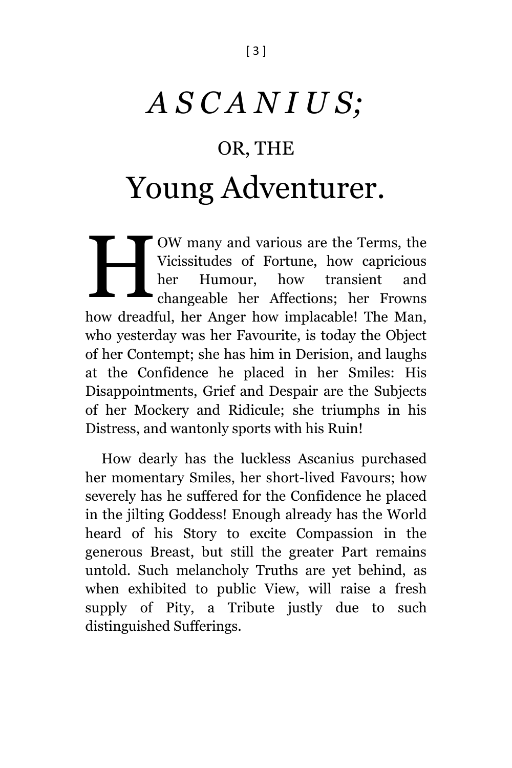# *ASCANIUS;*

## OR, THE

# Young Adventurer.

HOW many and various are the Terms, the Vicissitudes of Fortune, how capricious her Humour, how transient and changeable her Affections; her Frowns how dreadful, her Anger how implacable! The Man, who yesterday was her Favourite, is today the Object of her Contempt; she has him in Derision, and laughs at the Confidence he placed in her Smiles: His Disappointments, Grief and Despair are the Subjects of her Mockery and Ridicule; she triumphs in his Distress, and wantonly sports with his Ruin!

How dearly has the luckless Ascanius purchased her momentary Smiles, her short-lived Favours; how severely has he suffered for the Confidence he placed in the jilting Goddess! Enough already has the World heard of his Story to excite Compassion in the generous Breast, but still the greater Part remains untold. Such melancholy Truths are yet behind, as when exhibited to public View, will raise a fresh supply of Pity, a Tribute justly due to such distinguished Sufferings.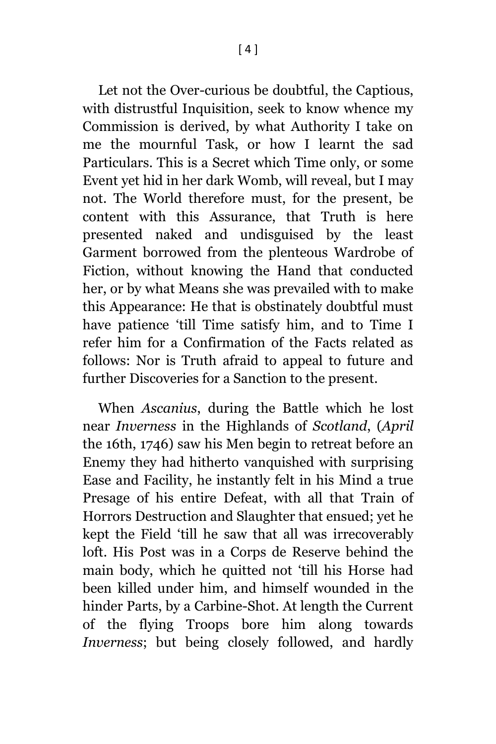Let not the Over-curious be doubtful, the Captious, with distrustful Inquisition, seek to know whence my Commission is derived, by what Authority I take on me the mournful Task, or how I learnt the sad Particulars. This is a Secret which Time only, or some Event yet hid in her dark Womb, will reveal, but I may not. The World therefore must, for the present, be content with this Assurance, that Truth is here presented naked and undisguised by the least Garment borrowed from the plenteous Wardrobe of Fiction, without knowing the Hand that conducted her, or by what Means she was prevailed with to make this Appearance: He that is obstinately doubtful must have patience 'till Time satisfy him, and to Time I refer him for a Confirmation of the Facts related as follows: Nor is Truth afraid to appeal to future and further Discoveries for a Sanction to the present.

When *Ascanius*, during the Battle which he lost near *Inverness* in the Highlands of *Scotland*, (*April* the 16th, 1746) saw his Men begin to retreat before an Enemy they had hitherto vanquished with surprising Ease and Facility, he instantly felt in his Mind a true Presage of his entire Defeat, with all that Train of Horrors Destruction and Slaughter that ensued; yet he kept the Field 'till he saw that all was irrecoverably loft. His Post was in a Corps de Reserve behind the main body, which he quitted not 'till his Horse had been killed under him, and himself wounded in the hinder Parts, by a Carbine-Shot. At length the Current of the flying Troops bore him along towards *Inverness*; but being closely followed, and hardly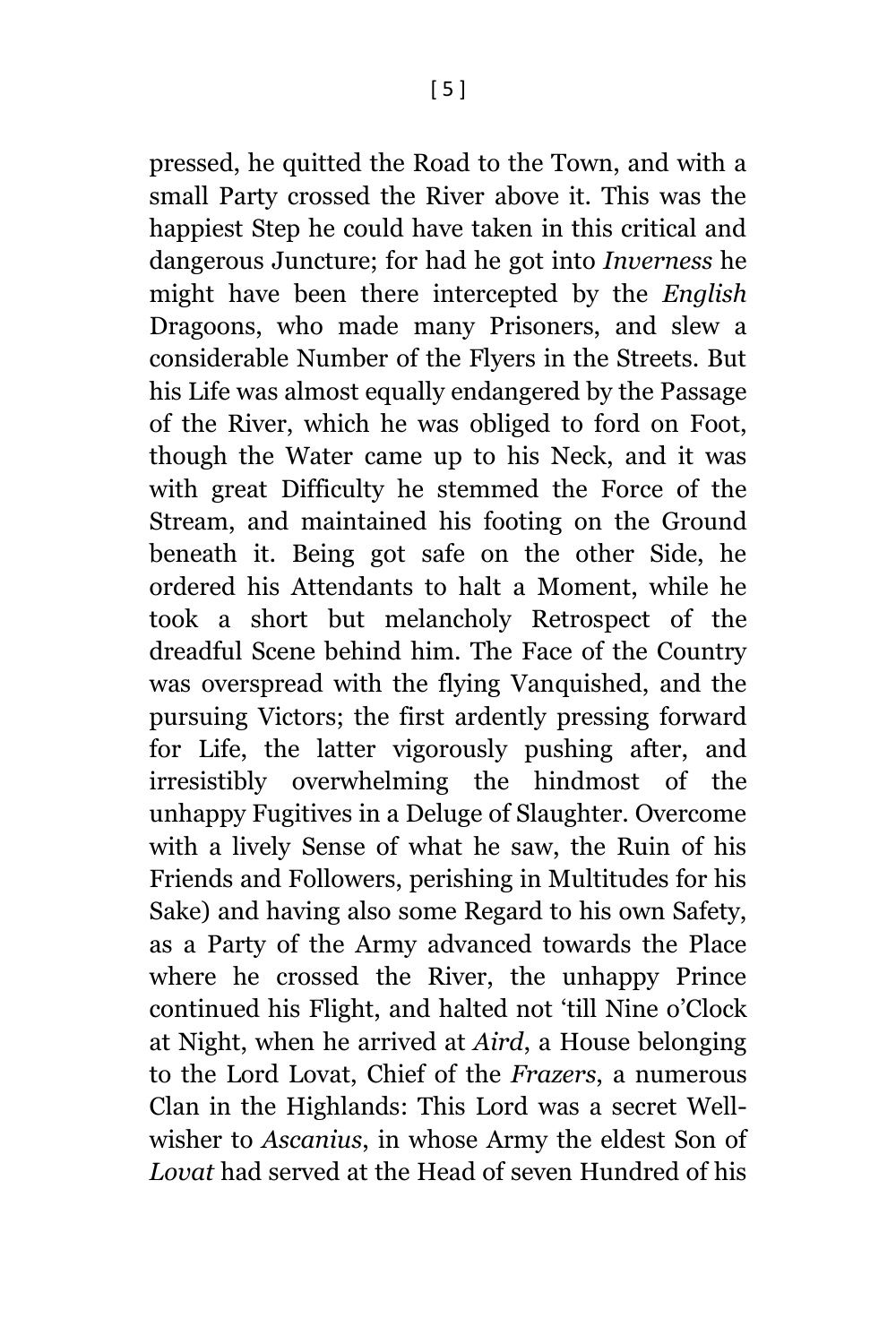pressed, he quitted the Road to the Town, and with a small Party crossed the River above it. This was the happiest Step he could have taken in this critical and dangerous Juncture; for had he got into *Inverness* he might have been there intercepted by the *English* Dragoons, who made many Prisoners, and slew a considerable Number of the Flyers in the Streets. But his Life was almost equally endangered by the Passage of the River, which he was obliged to ford on Foot, though the Water came up to his Neck, and it was with great Difficulty he stemmed the Force of the Stream, and maintained his footing on the Ground beneath it. Being got safe on the other Side, he ordered his Attendants to halt a Moment, while he took a short but melancholy Retrospect of the dreadful Scene behind him. The Face of the Country was overspread with the flying Vanquished, and the pursuing Victors; the first ardently pressing forward for Life, the latter vigorously pushing after, and irresistibly overwhelming the hindmost of the unhappy Fugitives in a Deluge of Slaughter. Overcome with a lively Sense of what he saw, the Ruin of his Friends and Followers, perishing in Multitudes for his Sake) and having also some Regard to his own Safety, as a Party of the Army advanced towards the Place where he crossed the River, the unhappy Prince continued his Flight, and halted not 'till Nine o'Clock at Night, when he arrived at *Aird*, a House belonging to the Lord Lovat, Chief of the *Frazers*, a numerous Clan in the Highlands: This Lord was a secret Well-wisher to *Ascanius*, in whose Army the eldest Son of *Lovat* had served at the Head of seven Hundred of his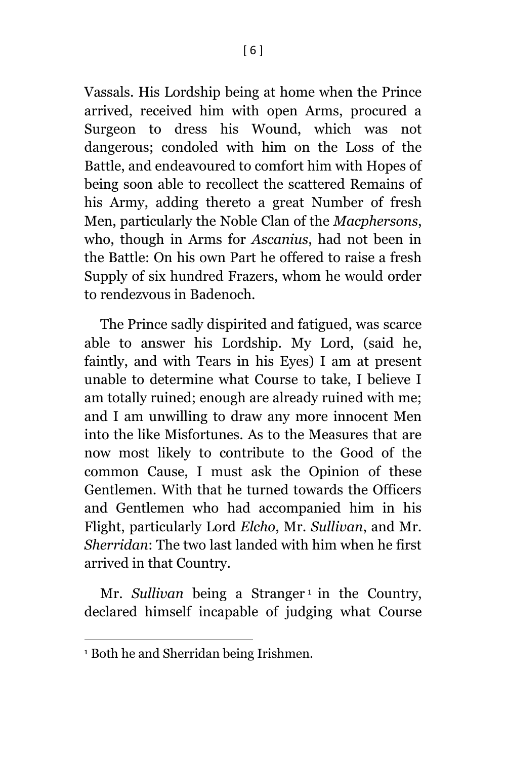Vassals. His Lordship being at home when the Prince arrived, received him with open Arms, procured a Surgeon to dress his Wound, which was not dangerous; condoled with him on the Loss of the Battle, and endeavoured to comfort him with Hopes of being soon able to recollect the scattered Remains of his Army, adding thereto a great Number of fresh Men, particularly the Noble Clan of the *Macphersons*, who, though in Arms for *Ascanius*, had not been in the Battle: On his own Part he offered to raise a fresh Supply of six hundred Frazers, whom he would order to rendezvous in Badenoch.

The Prince sadly dispirited and fatigued, was scarce able to answer his Lordship. My Lord, (said he, faintly, and with Tears in his Eyes) I am at present unable to determine what Course to take, I believe I am totally ruined; enough are already ruined with me; and I am unwilling to draw any more innocent Men into the like Misfortunes. As to the Measures that are now most likely to contribute to the Good of the common Cause, I must ask the Opinion of these Gentlemen. With that he turned towards the Officers and Gentlemen who had accompanied him in his Flight, particularly Lord *Elcho*, Mr. *Sullivan*, and Mr. *Sherridan*: The two last landed with him when he first arrived in that Country.

Mr. *Sullivan* being a Stranger [1] in the Country, declared himself incapable of judging what Course

[1] Both he and Sherridan being Irishmen.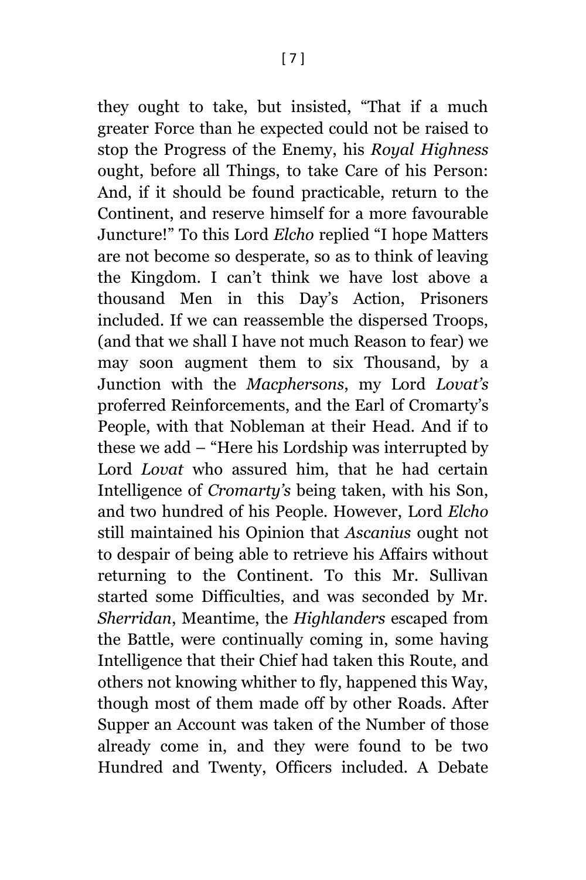they ought to take, but insisted, "That if a much greater Force than he expected could not be raised to stop the Progress of the Enemy, his *Royal Highness* ought, before all Things, to take Care of his Person: And, if it should be found practicable, return to the Continent, and reserve himself for a more favourable Juncture!" To this Lord *Elcho* replied "I hope Matters are not become so desperate, so as to think of leaving the Kingdom. I can't think we have lost above a thousand Men in this Day's Action, Prisoners included. If we can reassemble the dispersed Troops, (and that we shall I have not much Reason to fear) we may soon augment them to six Thousand, by a Junction with the *Macphersons*, my Lord *Lovat's* proferred Reinforcements, and the Earl of Cromarty's People, with that Nobleman at their Head. And if to these we add – "Here his Lordship was interrupted by Lord *Lovat* who assured him, that he had certain Intelligence of *Cromarty's* being taken, with his Son, and two hundred of his People. However, Lord *Elcho* still maintained his Opinion that *Ascanius* ought not to despair of being able to retrieve his Affairs without returning to the Continent. To this Mr. Sullivan started some Difficulties, and was seconded by Mr. *Sherridan*, Meantime, the *Highlanders* escaped from the Battle, were continually coming in, some having Intelligence that their Chief had taken this Route, and others not knowing whither to fly, happened this Way, though most of them made off by other Roads. After Supper an Account was taken of the Number of those already come in, and they were found to be two Hundred and Twenty, Officers included. A Debate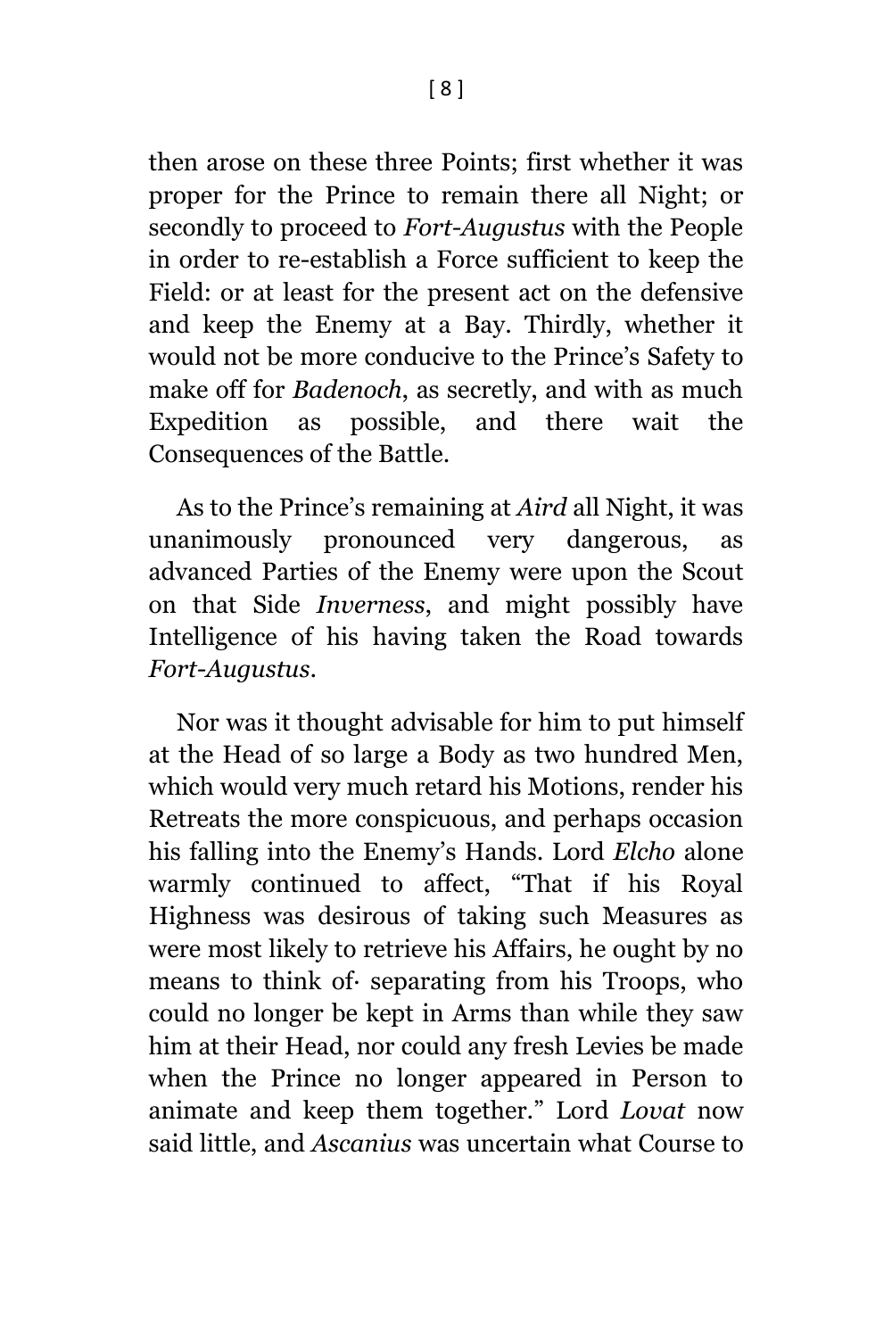then arose on these three Points; first whether it was proper for the Prince to remain there all Night; or secondly to proceed to *Fort-Augustus* with the People in order to re-establish a Force sufficient to keep the Field: or at least for the present act on the defensive and keep the Enemy at a Bay. Thirdly, whether it would not be more conducive to the Prince's Safety to make off for *Badenoch*, as secretly, and with as much Expedition as possible, and there wait the Consequences of the Battle.

As to the Prince's remaining at *Aird* all Night, it was unanimously pronounced very dangerous, as advanced Parties of the Enemy were upon the Scout on that Side *Inverness*, and might possibly have Intelligence of his having taken the Road towards *Fort-Augustus*.

Nor was it thought advisable for him to put himself at the Head of so large a Body as two hundred Men, which would very much retard his Motions, render his Retreats the more conspicuous, and perhaps occasion his falling into the Enemy's Hands. Lord *Elcho* alone warmly continued to affect, "That if his Royal Highness was desirous of taking such Measures as were most likely to retrieve his Affairs, he ought by no means to think of· separating from his Troops, who could no longer be kept in Arms than while they saw him at their Head, nor could any fresh Levies be made when the Prince no longer appeared in Person to animate and keep them together." Lord *Lovat* now said little, and *Ascanius* was uncertain what Course to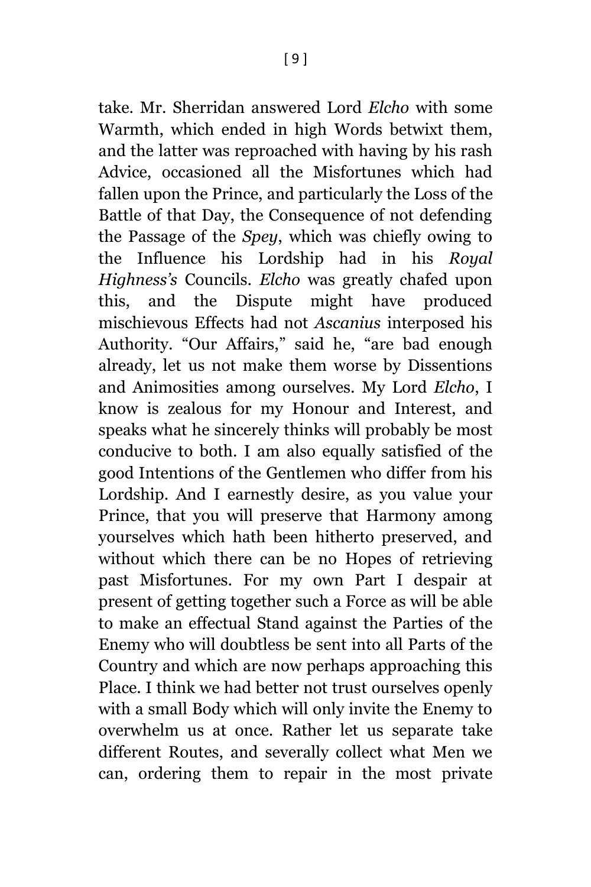take. Mr. Sherridan answered Lord *Elcho* with some Warmth, which ended in high Words betwixt them, and the latter was reproached with having by his rash Advice, occasioned all the Misfortunes which had fallen upon the Prince, and particularly the Loss of the Battle of that Day, the Consequence of not defending the Passage of the *Spey*, which was chiefly owing to the Influence his Lordship had in his *Royal Highness's* Councils. *Elcho* was greatly chafed upon this, and the Dispute might have produced mischievous Effects had not *Ascanius* interposed his Authority. "Our Affairs," said he, "are bad enough already, let us not make them worse by Dissentions and Animosities among ourselves. My Lord *Elcho*, I know is zealous for my Honour and Interest, and speaks what he sincerely thinks will probably be most conducive to both. I am also equally satisfied of the good Intentions of the Gentlemen who differ from his Lordship. And I earnestly desire, as you value your Prince, that you will preserve that Harmony among yourselves which hath been hitherto preserved, and without which there can be no Hopes of retrieving past Misfortunes. For my own Part I despair at present of getting together such a Force as will be able to make an effectual Stand against the Parties of the Enemy who will doubtless be sent into all Parts of the Country and which are now perhaps approaching this Place. I think we had better not trust ourselves openly with a small Body which will only invite the Enemy to overwhelm us at once. Rather let us separate take different Routes, and severally collect what Men we can, ordering them to repair in the most private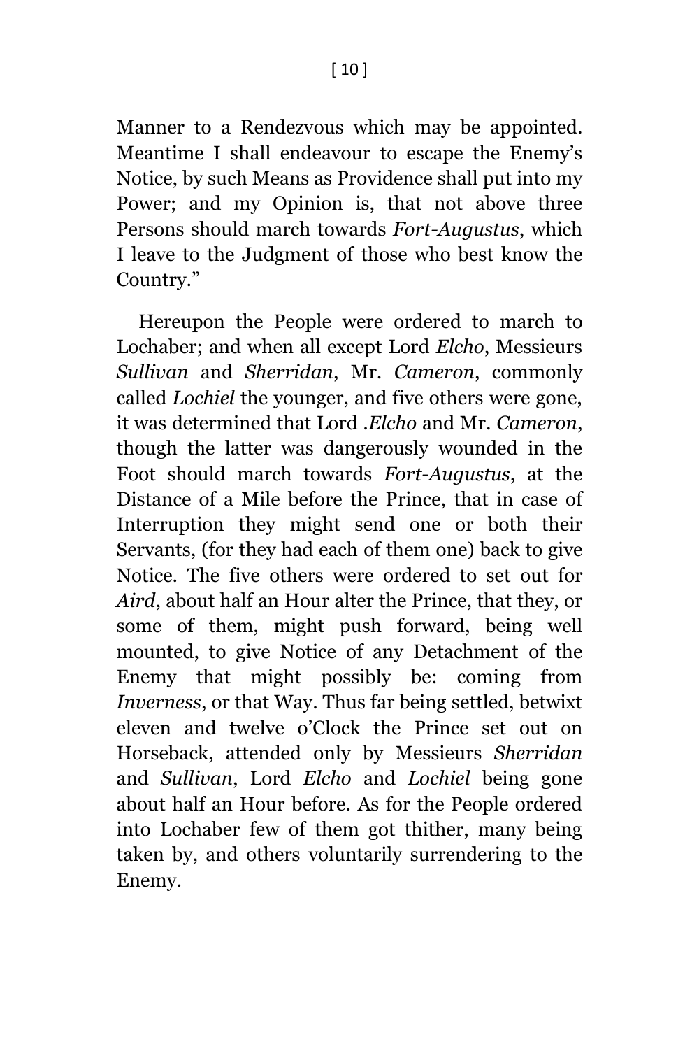Manner to a Rendezvous which may be appointed. Meantime I shall endeavour to escape the Enemy's Notice, by such Means as Providence shall put into my Power; and my Opinion is, that not above three Persons should march towards *Fort-Augustus*, which I leave to the Judgment of those who best know the Country."

Hereupon the People were ordered to march to Lochaber; and when all except Lord *Elcho*, Messieurs *Sullivan* and *Sherridan*, Mr. *Cameron*, commonly called *Lochiel* the younger, and five others were gone, it was determined that Lord .*Elcho* and Mr. *Cameron*, though the latter was dangerously wounded in the Foot should march towards *Fort-Augustus*, at the Distance of a Mile before the Prince, that in case of Interruption they might send one or both their Servants, (for they had each of them one) back to give Notice. The five others were ordered to set out for *Aird*, about half an Hour alter the Prince, that they, or some of them, might push forward, being well mounted, to give Notice of any Detachment of the Enemy that might possibly be: coming from *Inverness*, or that Way. Thus far being settled, betwixt eleven and twelve o'Clock the Prince set out on Horseback, attended only by Messieurs *Sherridan* and *Sullivan*, Lord *Elcho* and *Lochiel* being gone about half an Hour before. As for the People ordered into Lochaber few of them got thither, many being taken by, and others voluntarily surrendering to the Enemy.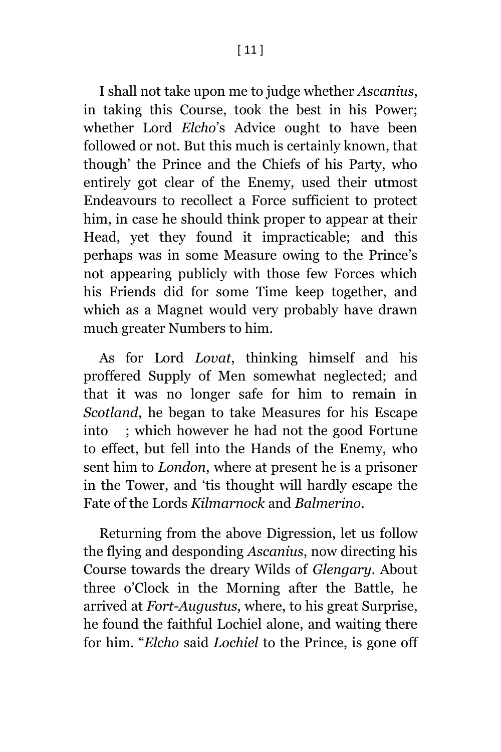I shall not take upon me to judge whether *Ascanius*, in taking this Course, took the best in his Power; whether Lord *Elcho*'s Advice ought to have been followed or not. But this much is certainly known, that though' the Prince and the Chiefs of his Party, who entirely got clear of the Enemy, used their utmost Endeavours to recollect a Force sufficient to protect him, in case he should think proper to appear at their Head, yet they found it impracticable; and this perhaps was in some Measure owing to the Prince's not appearing publicly with those few Forces which his Friends did for some Time keep together, and which as a Magnet would very probably have drawn much greater Numbers to him.

As for Lord *Lovat*, thinking himself and his proffered Supply of Men somewhat neglected; and that it was no longer safe for him to remain in *Scotland*, he began to take Measures for his Escape into ; which however he had not the good Fortune to effect, but fell into the Hands of the Enemy, who sent him to *London*, where at present he is a prisoner in the Tower, and 'tis thought will hardly escape the Fate of the Lords *Kilmarnock* and *Balmerino*.

Returning from the above Digression, let us follow the flying and desponding *Ascanius*, now directing his Course towards the dreary Wilds of *Glengary*. About three o'Clock in the Morning after the Battle, he arrived at *Fort-Augustus*, where, to his great Surprise, he found the faithful Lochiel alone, and waiting there for him. "*Elcho* said *Lochiel* to the Prince, is gone off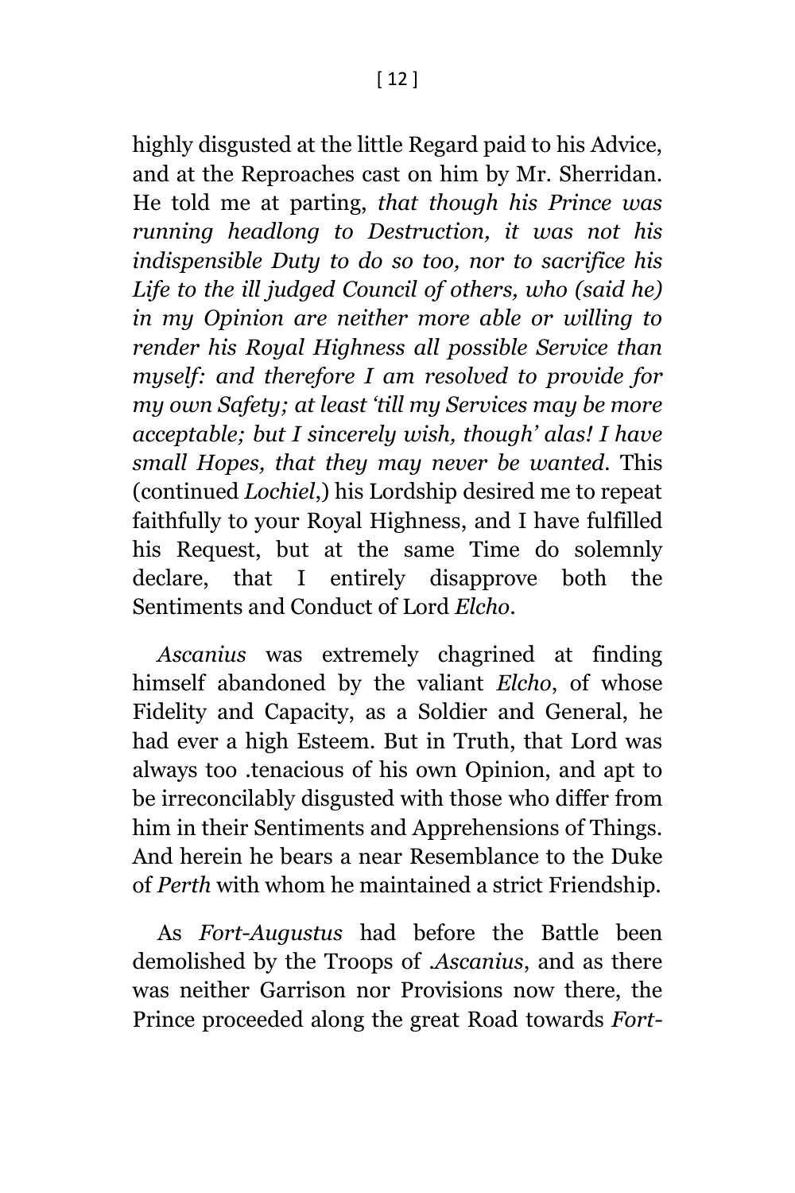highly disgusted at the little Regard paid to his Advice, and at the Reproaches cast on him by Mr. Sherridan. He told me at parting, *that though his Prince was running headlong to Destruction, it was not his indispensible Duty to do so too, nor to sacrifice his Life to the ill judged Council of others, who (said he) in my Opinion are neither more able or willing to render his Royal Highness all possible Service than myself: and therefore I am resolved to provide for my own Safety; at least 'till my Services may be more acceptable; but I sincerely wish, though' alas! I have small Hopes, that they may never be wanted.* This (continued *Lochiel*,) his Lordship desired me to repeat faithfully to your Royal Highness, and I have fulfilled his Request, but at the same Time do solemnly declare, that I entirely disapprove both the Sentiments and Conduct of Lord *Elcho*.

*Ascanius* was extremely chagrined at finding himself abandoned by the valiant *Elcho*, of whose Fidelity and Capacity, as a Soldier and General, he had ever a high Esteem. But in Truth, that Lord was always too .tenacious of his own Opinion, and apt to be irreconcilably disgusted with those who differ from him in their Sentiments and Apprehensions of Things. And herein he bears a near Resemblance to the Duke of *Perth* with whom he maintained a strict Friendship.

As *Fort-Augustus* had before the Battle been demolished by the Troops of .*Ascanius*, and as there was neither Garrison nor Provisions now there, the Prince proceeded along the great Road towards *Fort-*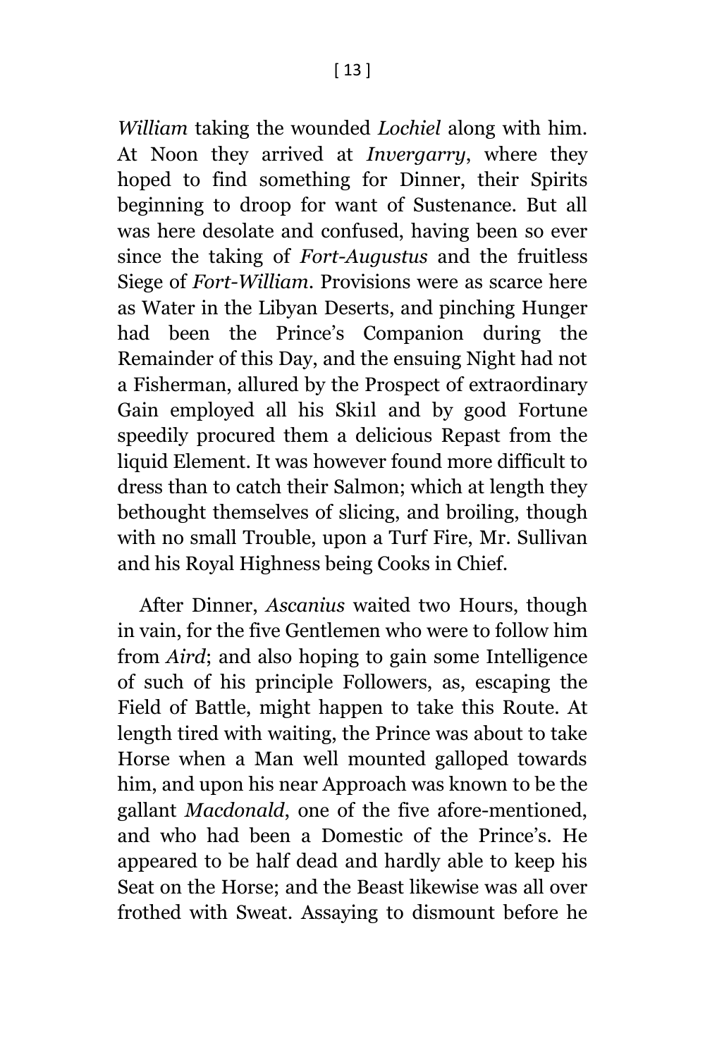*William* taking the wounded *Lochiel* along with him. At Noon they arrived at *Invergarry*, where they hoped to find something for Dinner, their Spirits beginning to droop for want of Sustenance. But all was here desolate and confused, having been so ever since the taking of *Fort-Augustus* and the fruitless Siege of *Fort-William*. Provisions were as scarce here as Water in the Libyan Deserts, and pinching Hunger had been the Prince's Companion during the Remainder of this Day, and the ensuing Night had not a Fisherman, allured by the Prospect of extraordinary Gain employed all his Ski1l and by good Fortune speedily procured them a delicious Repast from the liquid Element. It was however found more difficult to dress than to catch their Salmon; which at length they bethought themselves of slicing, and broiling, though with no small Trouble, upon a Turf Fire, Mr. Sullivan and his Royal Highness being Cooks in Chief.

After Dinner, *Ascanius* waited two Hours, though in vain, for the five Gentlemen who were to follow him from *Aird*; and also hoping to gain some Intelligence of such of his principle Followers, as, escaping the Field of Battle, might happen to take this Route. At length tired with waiting, the Prince was about to take Horse when a Man well mounted galloped towards him, and upon his near Approach was known to be the gallant *Macdonald*, one of the five afore-mentioned, and who had been a Domestic of the Prince's. He appeared to be half dead and hardly able to keep his Seat on the Horse; and the Beast likewise was all over frothed with Sweat. Assaying to dismount before he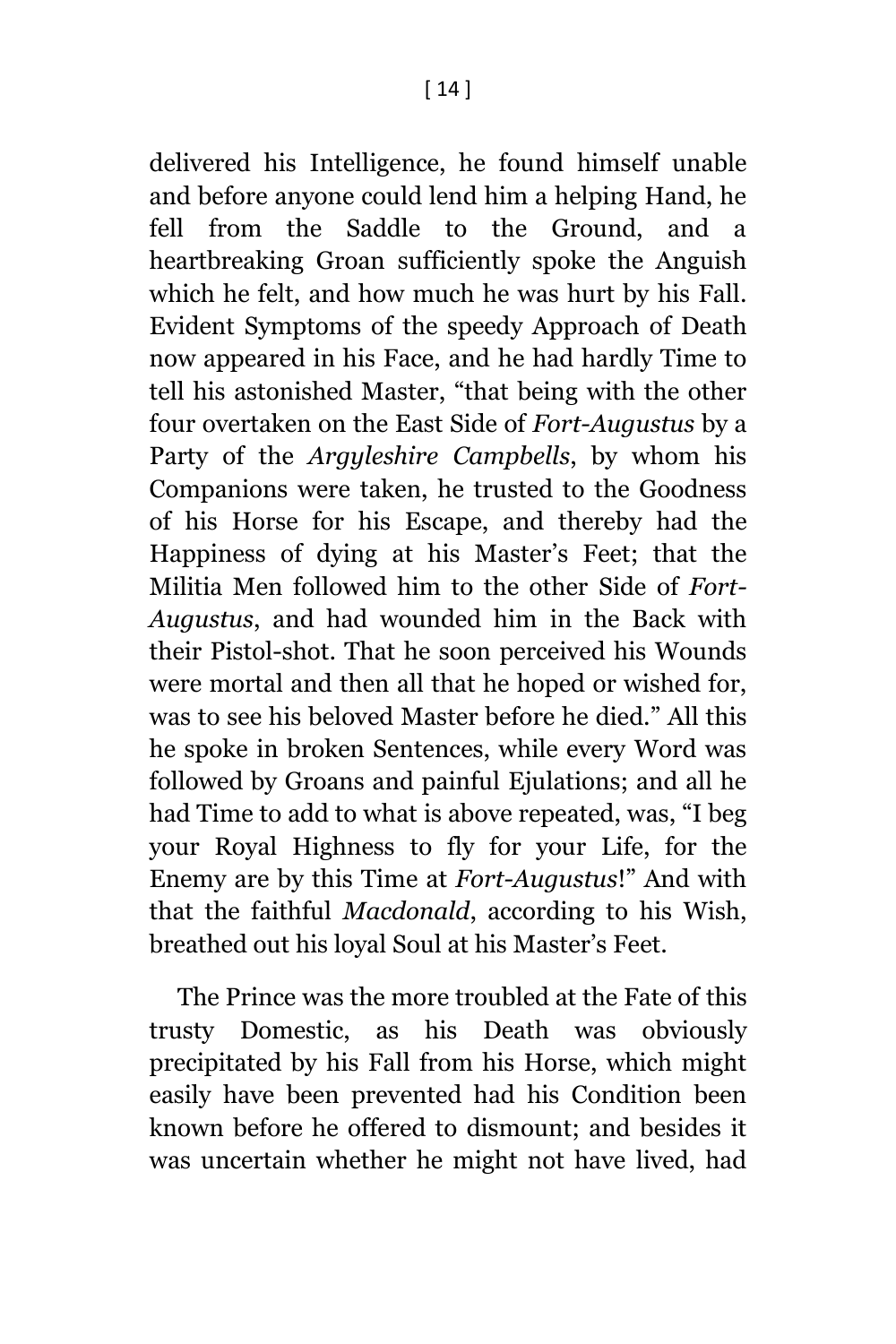delivered his Intelligence, he found himself unable and before anyone could lend him a helping Hand, he fell from the Saddle to the Ground, and a heartbreaking Groan sufficiently spoke the Anguish which he felt, and how much he was hurt by his Fall. Evident Symptoms of the speedy Approach of Death now appeared in his Face, and he had hardly Time to tell his astonished Master, "that being with the other four overtaken on the East Side of *Fort-Augustus* by a Party of the *Argyleshire Campbells*, by whom his Companions were taken, he trusted to the Goodness of his Horse for his Escape, and thereby had the Happiness of dying at his Master's Feet; that the Militia Men followed him to the other Side of *Fort-Augustus*, and had wounded him in the Back with their Pistol-shot. That he soon perceived his Wounds were mortal and then all that he hoped or wished for, was to see his beloved Master before he died." All this he spoke in broken Sentences, while every Word was followed by Groans and painful Ejulations; and all he had Time to add to what is above repeated, was, "I beg your Royal Highness to fly for your Life, for the Enemy are by this Time at *Fort-Augustus*!" And with that the faithful *Macdonald*, according to his Wish, breathed out his loyal Soul at his Master's Feet.

The Prince was the more troubled at the Fate of this trusty Domestic, as his Death was obviously precipitated by his Fall from his Horse, which might easily have been prevented had his Condition been known before he offered to dismount; and besides it was uncertain whether he might not have lived, had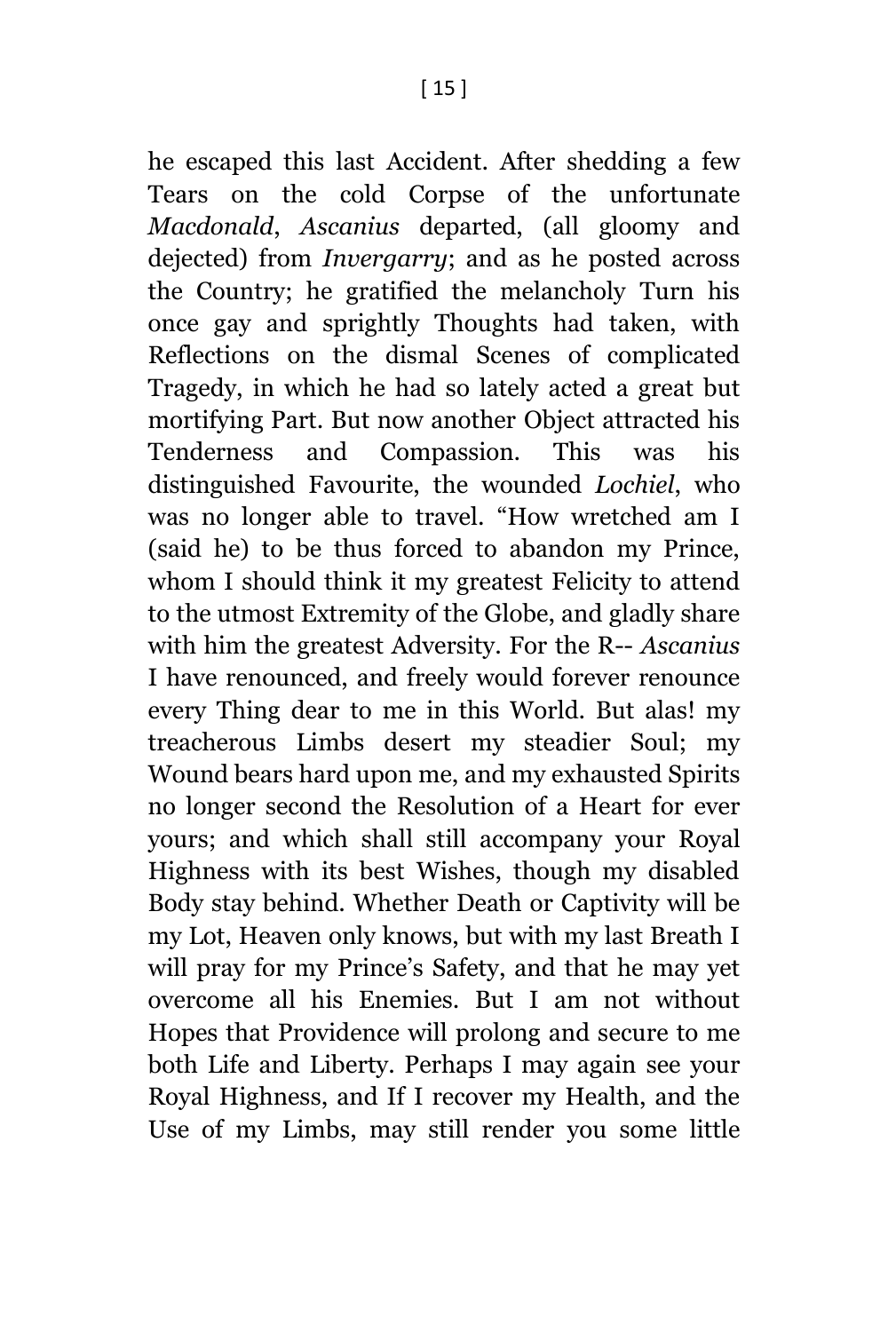he escaped this last Accident. After shedding a few Tears on the cold Corpse of the unfortunate *Macdonald*, *Ascanius* departed, (all gloomy and dejected) from *Invergarry*; and as he posted across the Country; he gratified the melancholy Turn his once gay and sprightly Thoughts had taken, with Reflections on the dismal Scenes of complicated Tragedy, in which he had so lately acted a great but mortifying Part. But now another Object attracted his Tenderness and Compassion. This was his distinguished Favourite, the wounded *Lochiel*, who was no longer able to travel. "How wretched am I (said he) to be thus forced to abandon my Prince, whom I should think it my greatest Felicity to attend to the utmost Extremity of the Globe, and gladly share with him the greatest Adversity. For the R-- *Ascanius* I have renounced, and freely would forever renounce every Thing dear to me in this World. But alas! my treacherous Limbs desert my steadier Soul; my Wound bears hard upon me, and my exhausted Spirits no longer second the Resolution of a Heart for ever yours; and which shall still accompany your Royal Highness with its best Wishes, though my disabled Body stay behind. Whether Death or Captivity will be my Lot, Heaven only knows, but with my last Breath I will pray for my Prince's Safety, and that he may yet overcome all his Enemies. But I am not without Hopes that Providence will prolong and secure to me both Life and Liberty. Perhaps I may again see your Royal Highness, and If I recover my Health, and the Use of my Limbs, may still render you some little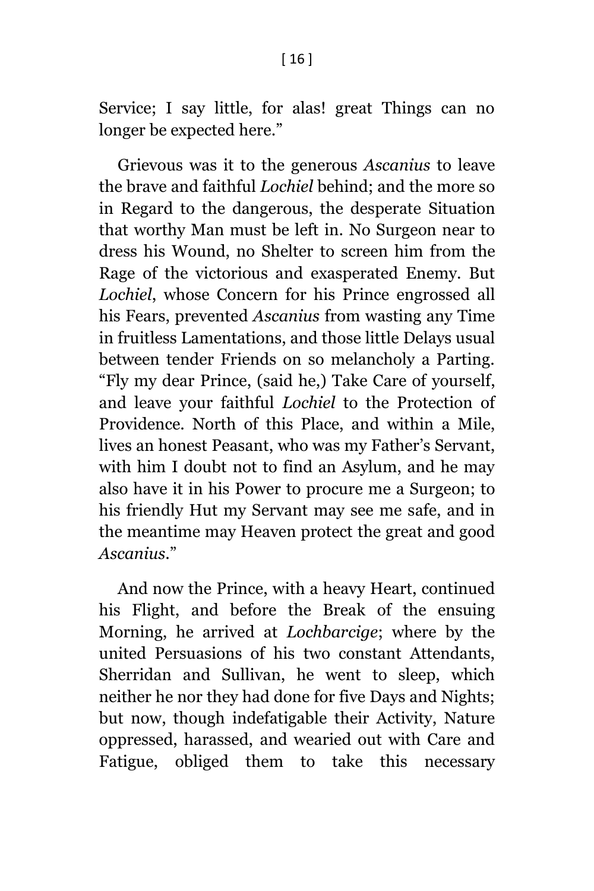Service; I say little, for alas! great Things can no longer be expected here."

Grievous was it to the generous *Ascanius* to leave the brave and faithful *Lochiel* behind; and the more so in Regard to the dangerous, the desperate Situation that worthy Man must be left in. No Surgeon near to dress his Wound, no Shelter to screen him from the Rage of the victorious and exasperated Enemy. But *Lochiel*, whose Concern for his Prince engrossed all his Fears, prevented *Ascanius* from wasting any Time in fruitless Lamentations, and those little Delays usual between tender Friends on so melancholy a Parting. "Fly my dear Prince, (said he,) Take Care of yourself, and leave your faithful *Lochiel* to the Protection of Providence. North of this Place, and within a Mile, lives an honest Peasant, who was my Father's Servant, with him I doubt not to find an Asylum, and he may also have it in his Power to procure me a Surgeon; to his friendly Hut my Servant may see me safe, and in the meantime may Heaven protect the great and good *Ascanius*."

And now the Prince, with a heavy Heart, continued his Flight, and before the Break of the ensuing Morning, he arrived at *Lochbarcige*; where by the united Persuasions of his two constant Attendants, Sherridan and Sullivan, he went to sleep, which neither he nor they had done for five Days and Nights; but now, though indefatigable their Activity, Nature oppressed, harassed, and wearied out with Care and Fatigue, obliged them to take this necessary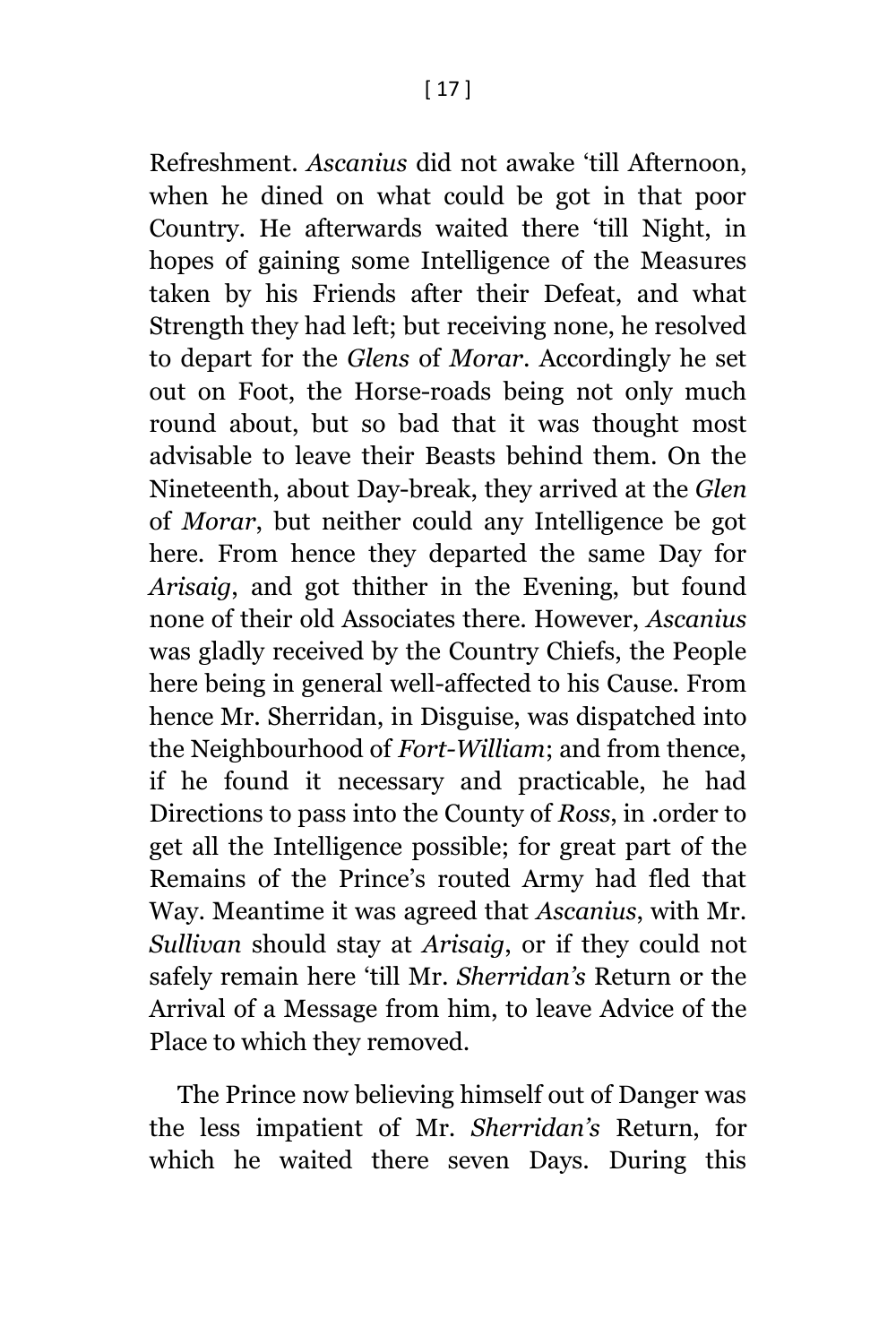Refreshment. *Ascanius* did not awake 'till Afternoon, when he dined on what could be got in that poor Country. He afterwards waited there 'till Night, in hopes of gaining some Intelligence of the Measures taken by his Friends after their Defeat, and what Strength they had left; but receiving none, he resolved to depart for the *Glens* of *Morar*. Accordingly he set out on Foot, the Horse-roads being not only much round about, but so bad that it was thought most advisable to leave their Beasts behind them. On the Nineteenth, about Day-break, they arrived at the *Glen* of *Morar*, but neither could any Intelligence be got here. From hence they departed the same Day for *Arisaig*, and got thither in the Evening, but found none of their old Associates there. However, *Ascanius* was gladly received by the Country Chiefs, the People here being in general well-affected to his Cause. From hence Mr. Sherridan, in Disguise, was dispatched into the Neighbourhood of *Fort-William*; and from thence, if he found it necessary and practicable, he had Directions to pass into the County of *Ross*, in .order to get all the Intelligence possible; for great part of the Remains of the Prince's routed Army had fled that Way. Meantime it was agreed that *Ascanius*, with Mr. *Sullivan* should stay at *Arisaig*, or if they could not safely remain here 'till Mr. *Sherridan's* Return or the Arrival of a Message from him, to leave Advice of the Place to which they removed.

The Prince now believing himself out of Danger was the less impatient of Mr. *Sherridan's* Return, for which he waited there seven Days. During this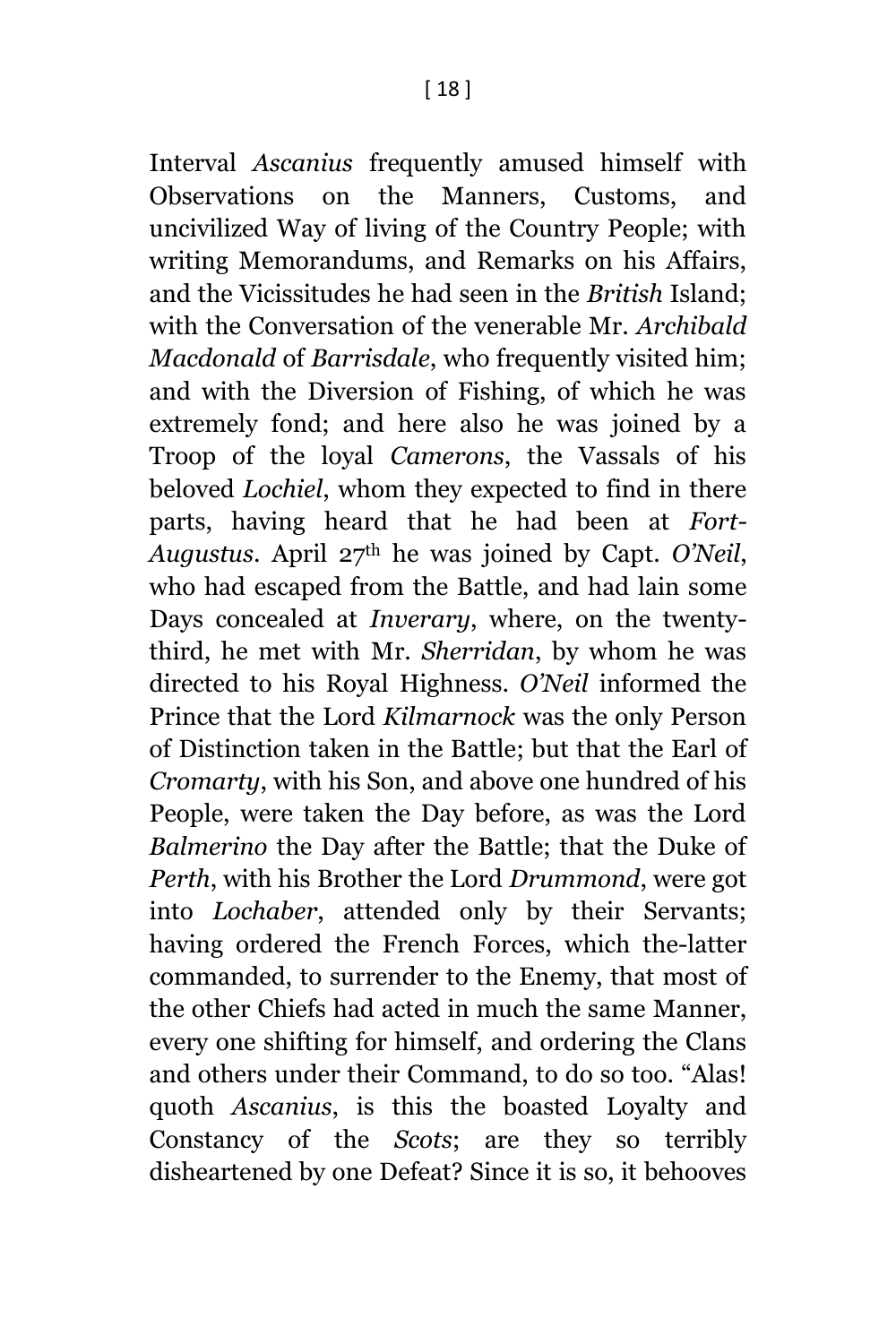Interval *Ascanius* frequently amused himself with Observations on the Manners, Customs, and uncivilized Way of living of the Country People; with writing Memorandums, and Remarks on his Affairs, and the Vicissitudes he had seen in the *British* Island; with the Conversation of the venerable Mr. *Archibald Macdonald* of *Barrisdale*, who frequently visited him; and with the Diversion of Fishing, of which he was extremely fond; and here also he was joined by a Troop of the loyal *Camerons*, the Vassals of his beloved *Lochiel*, whom they expected to find in there parts, having heard that he had been at *Fort-Augustus*. April 27th he was joined by Capt. *O'Neil*, who had escaped from the Battle, and had lain some Days concealed at *Inverary*, where, on the twenty-third, he met with Mr. *Sherridan*, by whom he was directed to his Royal Highness. *O'Neil* informed the Prince that the Lord *Kilmarnock* was the only Person of Distinction taken in the Battle; but that the Earl of *Cromarty*, with his Son, and above one hundred of his People, were taken the Day before, as was the Lord *Balmerino* the Day after the Battle; that the Duke of *Perth*, with his Brother the Lord *Drummond*, were got into *Lochaber*, attended only by their Servants; having ordered the French Forces, which the-latter commanded, to surrender to the Enemy, that most of the other Chiefs had acted in much the same Manner, every one shifting for himself, and ordering the Clans and others under their Command, to do so too. "Alas! quoth *Ascanius*, is this the boasted Loyalty and Constancy of the *Scots*; are they so terribly disheartened by one Defeat? Since it is so, it behooves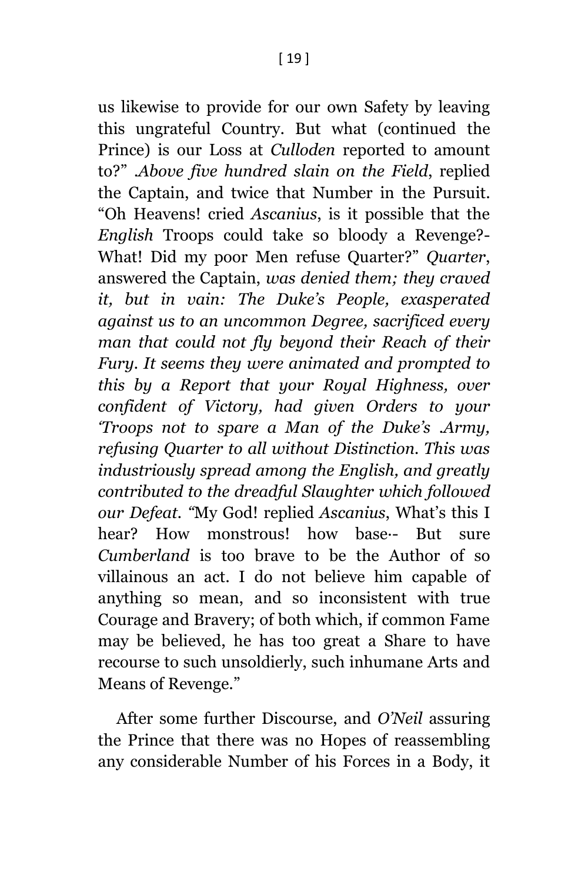us likewise to provide for our own Safety by leaving this ungrateful Country. But what (continued the Prince) is our Loss at *Culloden* reported to amount to?" .*Above five hundred slain on the Field*, replied the Captain, and twice that Number in the Pursuit. "Oh Heavens! cried *Ascanius*, is it possible that the *English* Troops could take so bloody a Revenge?- What! Did my poor Men refuse Quarter?" *Quarter*, answered the Captain, *was denied them; they craved it, but in vain: The Duke's People, exasperated against us to an uncommon Degree, sacrificed every man that could not fly beyond their Reach of their Fury. It seems they were animated and prompted to this by a Report that your Royal Highness, over confident of Victory, had given Orders to your 'Troops not to spare a Man of the Duke's .Army, refusing Quarter to all without Distinction. This was industriously spread among the English, and greatly contributed to the dreadful Slaughter which followed our Defeat. "*My God! replied *Ascanius*, What's this I hear? How monstrous! how base·- But sure *Cumberland* is too brave to be the Author of so villainous an act. I do not believe him capable of anything so mean, and so inconsistent with true Courage and Bravery; of both which, if common Fame may be believed, he has too great a Share to have recourse to such unsoldierly, such inhumane Arts and Means of Revenge."

After some further Discourse, and *O'Neil* assuring the Prince that there was no Hopes of reassembling any considerable Number of his Forces in a Body, it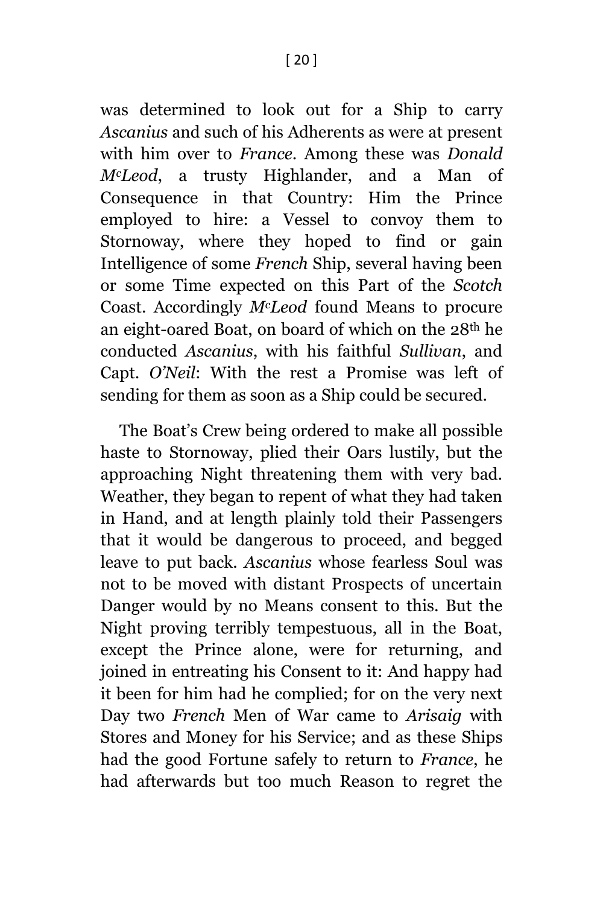was determined to look out for a Ship to carry *Ascanius* and such of his Adherents as were at present with him over to *France*. Among these was *Donald McLeod*, a trusty Highlander, and a Man of Consequence in that Country: Him the Prince employed to hire: a Vessel to convoy them to Stornoway, where they hoped to find or gain Intelligence of some *French* Ship, several having been or some Time expected on this Part of the *Scotch* Coast. Accordingly *McLeod* found Means to procure an eight-oared Boat, on board of which on the 28th he conducted *Ascanius*, with his faithful *Sullivan*, and Capt. *O'Neil*: With the rest a Promise was left of sending for them as soon as a Ship could be secured.

The Boat's Crew being ordered to make all possible haste to Stornoway, plied their Oars lustily, but the approaching Night threatening them with very bad. Weather, they began to repent of what they had taken in Hand, and at length plainly told their Passengers that it would be dangerous to proceed, and begged leave to put back. *Ascanius* whose fearless Soul was not to be moved with distant Prospects of uncertain Danger would by no Means consent to this. But the Night proving terribly tempestuous, all in the Boat, except the Prince alone, were for returning, and joined in entreating his Consent to it: And happy had it been for him had he complied; for on the very next Day two *French* Men of War came to *Arisaig* with Stores and Money for his Service; and as these Ships had the good Fortune safely to return to *France*, he had afterwards but too much Reason to regret the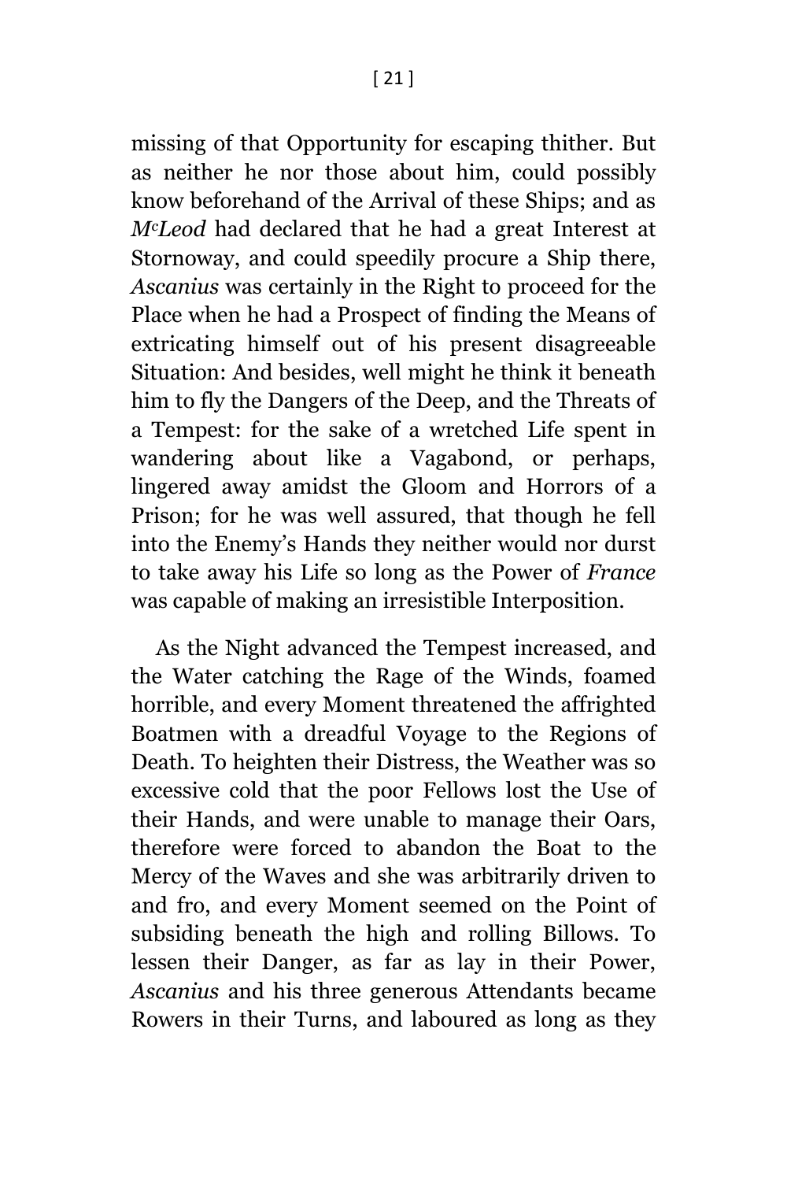missing of that Opportunity for escaping thither. But as neither he nor those about him, could possibly know beforehand of the Arrival of these Ships; and as *McLeod* had declared that he had a great Interest at Stornoway, and could speedily procure a Ship there, *Ascanius* was certainly in the Right to proceed for the Place when he had a Prospect of finding the Means of extricating himself out of his present disagreeable Situation: And besides, well might he think it beneath him to fly the Dangers of the Deep, and the Threats of a Tempest: for the sake of a wretched Life spent in wandering about like a Vagabond, or perhaps, lingered away amidst the Gloom and Horrors of a Prison; for he was well assured, that though he fell into the Enemy's Hands they neither would nor durst to take away his Life so long as the Power of *France* was capable of making an irresistible Interposition.

As the Night advanced the Tempest increased, and the Water catching the Rage of the Winds, foamed horrible, and every Moment threatened the affrighted Boatmen with a dreadful Voyage to the Regions of Death. To heighten their Distress, the Weather was so excessive cold that the poor Fellows lost the Use of their Hands, and were unable to manage their Oars, therefore were forced to abandon the Boat to the Mercy of the Waves and she was arbitrarily driven to and fro, and every Moment seemed on the Point of subsiding beneath the high and rolling Billows. To lessen their Danger, as far as lay in their Power, *Ascanius* and his three generous Attendants became Rowers in their Turns, and laboured as long as they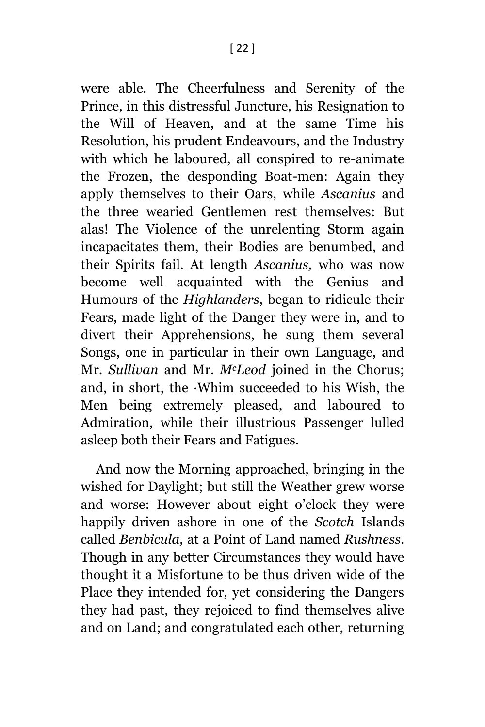were able. The Cheerfulness and Serenity of the Prince, in this distressful Juncture, his Resignation to the Will of Heaven, and at the same Time his Resolution, his prudent Endeavours, and the Industry with which he laboured, all conspired to re-animate the Frozen, the desponding Boat-men: Again they apply themselves to their Oars, while *Ascanius* and the three wearied Gentlemen rest themselves: But alas! The Violence of the unrelenting Storm again incapacitates them, their Bodies are benumbed, and their Spirits fail. At length *Ascanius,* who was now become well acquainted with the Genius and Humours of the *Highlanders*, began to ridicule their Fears, made light of the Danger they were in, and to divert their Apprehensions, he sung them several Songs, one in particular in their own Language, and Mr. *Sullivan* and Mr. *McLeod* joined in the Chorus; and, in short, the ·Whim succeeded to his Wish, the Men being extremely pleased, and laboured to Admiration, while their illustrious Passenger lulled asleep both their Fears and Fatigues.

And now the Morning approached, bringing in the wished for Daylight; but still the Weather grew worse and worse: However about eight o'clock they were happily driven ashore in one of the *Scotch* Islands called *Benbicula,* at a Point of Land named *Rushness.* Though in any better Circumstances they would have thought it a Misfortune to be thus driven wide of the Place they intended for, yet considering the Dangers they had past, they rejoiced to find themselves alive and on Land; and congratulated each other, returning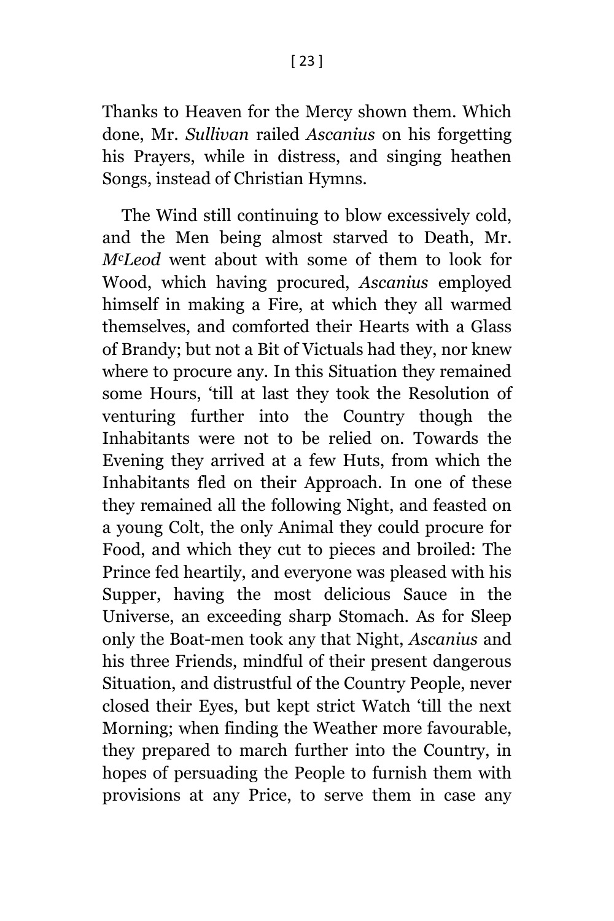Thanks to Heaven for the Mercy shown them. Which done, Mr. *Sullivan* railed *Ascanius* on his forgetting his Prayers, while in distress, and singing heathen Songs, instead of Christian Hymns.

The Wind still continuing to blow excessively cold, and the Men being almost starved to Death, Mr. *M^c^Leod* went about with some of them to look for Wood, which having procured, *Ascanius* employed himself in making a Fire, at which they all warmed themselves, and comforted their Hearts with a Glass of Brandy; but not a Bit of Victuals had they, nor knew where to procure any. In this Situation they remained some Hours, 'till at last they took the Resolution of venturing further into the Country though the Inhabitants were not to be relied on. Towards the Evening they arrived at a few Huts, from which the Inhabitants fled on their Approach. In one of these they remained all the following Night, and feasted on a young Colt, the only Animal they could procure for Food, and which they cut to pieces and broiled: The Prince fed heartily, and everyone was pleased with his Supper, having the most delicious Sauce in the Universe, an exceeding sharp Stomach. As for Sleep only the Boat-men took any that Night, *Ascanius* and his three Friends, mindful of their present dangerous Situation, and distrustful of the Country People, never closed their Eyes, but kept strict Watch 'till the next Morning; when finding the Weather more favourable, they prepared to march further into the Country, in hopes of persuading the People to furnish them with provisions at any Price, to serve them in case any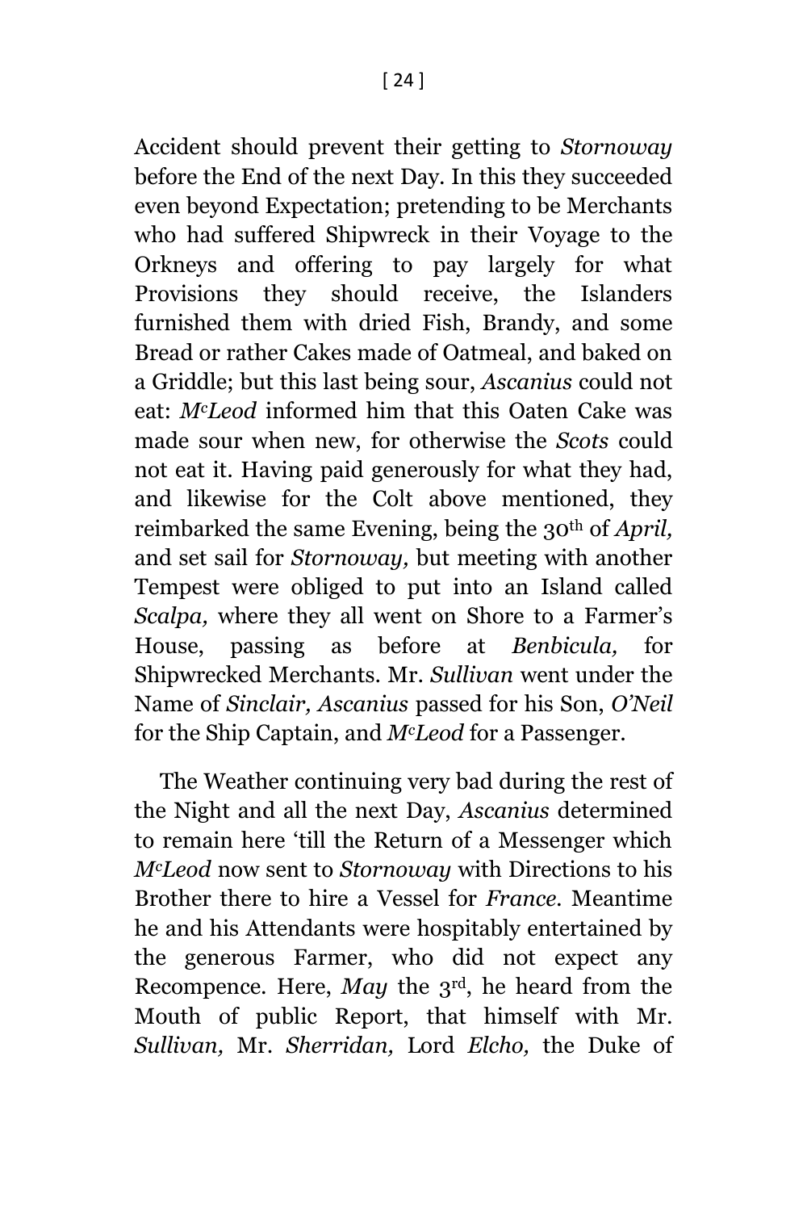Accident should prevent their getting to *Stornoway* before the End of the next Day. In this they succeeded even beyond Expectation; pretending to be Merchants who had suffered Shipwreck in their Voyage to the Orkneys and offering to pay largely for what Provisions they should receive, the Islanders furnished them with dried Fish, Brandy, and some Bread or rather Cakes made of Oatmeal, and baked on a Griddle; but this last being sour, *Ascanius* could not eat: *McLeod* informed him that this Oaten Cake was made sour when new, for otherwise the *Scots* could not eat it. Having paid generously for what they had, and likewise for the Colt above mentioned, they reimbarked the same Evening, being the 30th of *April,* and set sail for *Stornoway,* but meeting with another Tempest were obliged to put into an Island called *Scalpa,* where they all went on Shore to a Farmer's House, passing as before at *Benbicula,* for Shipwrecked Merchants. Mr. *Sullivan* went under the Name of *Sinclair, Ascanius* passed for his Son, *O'Neil* for the Ship Captain, and *McLeod* for a Passenger.

The Weather continuing very bad during the rest of the Night and all the next Day, *Ascanius* determined to remain here 'till the Return of a Messenger which *McLeod* now sent to *Stornoway* with Directions to his Brother there to hire a Vessel for *France.* Meantime he and his Attendants were hospitably entertained by the generous Farmer, who did not expect any Recompence. Here, *May* the 3rd, he heard from the Mouth of public Report, that himself with Mr. *Sullivan,* Mr. *Sherridan,* Lord *Elcho,* the Duke of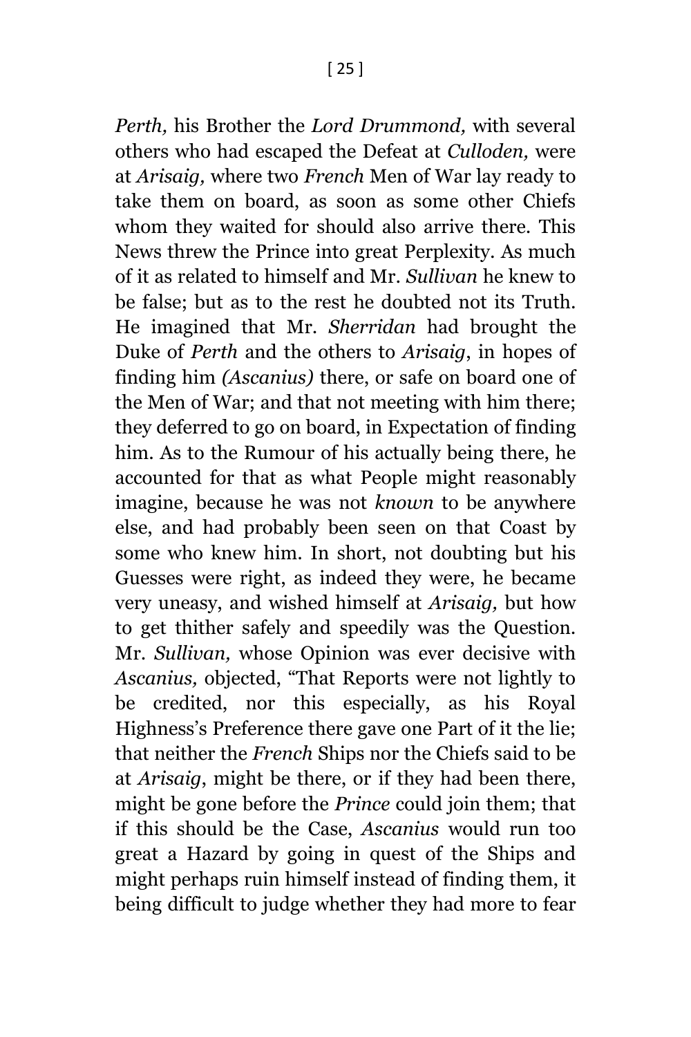*Perth,* his Brother the *Lord Drummond,* with several others who had escaped the Defeat at *Culloden,* were at *Arisaig,* where two *French* Men of War lay ready to take them on board, as soon as some other Chiefs whom they waited for should also arrive there. This News threw the Prince into great Perplexity. As much of it as related to himself and Mr. *Sullivan* he knew to be false; but as to the rest he doubted not its Truth. He imagined that Mr. *Sherridan* had brought the Duke of *Perth* and the others to *Arisaig*, in hopes of finding him *(Ascanius)* there, or safe on board one of the Men of War; and that not meeting with him there; they deferred to go on board, in Expectation of finding him. As to the Rumour of his actually being there, he accounted for that as what People might reasonably imagine, because he was not *known* to be anywhere else, and had probably been seen on that Coast by some who knew him. In short, not doubting but his Guesses were right, as indeed they were, he became very uneasy, and wished himself at *Arisaig,* but how to get thither safely and speedily was the Question. Mr. *Sullivan,* whose Opinion was ever decisive with *Ascanius,* objected, "That Reports were not lightly to be credited, nor this especially, as his Royal Highness's Preference there gave one Part of it the lie; that neither the *French* Ships nor the Chiefs said to be at *Arisaig*, might be there, or if they had been there, might be gone before the *Prince* could join them; that if this should be the Case, *Ascanius* would run too great a Hazard by going in quest of the Ships and might perhaps ruin himself instead of finding them, it being difficult to judge whether they had more to fear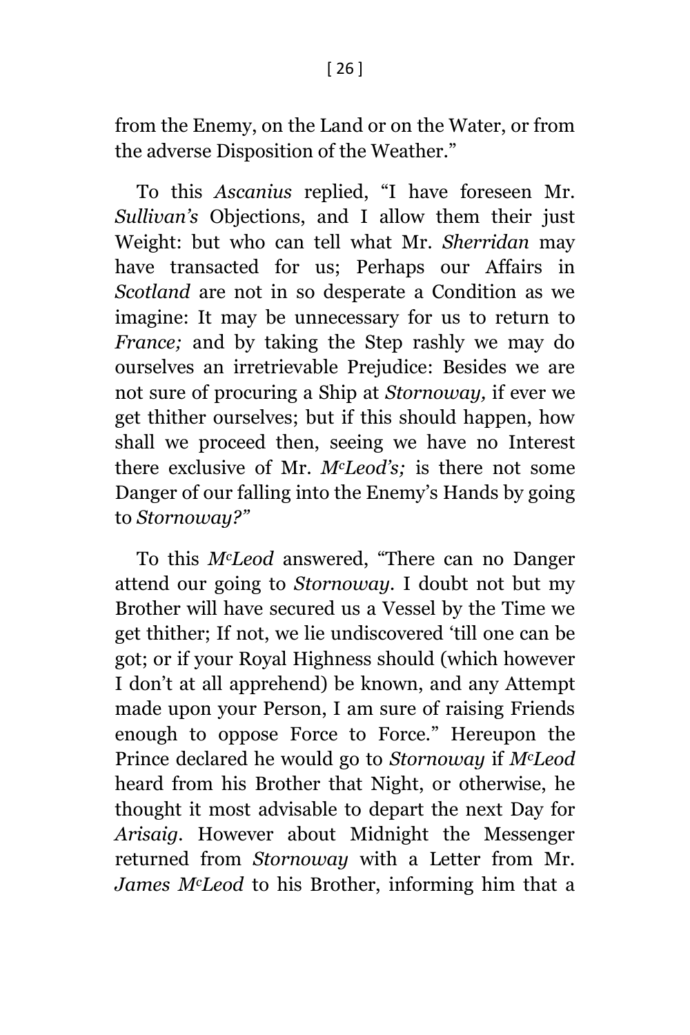from the Enemy, on the Land or on the Water, or from the adverse Disposition of the Weather."

To this *Ascanius* replied, "I have foreseen Mr. *Sullivan's* Objections, and I allow them their just Weight: but who can tell what Mr. *Sherridan* may have transacted for us; Perhaps our Affairs in *Scotland* are not in so desperate a Condition as we imagine: It may be unnecessary for us to return to *France;* and by taking the Step rashly we may do ourselves an irretrievable Prejudice: Besides we are not sure of procuring a Ship at *Stornoway,* if ever we get thither ourselves; but if this should happen, how shall we proceed then, seeing we have no Interest there exclusive of Mr. *M^c^Leod's;* is there not some Danger of our falling into the Enemy's Hands by going to *Stornoway?"*

To this *M^c^Leod* answered, "There can no Danger attend our going to *Stornoway.* I doubt not but my Brother will have secured us a Vessel by the Time we get thither; If not, we lie undiscovered 'till one can be got; or if your Royal Highness should (which however I don't at all apprehend) be known, and any Attempt made upon your Person, I am sure of raising Friends enough to oppose Force to Force." Hereupon the Prince declared he would go to *Stornoway* if *M^c^Leod* heard from his Brother that Night, or otherwise, he thought it most advisable to depart the next Day for *Arisaig.* However about Midnight the Messenger returned from *Stornoway* with a Letter from Mr. *James M^c^Leod* to his Brother, informing him that a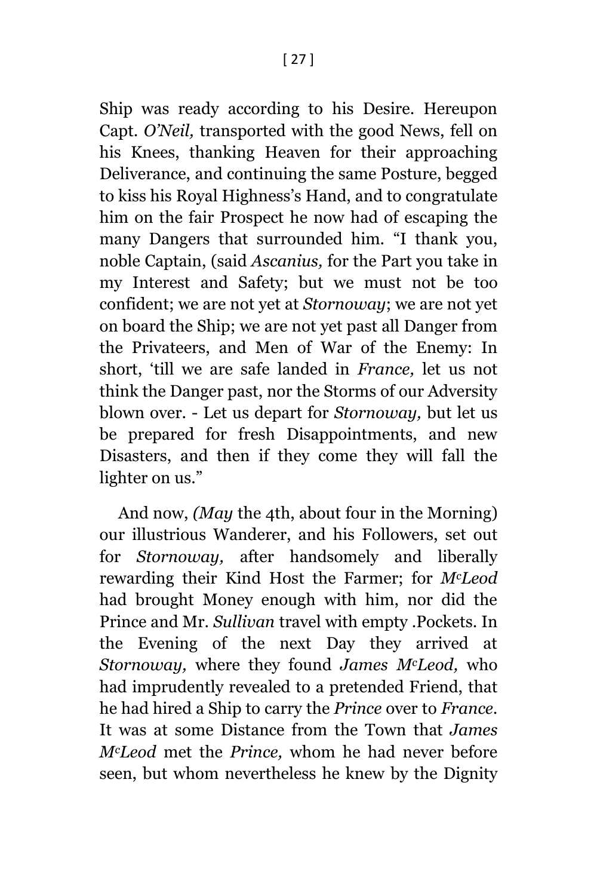Ship was ready according to his Desire. Hereupon Capt. *O'Neil,* transported with the good News, fell on his Knees, thanking Heaven for their approaching Deliverance, and continuing the same Posture, begged to kiss his Royal Highness's Hand, and to congratulate him on the fair Prospect he now had of escaping the many Dangers that surrounded him. "I thank you, noble Captain, (said *Ascanius,* for the Part you take in my Interest and Safety; but we must not be too confident; we are not yet at *Stornoway*; we are not yet on board the Ship; we are not yet past all Danger from the Privateers, and Men of War of the Enemy: In short, 'till we are safe landed in *France,* let us not think the Danger past, nor the Storms of our Adversity blown over. - Let us depart for *Stornoway,* but let us be prepared for fresh Disappointments, and new Disasters, and then if they come they will fall the lighter on us."

And now, *(May* the 4th, about four in the Morning) our illustrious Wanderer, and his Followers, set out for *Stornoway,* after handsomely and liberally rewarding their Kind Host the Farmer; for *M^c^Leod* had brought Money enough with him, nor did the Prince and Mr. *Sullivan* travel with empty .Pockets. In the Evening of the next Day they arrived at *Stornoway,* where they found *James M^c^Leod,* who had imprudently revealed to a pretended Friend, that he had hired a Ship to carry the *Prince* over to *France.* It was at some Distance from the Town that *James M^c^Leod* met the *Prince,* whom he had never before seen, but whom nevertheless he knew by the Dignity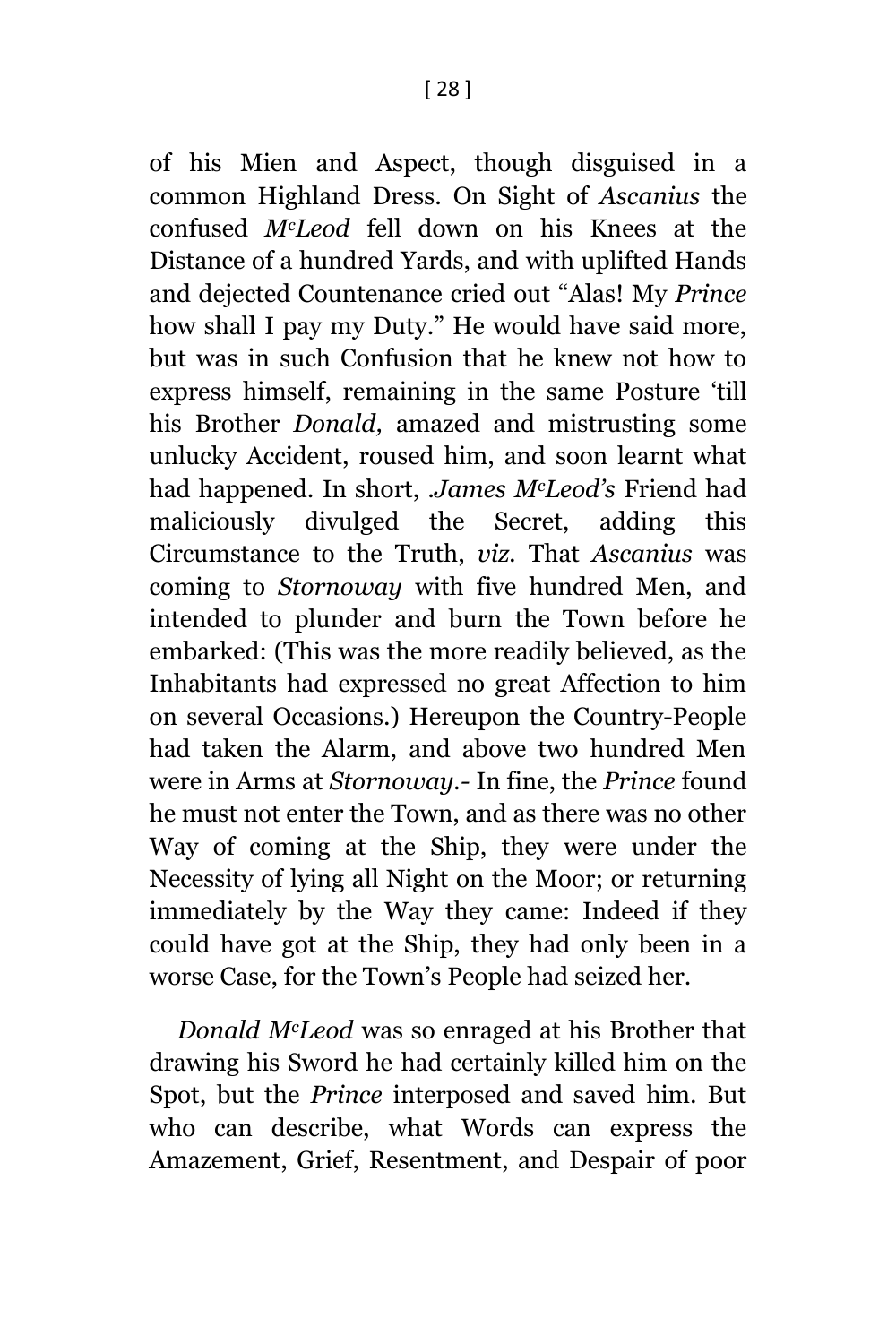of his Mien and Aspect, though disguised in a common Highland Dress. On Sight of *Ascanius* the confused *M^c^Leod* fell down on his Knees at the Distance of a hundred Yards, and with uplifted Hands and dejected Countenance cried out "Alas! My *Prince* how shall I pay my Duty." He would have said more, but was in such Confusion that he knew not how to express himself, remaining in the same Posture 'till his Brother *Donald,* amazed and mistrusting some unlucky Accident, roused him, and soon learnt what had happened. In short, *.James McLeod's* Friend had maliciously divulged the Secret, adding this Circumstance to the Truth, *viz.* That *Ascanius* was coming to *Stornoway* with five hundred Men, and intended to plunder and burn the Town before he embarked: (This was the more readily believed, as the Inhabitants had expressed no great Affection to him on several Occasions.) Hereupon the Country-People had taken the Alarm, and above two hundred Men were in Arms at *Stornoway*.- In fine, the *Prince* found he must not enter the Town, and as there was no other Way of coming at the Ship, they were under the Necessity of lying all Night on the Moor; or returning immediately by the Way they came: Indeed if they could have got at the Ship, they had only been in a worse Case, for the Town's People had seized her.

*Donald McLeod* was so enraged at his Brother that drawing his Sword he had certainly killed him on the Spot, but the *Prince* interposed and saved him. But who can describe, what Words can express the Amazement, Grief, Resentment, and Despair of poor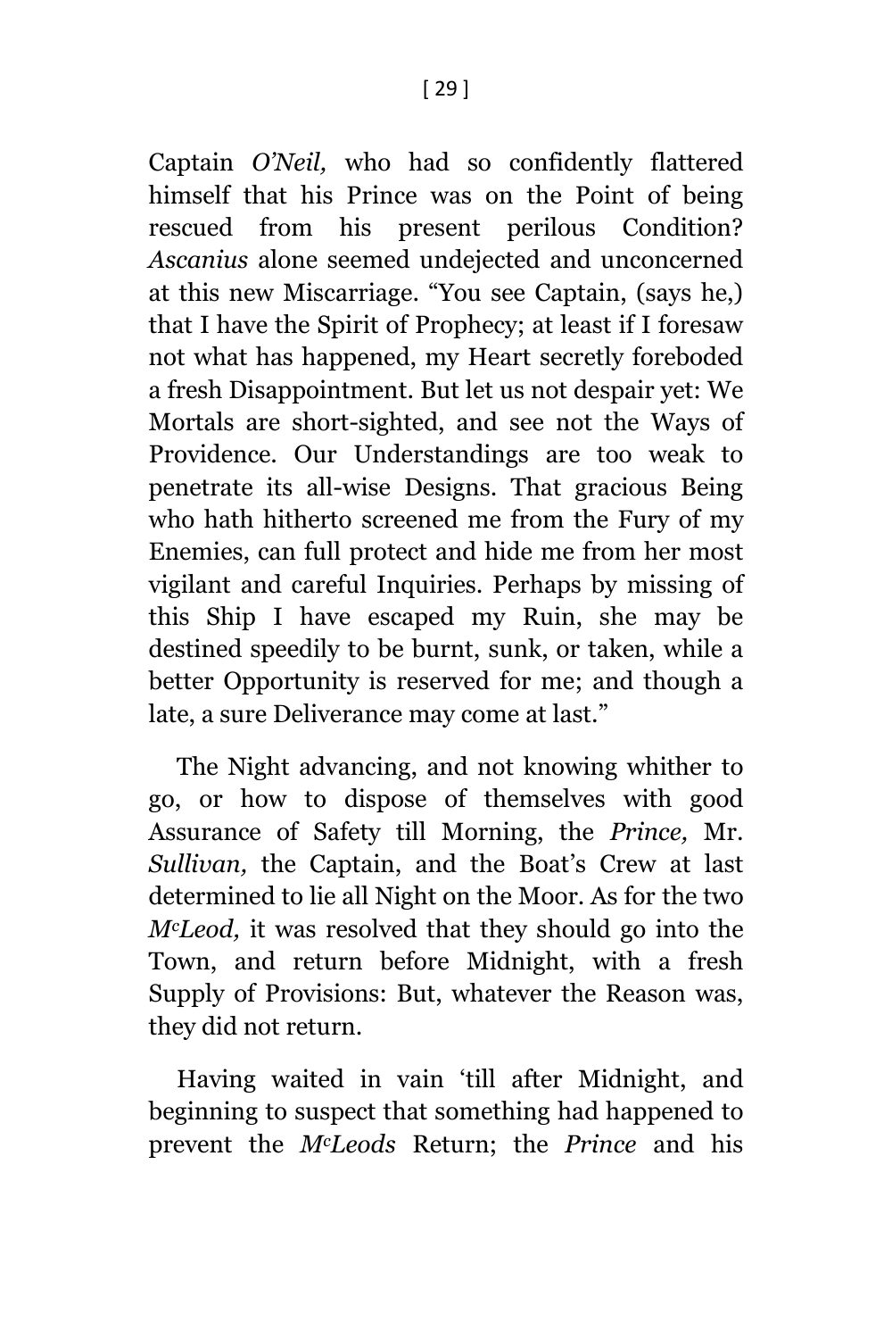Captain *O'Neil,* who had so confidently flattered himself that his Prince was on the Point of being rescued from his present perilous Condition? *Ascanius* alone seemed undejected and unconcerned at this new Miscarriage. "You see Captain, (says he,) that I have the Spirit of Prophecy; at least if I foresaw not what has happened, my Heart secretly foreboded a fresh Disappointment. But let us not despair yet: We Mortals are short-sighted, and see not the Ways of Providence. Our Understandings are too weak to penetrate its all-wise Designs. That gracious Being who hath hitherto screened me from the Fury of my Enemies, can full protect and hide me from her most vigilant and careful Inquiries. Perhaps by missing of this Ship I have escaped my Ruin, she may be destined speedily to be burnt, sunk, or taken, while a better Opportunity is reserved for me; and though a late, a sure Deliverance may come at last."

The Night advancing, and not knowing whither to go, or how to dispose of themselves with good Assurance of Safety till Morning, the *Prince,* Mr. *Sullivan,* the Captain, and the Boat's Crew at last determined to lie all Night on the Moor. As for the two *McLeod,* it was resolved that they should go into the Town, and return before Midnight, with a fresh Supply of Provisions: But, whatever the Reason was, they did not return.

Having waited in vain 'till after Midnight, and beginning to suspect that something had happened to prevent the *McLeods* Return; the *Prince* and his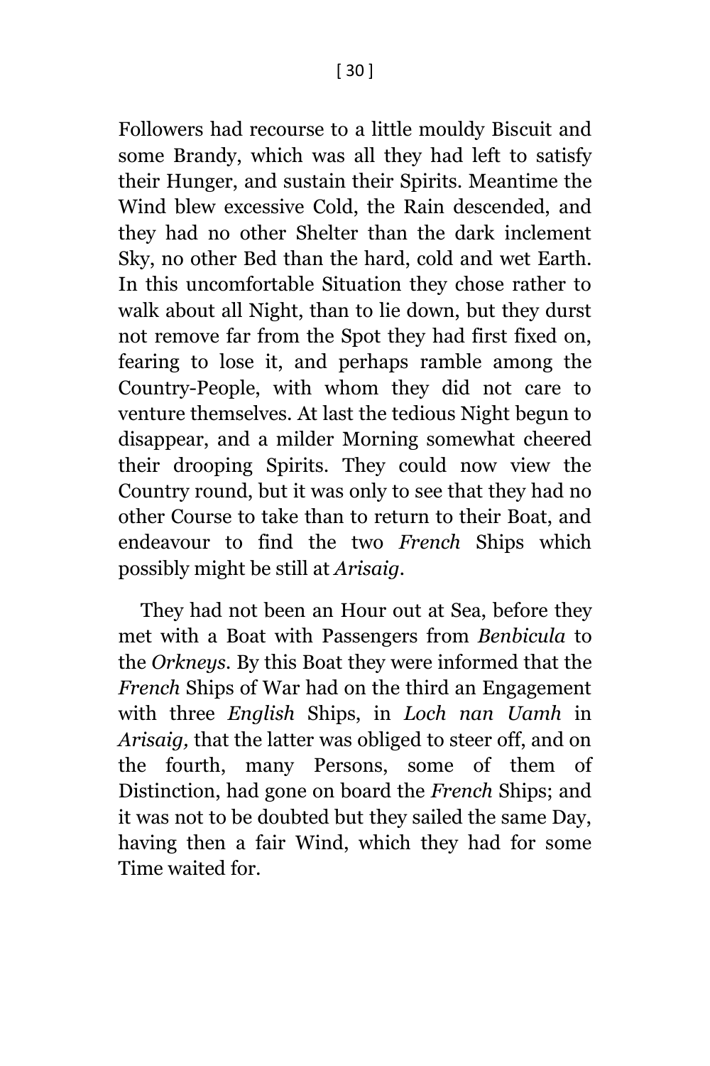Followers had recourse to a little mouldy Biscuit and some Brandy, which was all they had left to satisfy their Hunger, and sustain their Spirits. Meantime the Wind blew excessive Cold, the Rain descended, and they had no other Shelter than the dark inclement Sky, no other Bed than the hard, cold and wet Earth. In this uncomfortable Situation they chose rather to walk about all Night, than to lie down, but they durst not remove far from the Spot they had first fixed on, fearing to lose it, and perhaps ramble among the Country-People, with whom they did not care to venture themselves. At last the tedious Night begun to disappear, and a milder Morning somewhat cheered their drooping Spirits. They could now view the Country round, but it was only to see that they had no other Course to take than to return to their Boat, and endeavour to find the two *French* Ships which possibly might be still at *Arisaig*.

They had not been an Hour out at Sea, before they met with a Boat with Passengers from *Benbicula* to the *Orkneys*. By this Boat they were informed that the *French* Ships of War had on the third an Engagement with three *English* Ships, in *Loch nan Uamh* in *Arisaig,* that the latter was obliged to steer off, and on the fourth, many Persons, some of them of Distinction, had gone on board the *French* Ships; and it was not to be doubted but they sailed the same Day, having then a fair Wind, which they had for some Time waited for.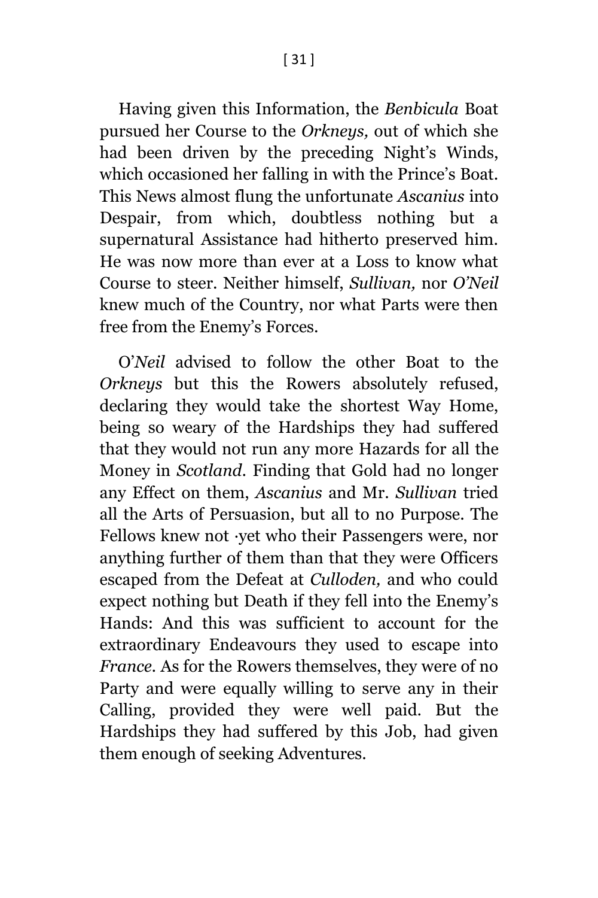Having given this Information, the *Benbicula* Boat pursued her Course to the *Orkneys,* out of which she had been driven by the preceding Night's Winds, which occasioned her falling in with the Prince's Boat. This News almost flung the unfortunate *Ascanius* into Despair, from which, doubtless nothing but a supernatural Assistance had hitherto preserved him. He was now more than ever at a Loss to know what Course to steer. Neither himself, *Sullivan,* nor *O'Neil* knew much of the Country, nor what Parts were then free from the Enemy's Forces.

O'*Neil* advised to follow the other Boat to the *Orkneys* but this the Rowers absolutely refused, declaring they would take the shortest Way Home, being so weary of the Hardships they had suffered that they would not run any more Hazards for all the Money in *Scotland*. Finding that Gold had no longer any Effect on them, *Ascanius* and Mr. *Sullivan* tried all the Arts of Persuasion, but all to no Purpose. The Fellows knew not ·yet who their Passengers were, nor anything further of them than that they were Officers escaped from the Defeat at *Culloden,* and who could expect nothing but Death if they fell into the Enemy's Hands: And this was sufficient to account for the extraordinary Endeavours they used to escape into *France*. As for the Rowers themselves, they were of no Party and were equally willing to serve any in their Calling, provided they were well paid. But the Hardships they had suffered by this Job, had given them enough of seeking Adventures.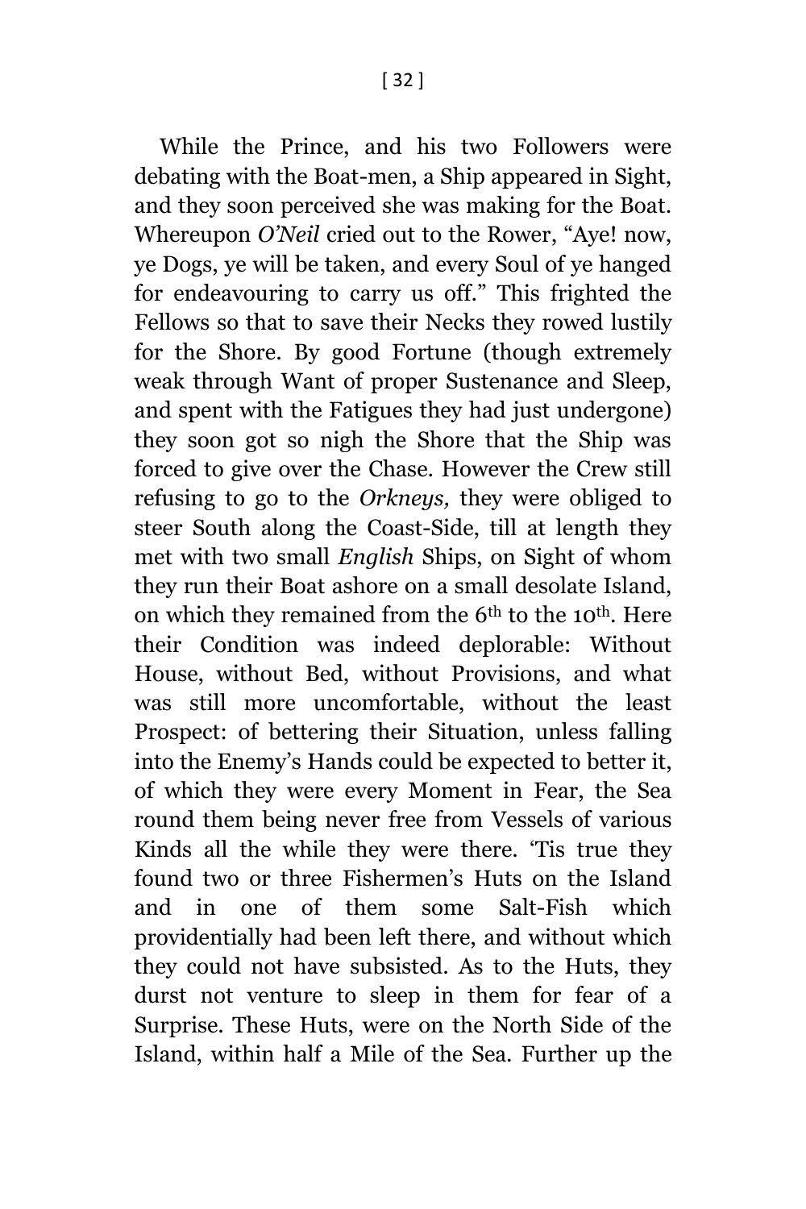While the Prince, and his two Followers were debating with the Boat-men, a Ship appeared in Sight, and they soon perceived she was making for the Boat. Whereupon *O'Neil* cried out to the Rower, "Aye! now, ye Dogs, ye will be taken, and every Soul of ye hanged for endeavouring to carry us off." This frighted the Fellows so that to save their Necks they rowed lustily for the Shore. By good Fortune (though extremely weak through Want of proper Sustenance and Sleep, and spent with the Fatigues they had just undergone) they soon got so nigh the Shore that the Ship was forced to give over the Chase. However the Crew still refusing to go to the *Orkneys,* they were obliged to steer South along the Coast-Side, till at length they met with two small *English* Ships, on Sight of whom they run their Boat ashore on a small desolate Island, on which they remained from the 6th to the 10th. Here their Condition was indeed deplorable: Without House, without Bed, without Provisions, and what was still more uncomfortable, without the least Prospect: of bettering their Situation, unless falling into the Enemy's Hands could be expected to better it, of which they were every Moment in Fear, the Sea round them being never free from Vessels of various Kinds all the while they were there. 'Tis true they found two or three Fishermen's Huts on the Island and in one of them some Salt-Fish which providentially had been left there, and without which they could not have subsisted. As to the Huts, they durst not venture to sleep in them for fear of a Surprise. These Huts, were on the North Side of the Island, within half a Mile of the Sea. Further up the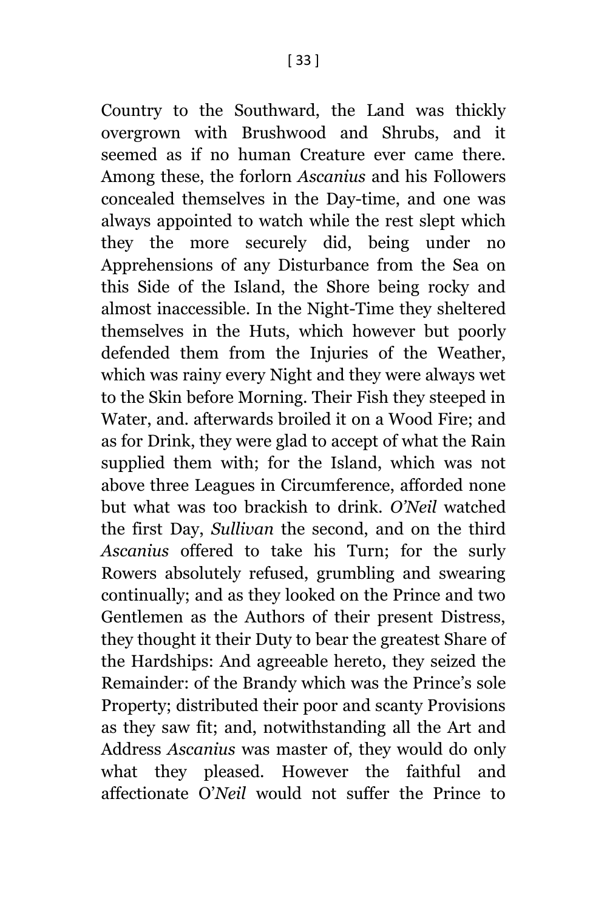Country to the Southward, the Land was thickly overgrown with Brushwood and Shrubs, and it seemed as if no human Creature ever came there. Among these, the forlorn *Ascanius* and his Followers concealed themselves in the Day-time, and one was always appointed to watch while the rest slept which they the more securely did, being under no Apprehensions of any Disturbance from the Sea on this Side of the Island, the Shore being rocky and almost inaccessible. In the Night-Time they sheltered themselves in the Huts, which however but poorly defended them from the Injuries of the Weather, which was rainy every Night and they were always wet to the Skin before Morning. Their Fish they steeped in Water, and. afterwards broiled it on a Wood Fire; and as for Drink, they were glad to accept of what the Rain supplied them with; for the Island, which was not above three Leagues in Circumference, afforded none but what was too brackish to drink. *O'Neil* watched the first Day, *Sullivan* the second, and on the third *Ascanius* offered to take his Turn; for the surly Rowers absolutely refused, grumbling and swearing continually; and as they looked on the Prince and two Gentlemen as the Authors of their present Distress, they thought it their Duty to bear the greatest Share of the Hardships: And agreeable hereto, they seized the Remainder: of the Brandy which was the Prince's sole Property; distributed their poor and scanty Provisions as they saw fit; and, notwithstanding all the Art and Address *Ascanius* was master of, they would do only what they pleased. However the faithful and affectionate O'*Neil* would not suffer the Prince to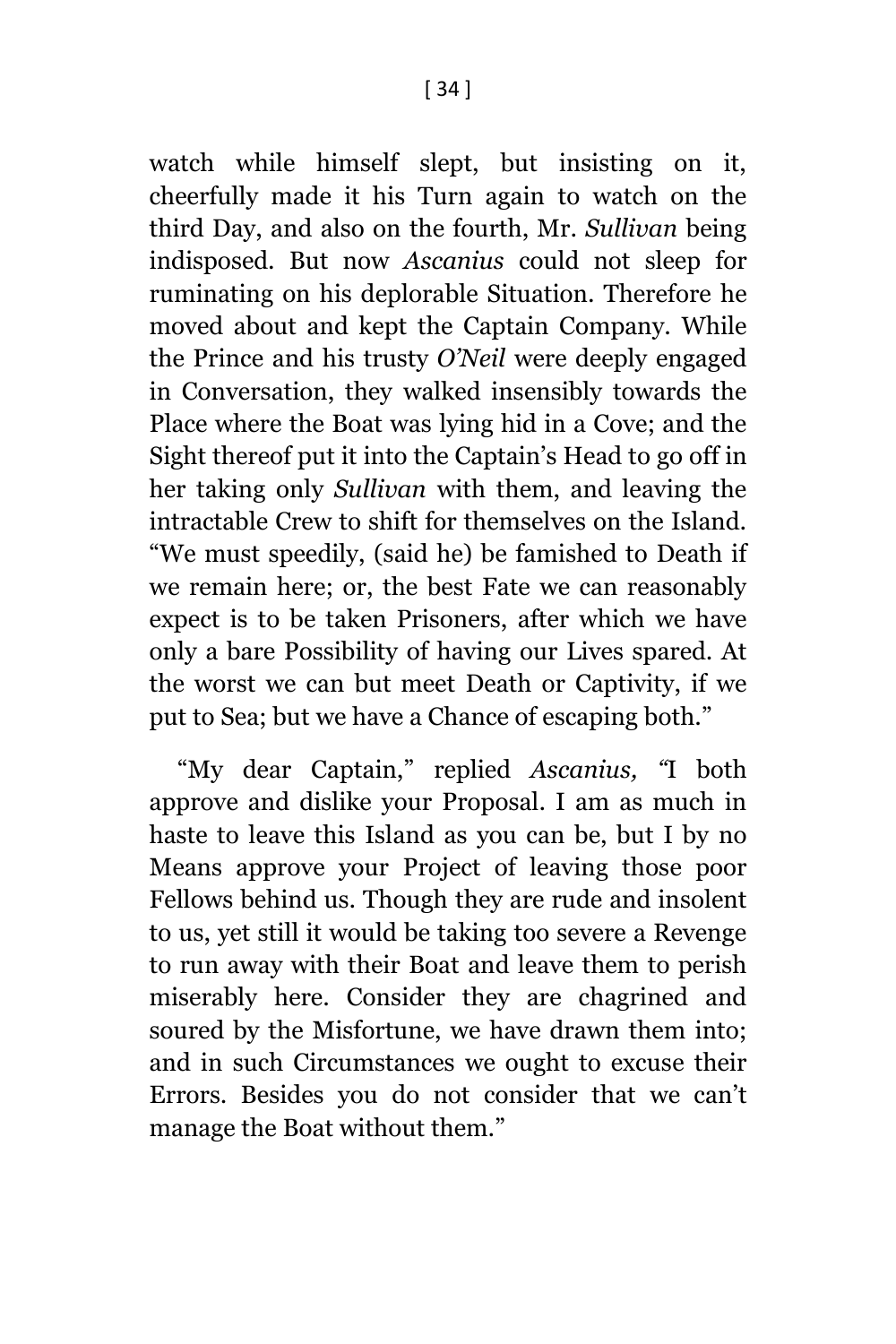watch while himself slept, but insisting on it, cheerfully made it his Turn again to watch on the third Day, and also on the fourth, Mr. *Sullivan* being indisposed. But now *Ascanius* could not sleep for ruminating on his deplorable Situation. Therefore he moved about and kept the Captain Company. While the Prince and his trusty *O'Neil* were deeply engaged in Conversation, they walked insensibly towards the Place where the Boat was lying hid in a Cove; and the Sight thereof put it into the Captain's Head to go off in her taking only *Sullivan* with them, and leaving the intractable Crew to shift for themselves on the Island. "We must speedily, (said he) be famished to Death if we remain here; or, the best Fate we can reasonably expect is to be taken Prisoners, after which we have only a bare Possibility of having our Lives spared. At the worst we can but meet Death or Captivity, if we put to Sea; but we have a Chance of escaping both."

"My dear Captain," replied *Ascanius,* "I both approve and dislike your Proposal. I am as much in haste to leave this Island as you can be, but I by no Means approve your Project of leaving those poor Fellows behind us. Though they are rude and insolent to us, yet still it would be taking too severe a Revenge to run away with their Boat and leave them to perish miserably here. Consider they are chagrined and soured by the Misfortune, we have drawn them into; and in such Circumstances we ought to excuse their Errors. Besides you do not consider that we can't manage the Boat without them."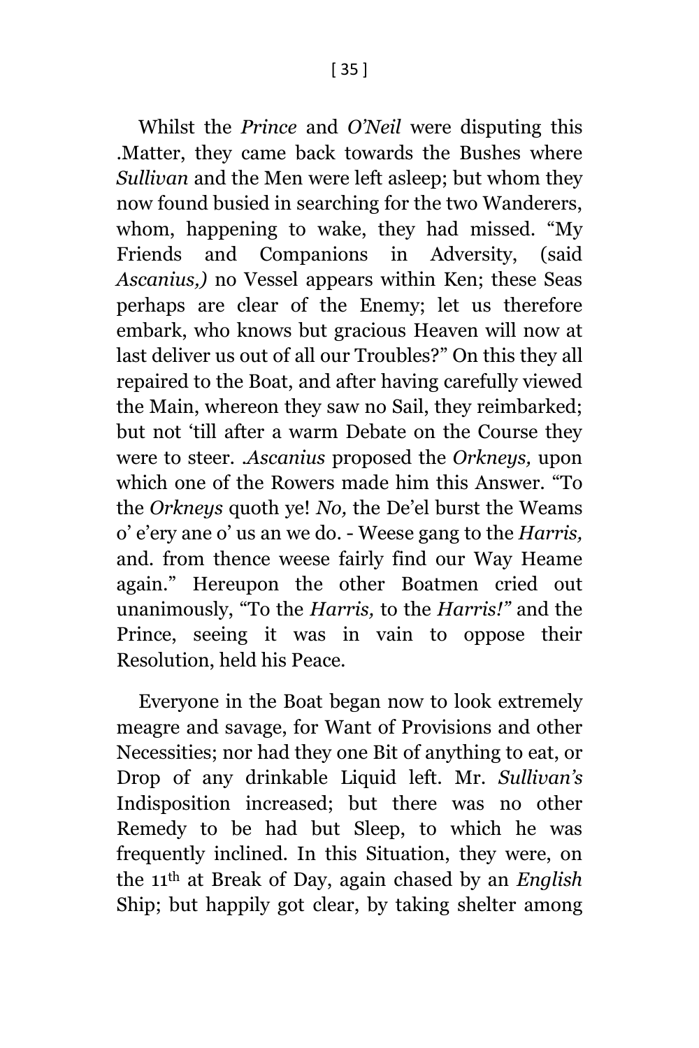Whilst the *Prince* and *O'Neil* were disputing this .Matter, they came back towards the Bushes where *Sullivan* and the Men were left asleep; but whom they now found busied in searching for the two Wanderers, whom, happening to wake, they had missed. "My Friends and Companions in Adversity, (said *Ascanius,)* no Vessel appears within Ken; these Seas perhaps are clear of the Enemy; let us therefore embark, who knows but gracious Heaven will now at last deliver us out of all our Troubles?" On this they all repaired to the Boat, and after having carefully viewed the Main, whereon they saw no Sail, they reimbarked; but not 'till after a warm Debate on the Course they were to steer. .*Ascanius* proposed the *Orkneys,* upon which one of the Rowers made him this Answer. "To the *Orkneys* quoth ye! *No,* the De'el burst the Weams o' e'ery ane o' us an we do. - Weese gang to the *Harris,* and. from thence weese fairly find our Way Heame again." Hereupon the other Boatmen cried out unanimously, "To the *Harris,* to the *Harris!"* and the Prince, seeing it was in vain to oppose their Resolution, held his Peace.

Everyone in the Boat began now to look extremely meagre and savage, for Want of Provisions and other Necessities; nor had they one Bit of anything to eat, or Drop of any drinkable Liquid left. Mr. *Sullivan's* Indisposition increased; but there was no other Remedy to be had but Sleep, to which he was frequently inclined. In this Situation, they were, on the 11th at Break of Day, again chased by an *English* Ship; but happily got clear, by taking shelter among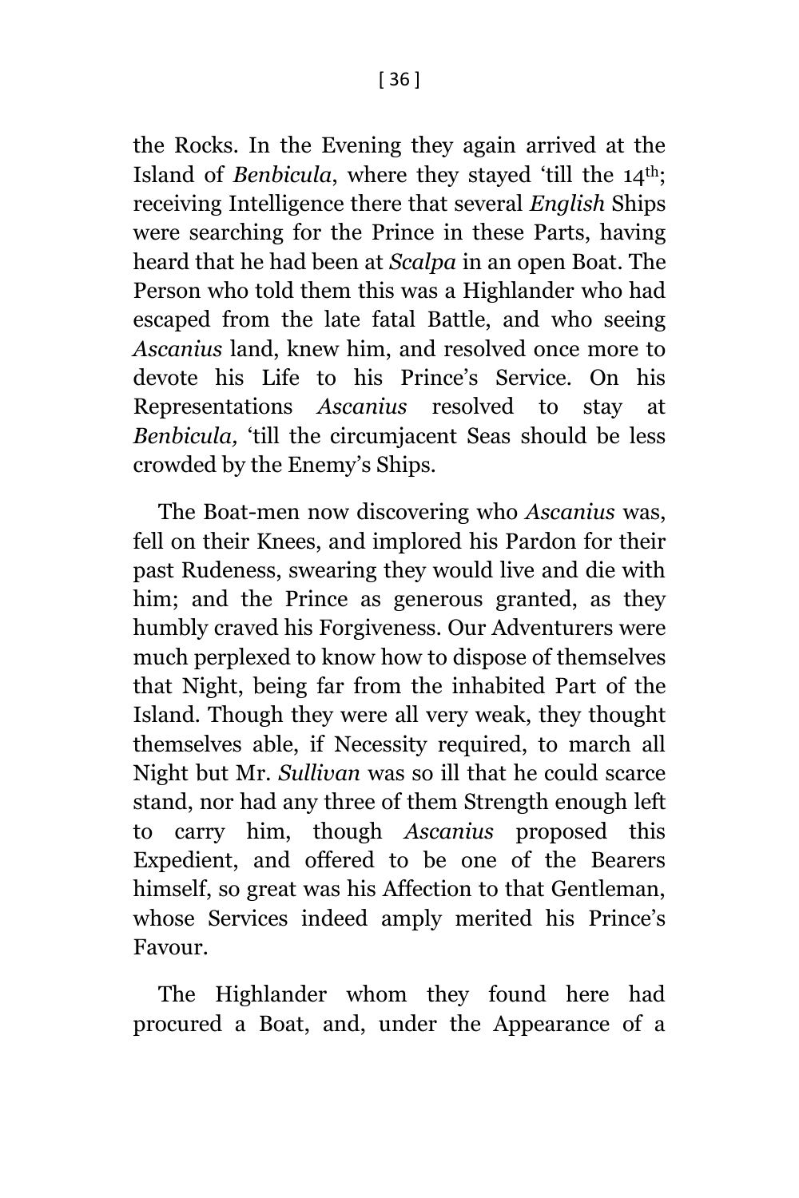the Rocks. In the Evening they again arrived at the Island of *Benbicula*, where they stayed 'till the 14th; receiving Intelligence there that several *English* Ships were searching for the Prince in these Parts, having heard that he had been at *Scalpa* in an open Boat. The Person who told them this was a Highlander who had escaped from the late fatal Battle, and who seeing *Ascanius* land, knew him, and resolved once more to devote his Life to his Prince's Service. On his Representations *Ascanius* resolved to stay at *Benbicula,* 'till the circumjacent Seas should be less crowded by the Enemy's Ships.

The Boat-men now discovering who *Ascanius* was, fell on their Knees, and implored his Pardon for their past Rudeness, swearing they would live and die with him; and the Prince as generous granted, as they humbly craved his Forgiveness. Our Adventurers were much perplexed to know how to dispose of themselves that Night, being far from the inhabited Part of the Island. Though they were all very weak, they thought themselves able, if Necessity required, to march all Night but Mr. *Sullivan* was so ill that he could scarce stand, nor had any three of them Strength enough left to carry him, though *Ascanius* proposed this Expedient, and offered to be one of the Bearers himself, so great was his Affection to that Gentleman, whose Services indeed amply merited his Prince's Favour.

The Highlander whom they found here had procured a Boat, and, under the Appearance of a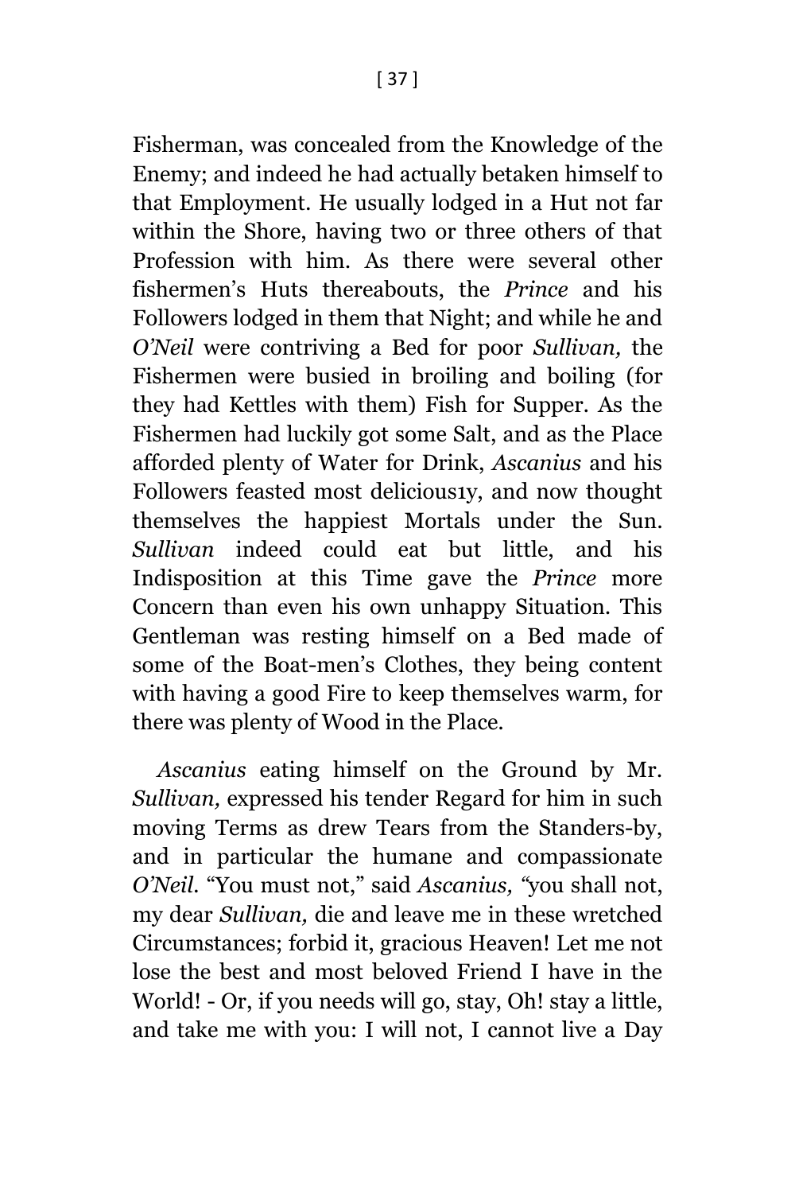Fisherman, was concealed from the Knowledge of the Enemy; and indeed he had actually betaken himself to that Employment. He usually lodged in a Hut not far within the Shore, having two or three others of that Profession with him. As there were several other fishermen's Huts thereabouts, the *Prince* and his Followers lodged in them that Night; and while he and *O'Neil* were contriving a Bed for poor *Sullivan,* the Fishermen were busied in broiling and boiling (for they had Kettles with them) Fish for Supper. As the Fishermen had luckily got some Salt, and as the Place afforded plenty of Water for Drink, *Ascanius* and his Followers feasted most delicious1y, and now thought themselves the happiest Mortals under the Sun. *Sullivan* indeed could eat but little, and his Indisposition at this Time gave the *Prince* more Concern than even his own unhappy Situation. This Gentleman was resting himself on a Bed made of some of the Boat-men's Clothes, they being content with having a good Fire to keep themselves warm, for there was plenty of Wood in the Place.

*Ascanius* eating himself on the Ground by Mr. *Sullivan,* expressed his tender Regard for him in such moving Terms as drew Tears from the Standers-by, and in particular the humane and compassionate *O'Neil*. "You must not," said *Ascanius, "*you shall not, my dear *Sullivan,* die and leave me in these wretched Circumstances; forbid it, gracious Heaven! Let me not lose the best and most beloved Friend I have in the World! - Or, if you needs will go, stay, Oh! stay a little, and take me with you: I will not, I cannot live a Day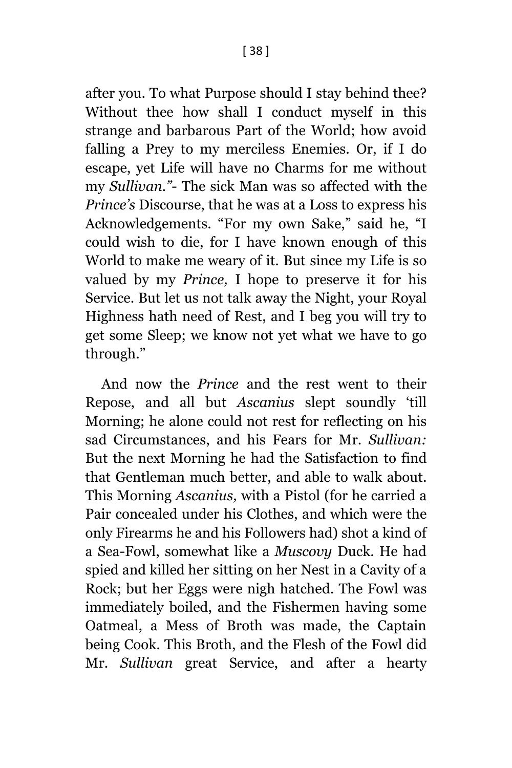after you. To what Purpose should I stay behind thee? Without thee how shall I conduct myself in this strange and barbarous Part of the World; how avoid falling a Prey to my merciless Enemies. Or, if I do escape, yet Life will have no Charms for me without my *Sullivan."*- The sick Man was so affected with the *Prince's* Discourse, that he was at a Loss to express his Acknowledgements. "For my own Sake," said he, "I could wish to die, for I have known enough of this World to make me weary of it. But since my Life is so valued by my *Prince,* I hope to preserve it for his Service. But let us not talk away the Night, your Royal Highness hath need of Rest, and I beg you will try to get some Sleep; we know not yet what we have to go through."

And now the *Prince* and the rest went to their Repose, and all but *Ascanius* slept soundly 'till Morning; he alone could not rest for reflecting on his sad Circumstances, and his Fears for Mr. *Sullivan:* But the next Morning he had the Satisfaction to find that Gentleman much better, and able to walk about. This Morning *Ascanius,* with a Pistol (for he carried a Pair concealed under his Clothes, and which were the only Firearms he and his Followers had) shot a kind of a Sea-Fowl, somewhat like a *Muscovy* Duck. He had spied and killed her sitting on her Nest in a Cavity of a Rock; but her Eggs were nigh hatched. The Fowl was immediately boiled, and the Fishermen having some Oatmeal, a Mess of Broth was made, the Captain being Cook. This Broth, and the Flesh of the Fowl did Mr. *Sullivan* great Service, and after a hearty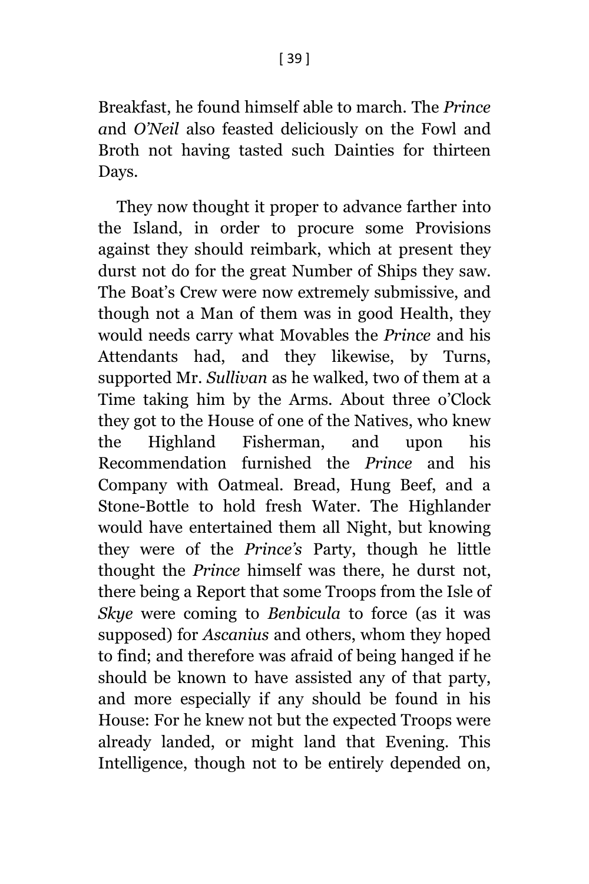Breakfast, he found himself able to march. The *Prince* and *O'Neil* also feasted deliciously on the Fowl and Broth not having tasted such Dainties for thirteen Days.

They now thought it proper to advance farther into the Island, in order to procure some Provisions against they should reimbark, which at present they durst not do for the great Number of Ships they saw. The Boat's Crew were now extremely submissive, and though not a Man of them was in good Health, they would needs carry what Movables the *Prince* and his Attendants had, and they likewise, by Turns, supported Mr. *Sullivan* as he walked, two of them at a Time taking him by the Arms. About three o'Clock they got to the House of one of the Natives, who knew the Highland Fisherman, and upon his Recommendation furnished the *Prince* and his Company with Oatmeal. Bread, Hung Beef, and a Stone-Bottle to hold fresh Water. The Highlander would have entertained them all Night, but knowing they were of the *Prince's* Party, though he little thought the *Prince* himself was there, he durst not, there being a Report that some Troops from the Isle of *Skye* were coming to *Benbicula* to force (as it was supposed) for *Ascanius* and others, whom they hoped to find; and therefore was afraid of being hanged if he should be known to have assisted any of that party, and more especially if any should be found in his House: For he knew not but the expected Troops were already landed, or might land that Evening. This Intelligence, though not to be entirely depended on,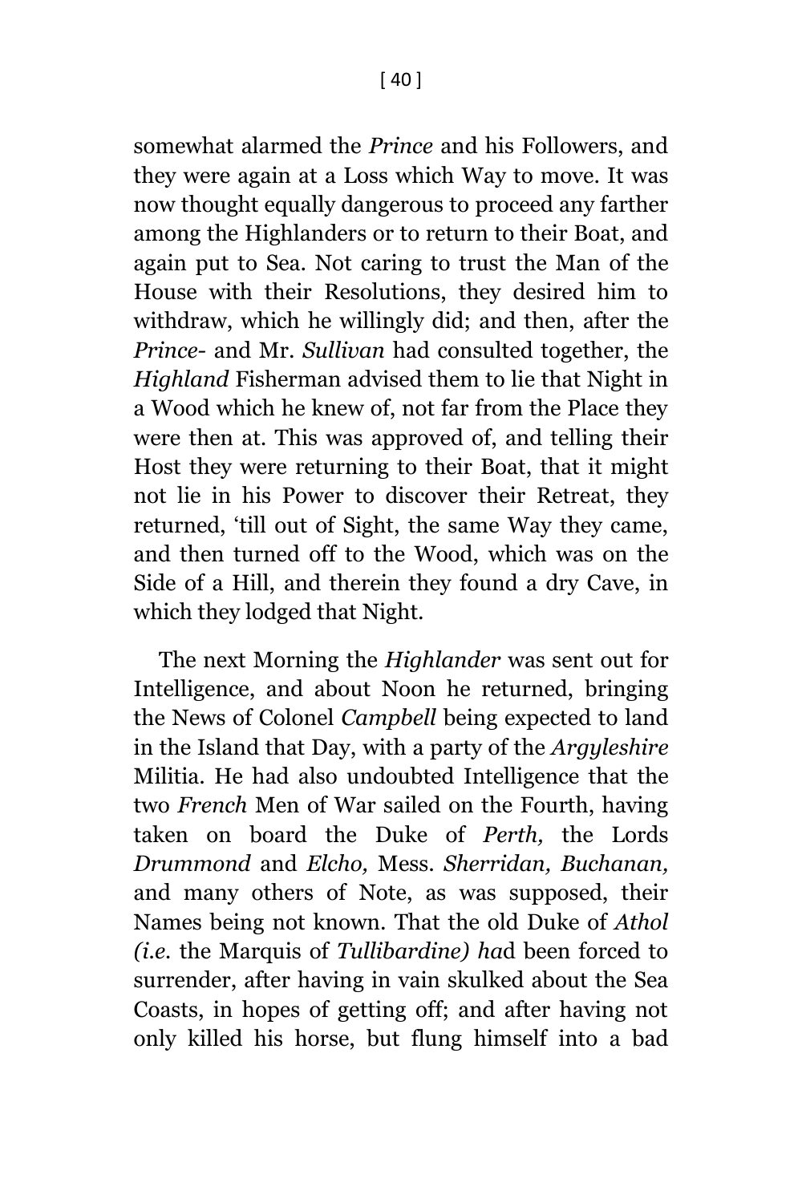somewhat alarmed the *Prince* and his Followers, and they were again at a Loss which Way to move. It was now thought equally dangerous to proceed any farther among the Highlanders or to return to their Boat, and again put to Sea. Not caring to trust the Man of the House with their Resolutions, they desired him to withdraw, which he willingly did; and then, after the *Prince*- and Mr. *Sullivan* had consulted together, the *Highland* Fisherman advised them to lie that Night in a Wood which he knew of, not far from the Place they were then at. This was approved of, and telling their Host they were returning to their Boat, that it might not lie in his Power to discover their Retreat, they returned, 'till out of Sight, the same Way they came, and then turned off to the Wood, which was on the Side of a Hill, and therein they found a dry Cave, in which they lodged that Night.

The next Morning the *Highlander* was sent out for Intelligence, and about Noon he returned, bringing the News of Colonel *Campbell* being expected to land in the Island that Day, with a party of the *Argyleshire* Militia. He had also undoubted Intelligence that the two *French* Men of War sailed on the Fourth, having taken on board the Duke of *Perth,* the Lords *Drummond* and *Elcho,* Mess. *Sherridan, Buchanan,* and many others of Note, as was supposed, their Names being not known. That the old Duke of *Athol (i.e.* the Marquis of *Tullibardine) ha*d been forced to surrender, after having in vain skulked about the Sea Coasts, in hopes of getting off; and after having not only killed his horse, but flung himself into a bad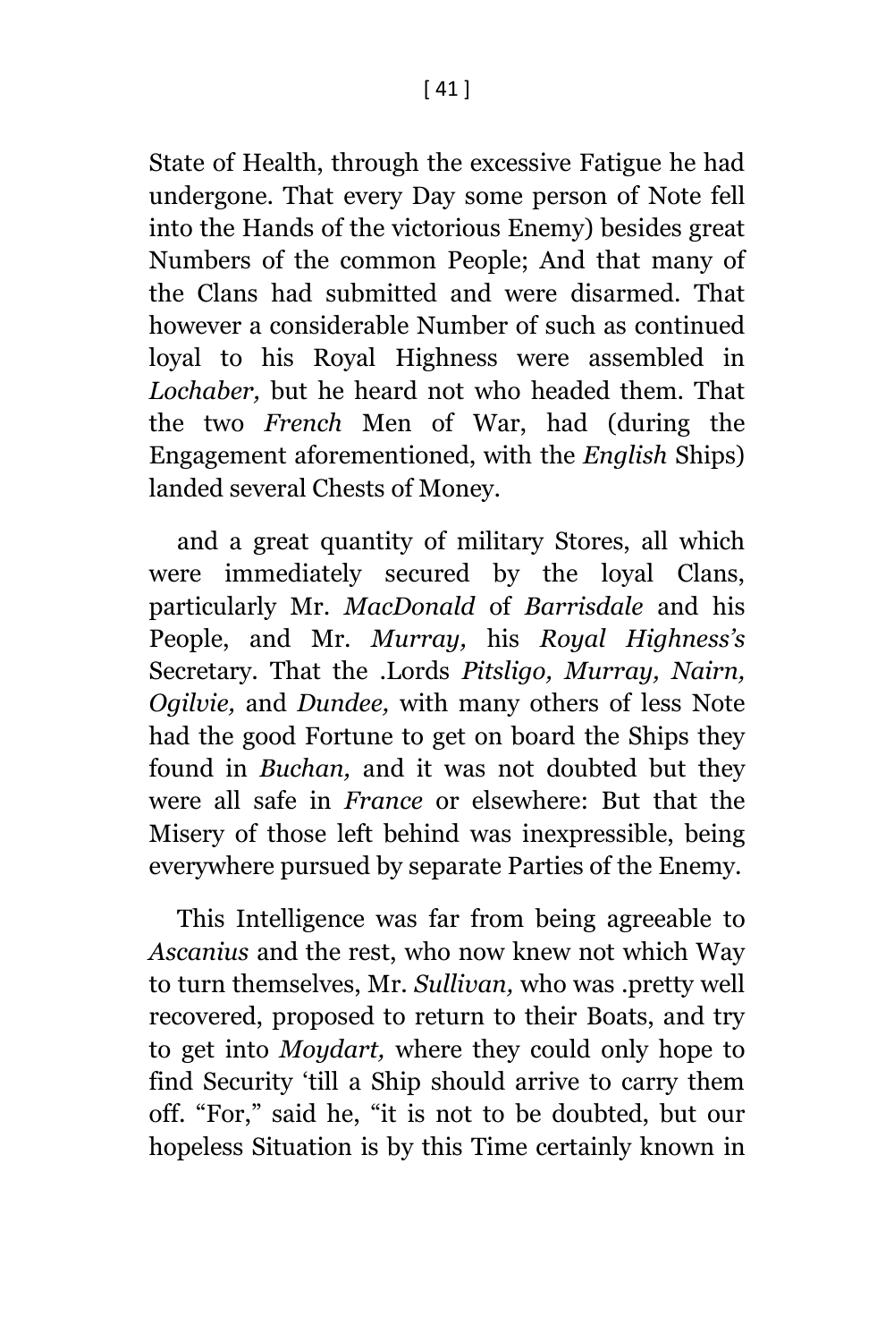State of Health, through the excessive Fatigue he had undergone. That every Day some person of Note fell into the Hands of the victorious Enemy) besides great Numbers of the common People; And that many of the Clans had submitted and were disarmed. That however a considerable Number of such as continued loyal to his Royal Highness were assembled in *Lochaber,* but he heard not who headed them. That the two *French* Men of War, had (during the Engagement aforementioned, with the *English* Ships) landed several Chests of Money.

and a great quantity of military Stores, all which were immediately secured by the loyal Clans, particularly Mr. *MacDonald* of *Barrisdale* and his People, and Mr. *Murray,* his *Royal Highness's* Secretary. That the .Lords *Pitsligo, Murray, Nairn, Ogilvie,* and *Dundee,* with many others of less Note had the good Fortune to get on board the Ships they found in *Buchan,* and it was not doubted but they were all safe in *France* or elsewhere: But that the Misery of those left behind was inexpressible, being everywhere pursued by separate Parties of the Enemy.

This Intelligence was far from being agreeable to *Ascanius* and the rest, who now knew not which Way to turn themselves, Mr. *Sullivan,* who was .pretty well recovered, proposed to return to their Boats, and try to get into *Moydart,* where they could only hope to find Security 'till a Ship should arrive to carry them off. "For," said he, "it is not to be doubted, but our hopeless Situation is by this Time certainly known in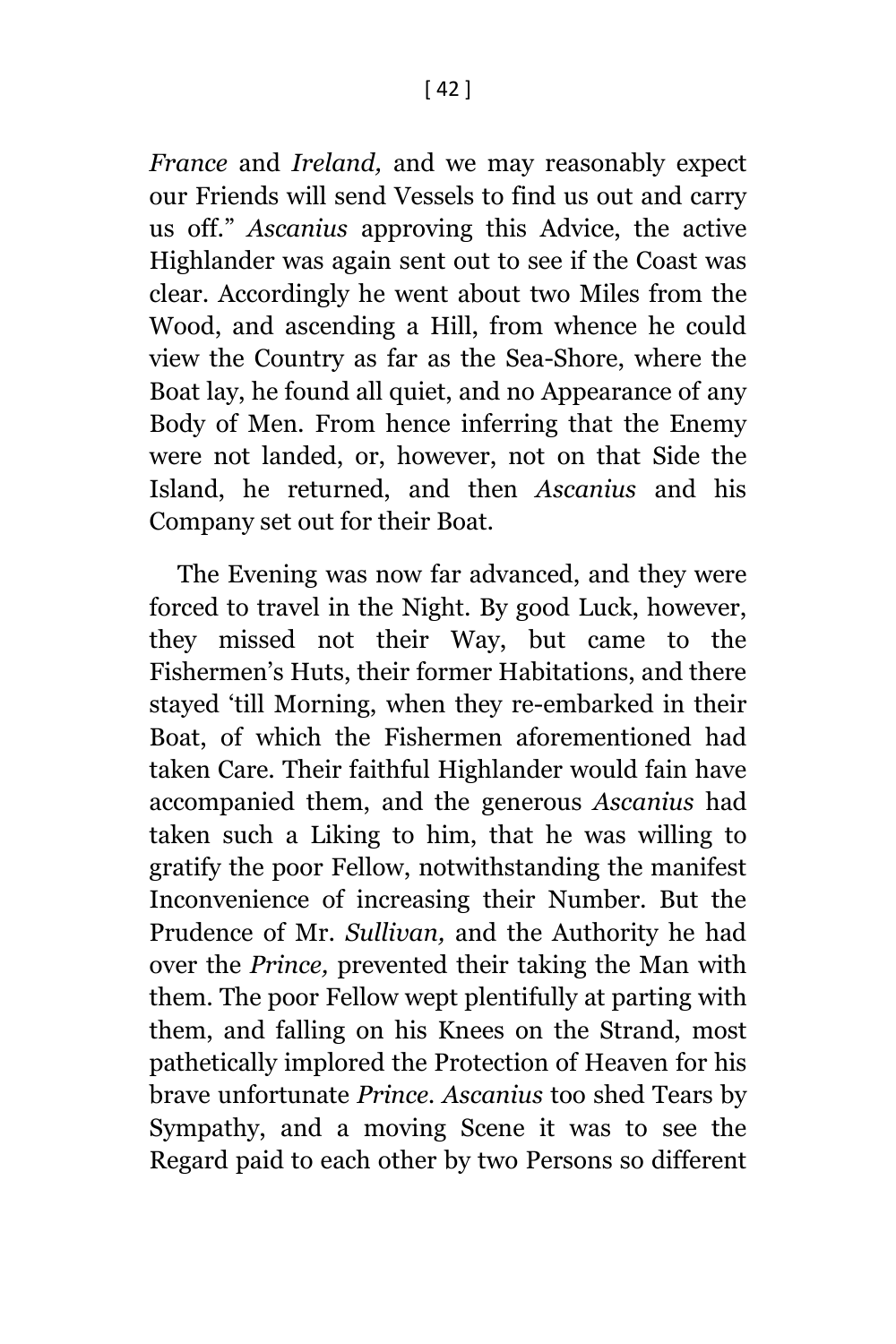*France* and *Ireland,* and we may reasonably expect our Friends will send Vessels to find us out and carry us off." *Ascanius* approving this Advice, the active Highlander was again sent out to see if the Coast was clear. Accordingly he went about two Miles from the Wood, and ascending a Hill, from whence he could view the Country as far as the Sea-Shore, where the Boat lay, he found all quiet, and no Appearance of any Body of Men. From hence inferring that the Enemy were not landed, or, however, not on that Side the Island, he returned, and then *Ascanius* and his Company set out for their Boat.

The Evening was now far advanced, and they were forced to travel in the Night. By good Luck, however, they missed not their Way, but came to the Fishermen's Huts, their former Habitations, and there stayed 'till Morning, when they re-embarked in their Boat, of which the Fishermen aforementioned had taken Care. Their faithful Highlander would fain have accompanied them, and the generous *Ascanius* had taken such a Liking to him, that he was willing to gratify the poor Fellow, notwithstanding the manifest Inconvenience of increasing their Number. But the Prudence of Mr. *Sullivan,* and the Authority he had over the *Prince,* prevented their taking the Man with them. The poor Fellow wept plentifully at parting with them, and falling on his Knees on the Strand, most pathetically implored the Protection of Heaven for his brave unfortunate *Prince*. *Ascanius* too shed Tears by Sympathy, and a moving Scene it was to see the Regard paid to each other by two Persons so different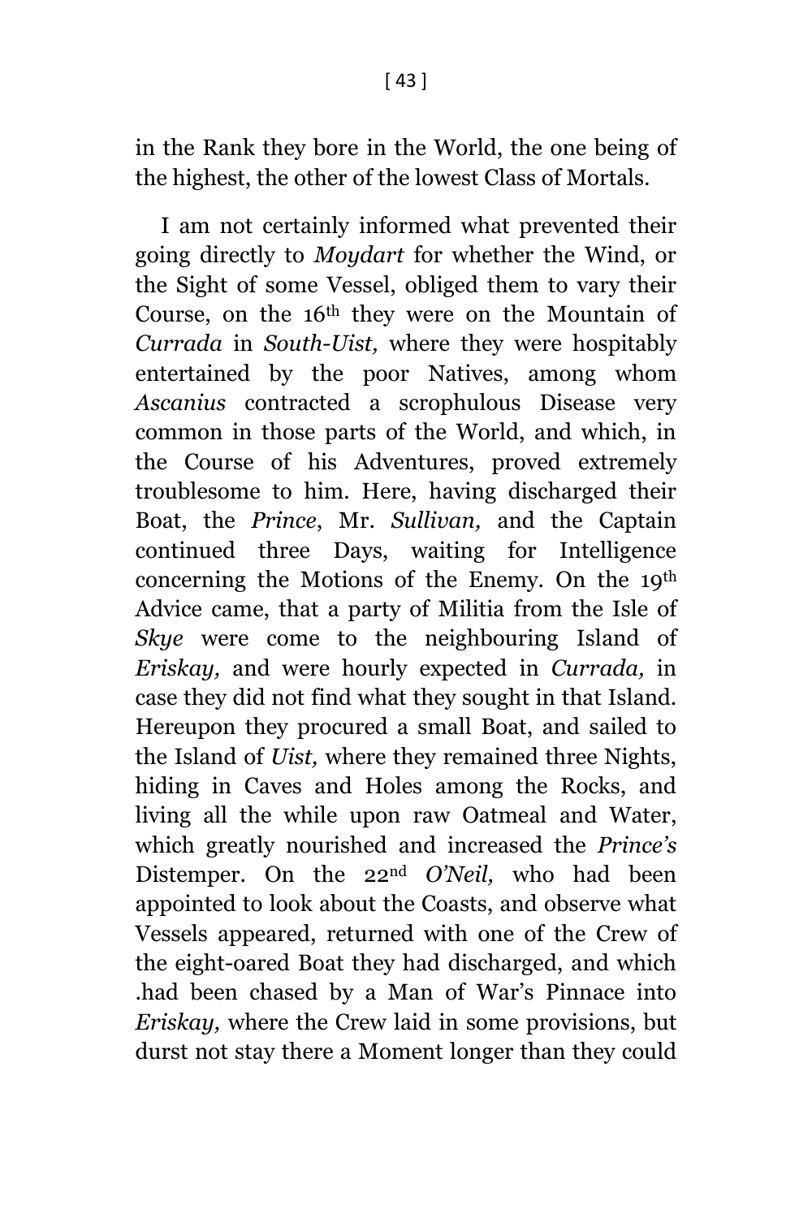in the Rank they bore in the World, the one being of the highest, the other of the lowest Class of Mortals.

I am not certainly informed what prevented their going directly to *Moydart* for whether the Wind, or the Sight of some Vessel, obliged them to vary their Course, on the 16th they were on the Mountain of *Currada* in *South-Uist,* where they were hospitably entertained by the poor Natives, among whom *Ascanius* contracted a scrophulous Disease very common in those parts of the World, and which, in the Course of his Adventures, proved extremely troublesome to him. Here, having discharged their Boat, the *Prince*, Mr. *Sullivan,* and the Captain continued three Days, waiting for Intelligence concerning the Motions of the Enemy. On the 19th Advice came, that a party of Militia from the Isle of *Skye* were come to the neighbouring Island of *Eriskay,* and were hourly expected in *Currada,* in case they did not find what they sought in that Island. Hereupon they procured a small Boat, and sailed to the Island of *Uist,* where they remained three Nights, hiding in Caves and Holes among the Rocks, and living all the while upon raw Oatmeal and Water, which greatly nourished and increased the *Prince's* Distemper. On the 22nd *O'Neil,* who had been appointed to look about the Coasts, and observe what Vessels appeared, returned with one of the Crew of the eight-oared Boat they had discharged, and which .had been chased by a Man of War's Pinnace into *Eriskay,* where the Crew laid in some provisions, but durst not stay there a Moment longer than they could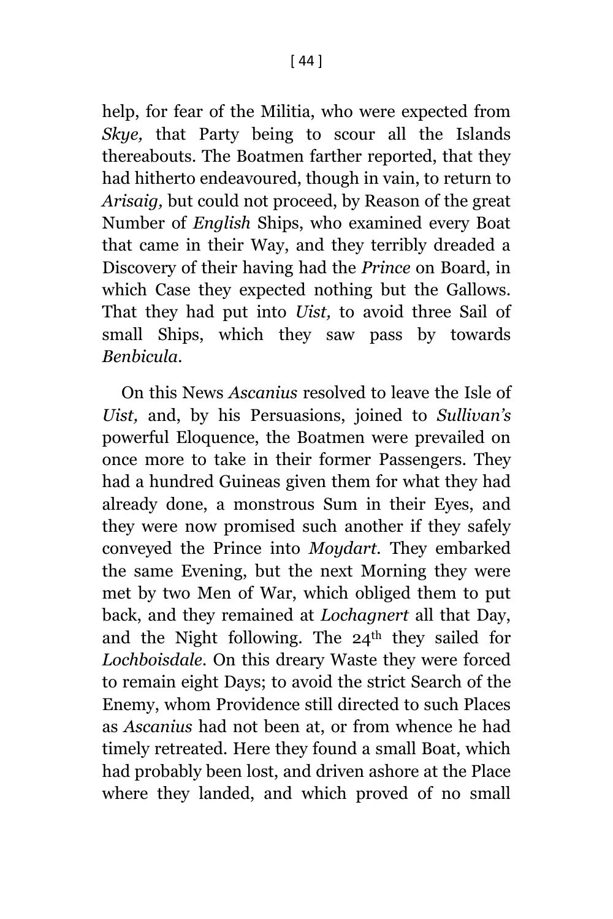help, for fear of the Militia, who were expected from *Skye,* that Party being to scour all the Islands thereabouts. The Boatmen farther reported, that they had hitherto endeavoured, though in vain, to return to *Arisaig,* but could not proceed, by Reason of the great Number of *English* Ships, who examined every Boat that came in their Way, and they terribly dreaded a Discovery of their having had the *Prince* on Board, in which Case they expected nothing but the Gallows. That they had put into *Uist,* to avoid three Sail of small Ships, which they saw pass by towards *Benbicula*.

On this News *Ascanius* resolved to leave the Isle of *Uist,* and, by his Persuasions, joined to *Sullivan's* powerful Eloquence, the Boatmen were prevailed on once more to take in their former Passengers. They had a hundred Guineas given them for what they had already done, a monstrous Sum in their Eyes, and they were now promised such another if they safely conveyed the Prince into *Moydart*. They embarked the same Evening, but the next Morning they were met by two Men of War, which obliged them to put back, and they remained at *Lochagnert* all that Day, and the Night following. The 24th they sailed for *Lochboisdale*. On this dreary Waste they were forced to remain eight Days; to avoid the strict Search of the Enemy, whom Providence still directed to such Places as *Ascanius* had not been at, or from whence he had timely retreated. Here they found a small Boat, which had probably been lost, and driven ashore at the Place where they landed, and which proved of no small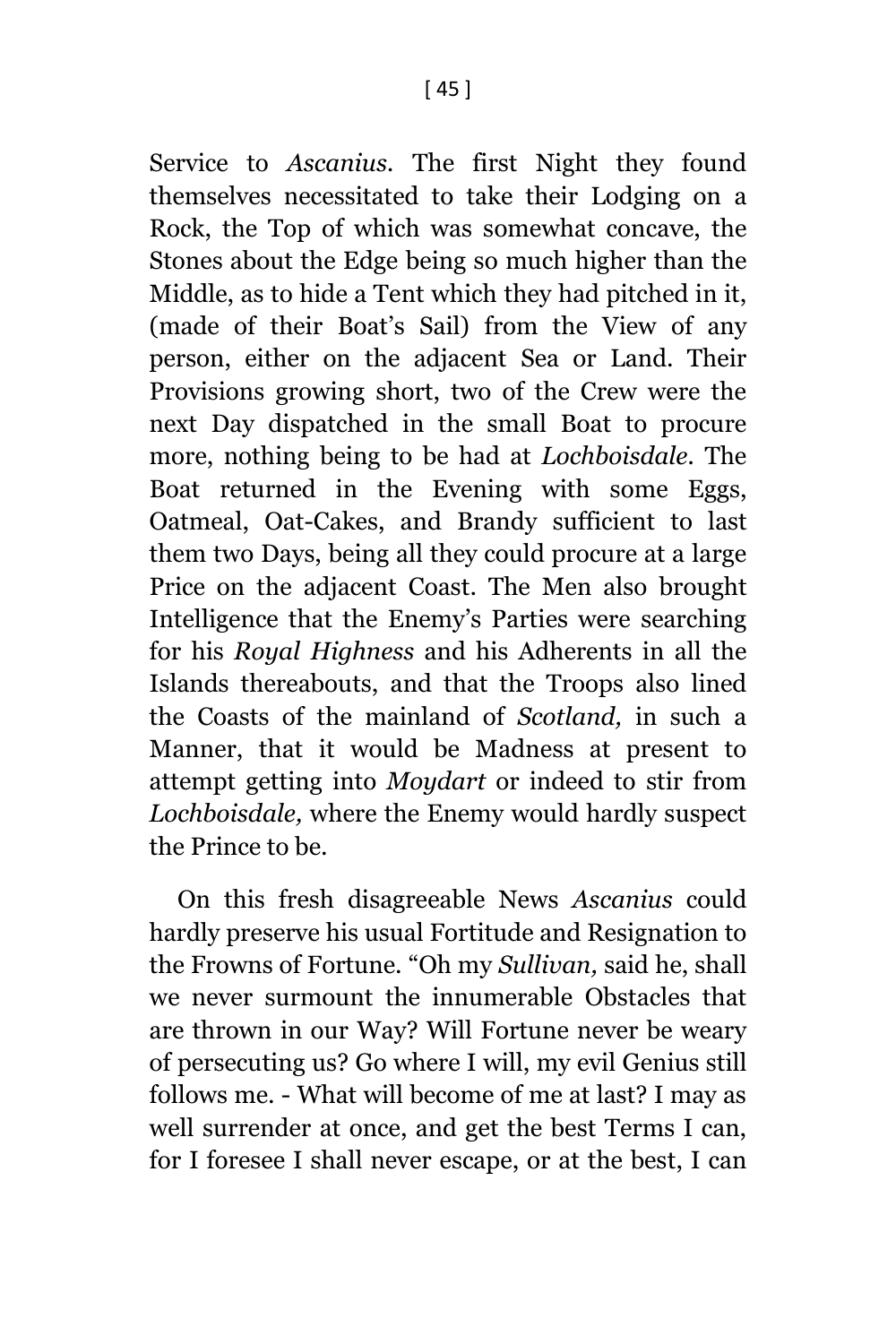Service to *Ascanius*. The first Night they found themselves necessitated to take their Lodging on a Rock, the Top of which was somewhat concave, the Stones about the Edge being so much higher than the Middle, as to hide a Tent which they had pitched in it, (made of their Boat's Sail) from the View of any person, either on the adjacent Sea or Land. Their Provisions growing short, two of the Crew were the next Day dispatched in the small Boat to procure more, nothing being to be had at *Lochboisdale*. The Boat returned in the Evening with some Eggs, Oatmeal, Oat-Cakes, and Brandy sufficient to last them two Days, being all they could procure at a large Price on the adjacent Coast. The Men also brought Intelligence that the Enemy's Parties were searching for his *Royal Highness* and his Adherents in all the Islands thereabouts, and that the Troops also lined the Coasts of the mainland of *Scotland,* in such a Manner, that it would be Madness at present to attempt getting into *Moydart* or indeed to stir from *Lochboisdale,* where the Enemy would hardly suspect the Prince to be.

On this fresh disagreeable News *Ascanius* could hardly preserve his usual Fortitude and Resignation to the Frowns of Fortune. "Oh my *Sullivan,* said he, shall we never surmount the innumerable Obstacles that are thrown in our Way? Will Fortune never be weary of persecuting us? Go where I will, my evil Genius still follows me. - What will become of me at last? I may as well surrender at once, and get the best Terms I can, for I foresee I shall never escape, or at the best, I can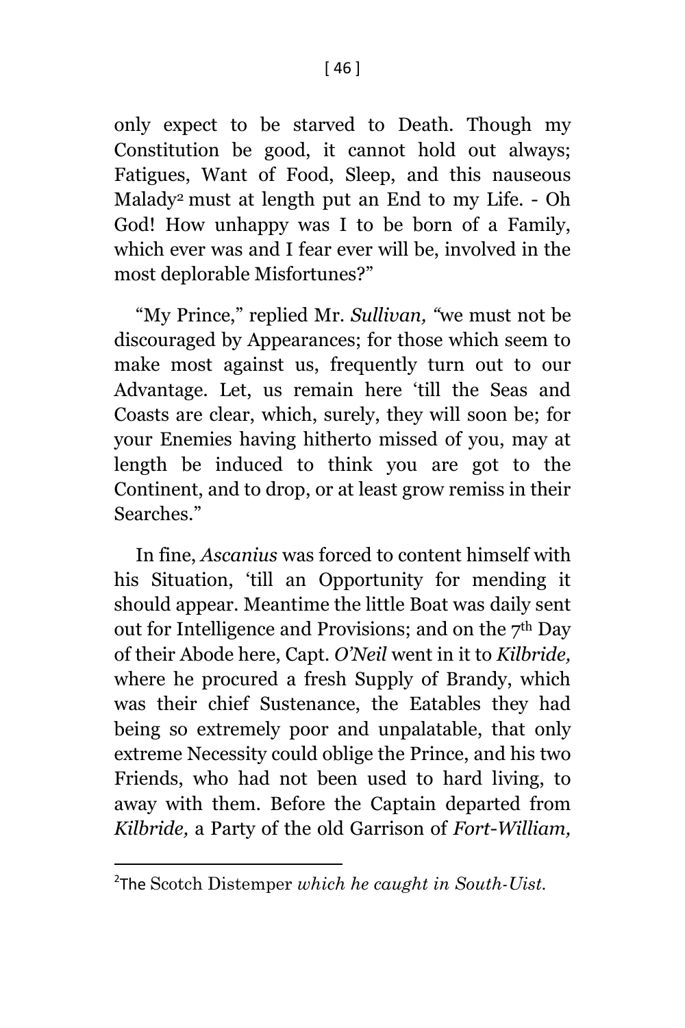only expect to be starved to Death. Though my Constitution be good, it cannot hold out always; Fatigues, Want of Food, Sleep, and this nauseous Malady[2] must at length put an End to my Life. - Oh God! How unhappy was I to be born of a Family, which ever was and I fear ever will be, involved in the most deplorable Misfortunes?"

"My Prince," replied Mr. *Sullivan,* "we must not be discouraged by Appearances; for those which seem to make most against us, frequently turn out to our Advantage. Let, us remain here 'till the Seas and Coasts are clear, which, surely, they will soon be; for your Enemies having hitherto missed of you, may at length be induced to think you are got to the Continent, and to drop, or at least grow remiss in their Searches."

In fine, *Ascanius* was forced to content himself with his Situation, 'till an Opportunity for mending it should appear. Meantime the little Boat was daily sent out for Intelligence and Provisions; and on the 7th Day of their Abode here, Capt. *O'Neil* went in it to *Kilbride,* where he procured a fresh Supply of Brandy, which was their chief Sustenance, the Eatables they had being so extremely poor and unpalatable, that only extreme Necessity could oblige the Prince, and his two Friends, who had not been used to hard living, to away with them. Before the Captain departed from *Kilbride,* a Party of the old Garrison of *Fort-William,*

---

[2] The Scotch Distemper *which he caught in South-Uist.*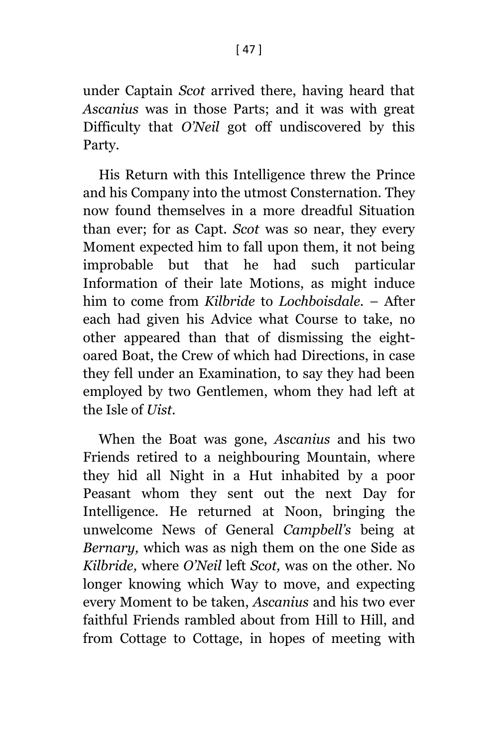under Captain *Scot* arrived there, having heard that *Ascanius* was in those Parts; and it was with great Difficulty that *O'Neil* got off undiscovered by this Party.

His Return with this Intelligence threw the Prince and his Company into the utmost Consternation. They now found themselves in a more dreadful Situation than ever; for as Capt. *Scot* was so near, they every Moment expected him to fall upon them, it not being improbable but that he had such particular Information of their late Motions, as might induce him to come from *Kilbride* to *Lochboisdale*. – After each had given his Advice what Course to take, no other appeared than that of dismissing the eight-oared Boat, the Crew of which had Directions, in case they fell under an Examination, to say they had been employed by two Gentlemen, whom they had left at the Isle of *Uist*.

When the Boat was gone, *Ascanius* and his two Friends retired to a neighbouring Mountain, where they hid all Night in a Hut inhabited by a poor Peasant whom they sent out the next Day for Intelligence. He returned at Noon, bringing the unwelcome News of General *Campbell's* being at *Bernary,* which was as nigh them on the one Side as *Kilbride,* where *O'Neil* left *Scot,* was on the other. No longer knowing which Way to move, and expecting every Moment to be taken, *Ascanius* and his two ever faithful Friends rambled about from Hill to Hill, and from Cottage to Cottage, in hopes of meeting with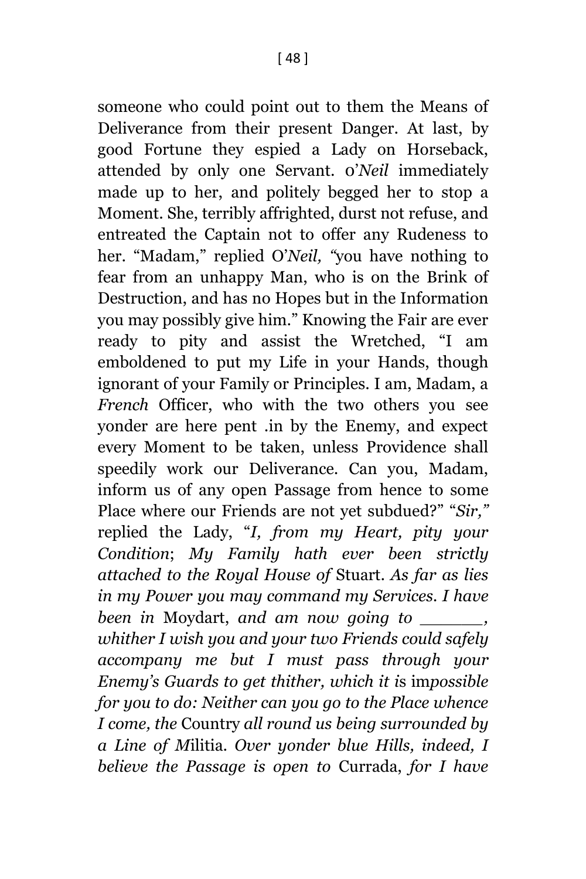someone who could point out to them the Means of Deliverance from their present Danger. At last, by good Fortune they espied a Lady on Horseback, attended by only one Servant. O'*Neil* immediately made up to her, and politely begged her to stop a Moment. She, terribly affrighted, durst not refuse, and entreated the Captain not to offer any Rudeness to her. "Madam," replied O'*Neil,* "you have nothing to fear from an unhappy Man, who is on the Brink of Destruction, and has no Hopes but in the Information you may possibly give him." Knowing the Fair are ever ready to pity and assist the Wretched, "I am emboldened to put my Life in your Hands, though ignorant of your Family or Principles. I am, Madam, a *French* Officer, who with the two others you see yonder are here pent .in by the Enemy, and expect every Moment to be taken, unless Providence shall speedily work our Deliverance. Can you, Madam, inform us of any open Passage from hence to some Place where our Friends are not yet subdued?" "*Sir,*" replied the Lady, "*I, from my Heart, pity your Condition*; *My Family hath ever been strictly attached to the Royal House of* Stuart. *As far as lies in my Power you may command my Services. I have been in* Moydart, *and am now going to \_\_\_\_\_\_, whither I wish you and your two Friends could safely accompany me but I must pass through your Enemy's Guards to get thither, which it is* im*possible for you to do: Neither can you go to the Place whence I come, the* Country *all round us being surrounded by a Line of M*ilitia. *Over yonder blue Hills, indeed, I believe the Passage is open to* Currada, *for I have*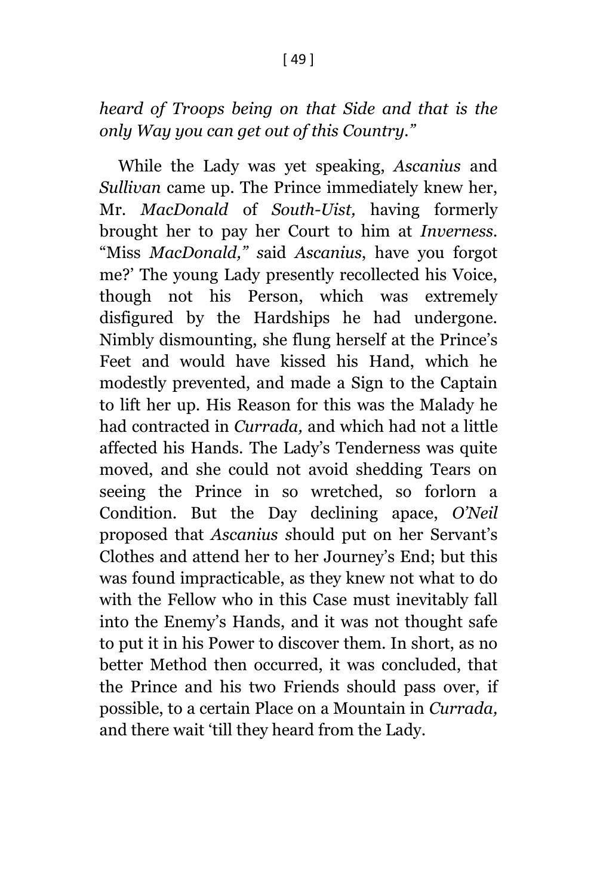*heard of Troops being on that Side and that is the only Way you can get out of this Country."*

While the Lady was yet speaking, *Ascanius* and *Sullivan* came up. The Prince immediately knew her, Mr. *MacDonald* of *South-Uist,* having formerly brought her to pay her Court to him at *Inverness*. "Miss *MacDonald,"* said *Ascanius*, have you forgot me?' The young Lady presently recollected his Voice, though not his Person, which was extremely disfigured by the Hardships he had undergone. Nimbly dismounting, she flung herself at the Prince's Feet and would have kissed his Hand, which he modestly prevented, and made a Sign to the Captain to lift her up. His Reason for this was the Malady he had contracted in *Currada,* and which had not a little affected his Hands. The Lady's Tenderness was quite moved, and she could not avoid shedding Tears on seeing the Prince in so wretched, so forlorn a Condition. But the Day declining apace, *O'Neil* proposed that *Ascanius* should put on her Servant's Clothes and attend her to her Journey's End; but this was found impracticable, as they knew not what to do with the Fellow who in this Case must inevitably fall into the Enemy's Hands, and it was not thought safe to put it in his Power to discover them. In short, as no better Method then occurred, it was concluded, that the Prince and his two Friends should pass over, if possible, to a certain Place on a Mountain in *Currada,* and there wait 'till they heard from the Lady.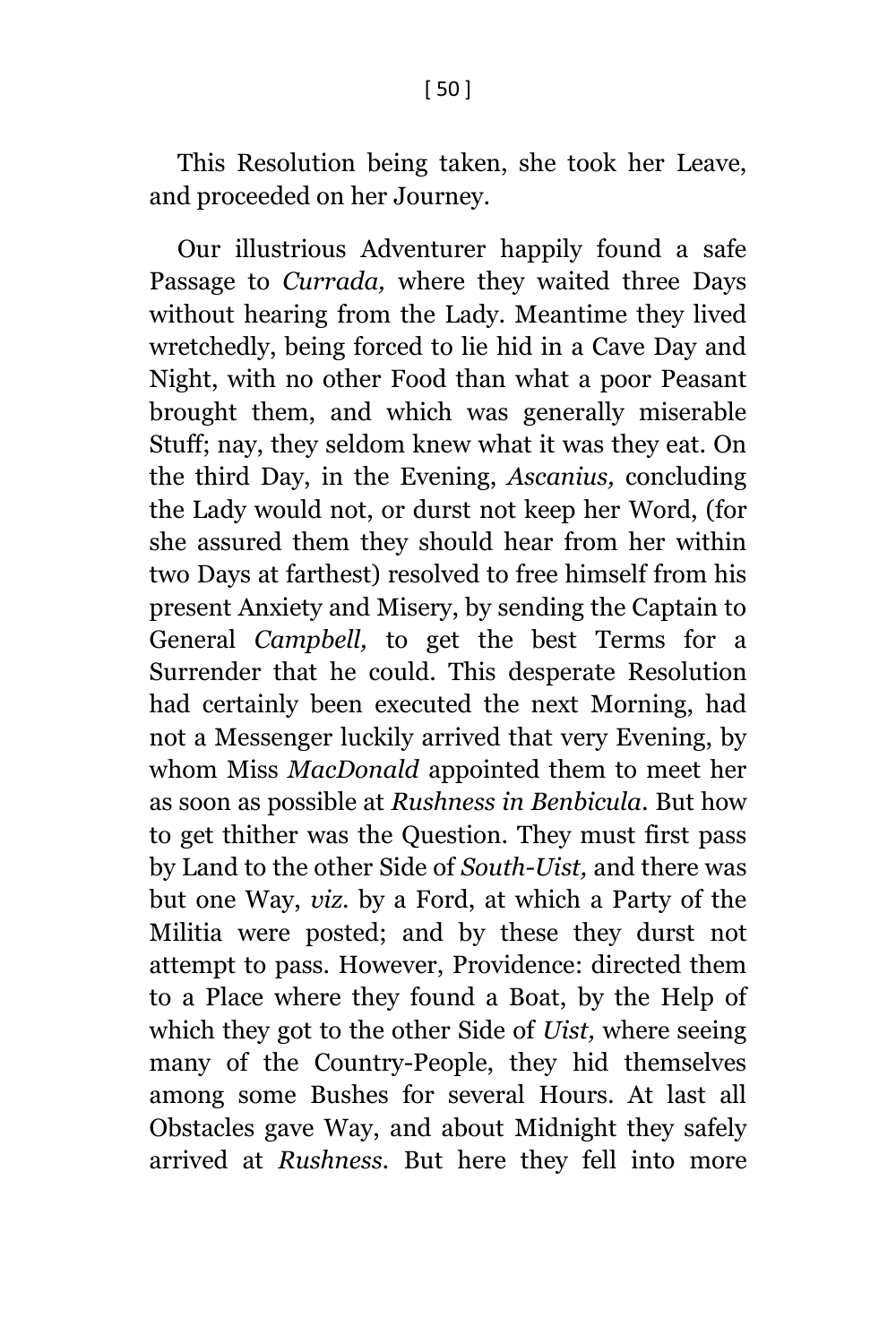This Resolution being taken, she took her Leave, and proceeded on her Journey.

Our illustrious Adventurer happily found a safe Passage to *Currada,* where they waited three Days without hearing from the Lady. Meantime they lived wretchedly, being forced to lie hid in a Cave Day and Night, with no other Food than what a poor Peasant brought them, and which was generally miserable Stuff; nay, they seldom knew what it was they eat. On the third Day, in the Evening, *Ascanius,* concluding the Lady would not, or durst not keep her Word, (for she assured them they should hear from her within two Days at farthest) resolved to free himself from his present Anxiety and Misery, by sending the Captain to General *Campbell,* to get the best Terms for a Surrender that he could. This desperate Resolution had certainly been executed the next Morning, had not a Messenger luckily arrived that very Evening, by whom Miss *MacDonald* appointed them to meet her as soon as possible at *Rushness in Benbicula*. But how to get thither was the Question. They must first pass by Land to the other Side of *South-Uist,* and there was but one Way, *viz.* by a Ford, at which a Party of the Militia were posted; and by these they durst not attempt to pass. However, Providence: directed them to a Place where they found a Boat, by the Help of which they got to the other Side of *Uist,* where seeing many of the Country-People, they hid themselves among some Bushes for several Hours. At last all Obstacles gave Way, and about Midnight they safely arrived at *Rushness*. But here they fell into more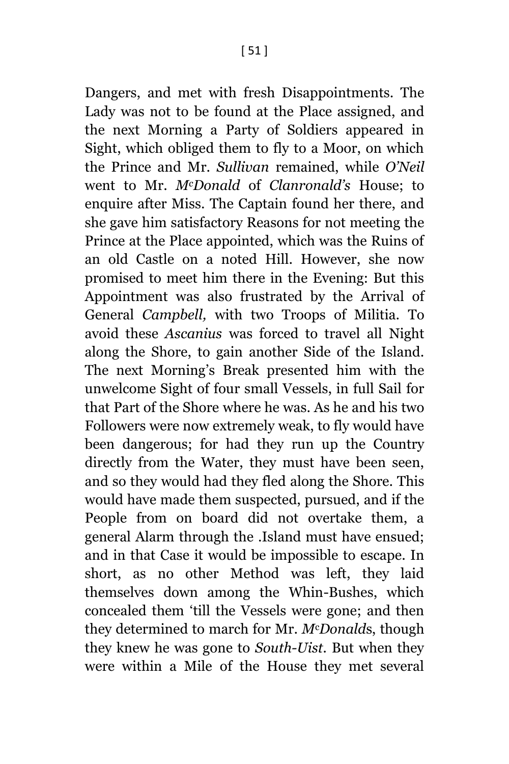Dangers, and met with fresh Disappointments. The Lady was not to be found at the Place assigned, and the next Morning a Party of Soldiers appeared in Sight, which obliged them to fly to a Moor, on which the Prince and Mr. *Sullivan* remained, while *O'Neil* went to Mr. *McDonald* of *Clanronald's* House; to enquire after Miss. The Captain found her there, and she gave him satisfactory Reasons for not meeting the Prince at the Place appointed, which was the Ruins of an old Castle on a noted Hill. However, she now promised to meet him there in the Evening: But this Appointment was also frustrated by the Arrival of General *Campbell,* with two Troops of Militia. To avoid these *Ascanius* was forced to travel all Night along the Shore, to gain another Side of the Island. The next Morning's Break presented him with the unwelcome Sight of four small Vessels, in full Sail for that Part of the Shore where he was. As he and his two Followers were now extremely weak, to fly would have been dangerous; for had they run up the Country directly from the Water, they must have been seen, and so they would had they fled along the Shore. This would have made them suspected, pursued, and if the People from on board did not overtake them, a general Alarm through the .Island must have ensued; and in that Case it would be impossible to escape. In short, as no other Method was left, they laid themselves down among the Whin-Bushes, which concealed them 'till the Vessels were gone; and then they determined to march for Mr. *McDonald*s, though they knew he was gone to *South-Uist*. But when they were within a Mile of the House they met several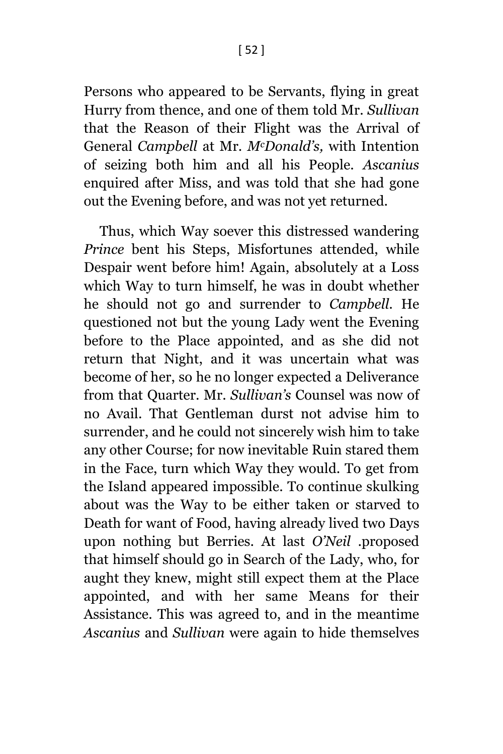Persons who appeared to be Servants, flying in great Hurry from thence, and one of them told Mr. *Sullivan* that the Reason of their Flight was the Arrival of General *Campbell* at Mr. *M^cDonald's,* with Intention of seizing both him and all his People. *Ascanius* enquired after Miss, and was told that she had gone out the Evening before, and was not yet returned.

Thus, which Way soever this distressed wandering *Prince* bent his Steps, Misfortunes attended, while Despair went before him! Again, absolutely at a Loss which Way to turn himself, he was in doubt whether he should not go and surrender to *Campbell*. He questioned not but the young Lady went the Evening before to the Place appointed, and as she did not return that Night, and it was uncertain what was become of her, so he no longer expected a Deliverance from that Quarter. Mr. *Sullivan's* Counsel was now of no Avail. That Gentleman durst not advise him to surrender, and he could not sincerely wish him to take any other Course; for now inevitable Ruin stared them in the Face, turn which Way they would. To get from the Island appeared impossible. To continue skulking about was the Way to be either taken or starved to Death for want of Food, having already lived two Days upon nothing but Berries. At last *O'Neil* .proposed that himself should go in Search of the Lady, who, for aught they knew, might still expect them at the Place appointed, and with her same Means for their Assistance. This was agreed to, and in the meantime *Ascanius* and *Sullivan* were again to hide themselves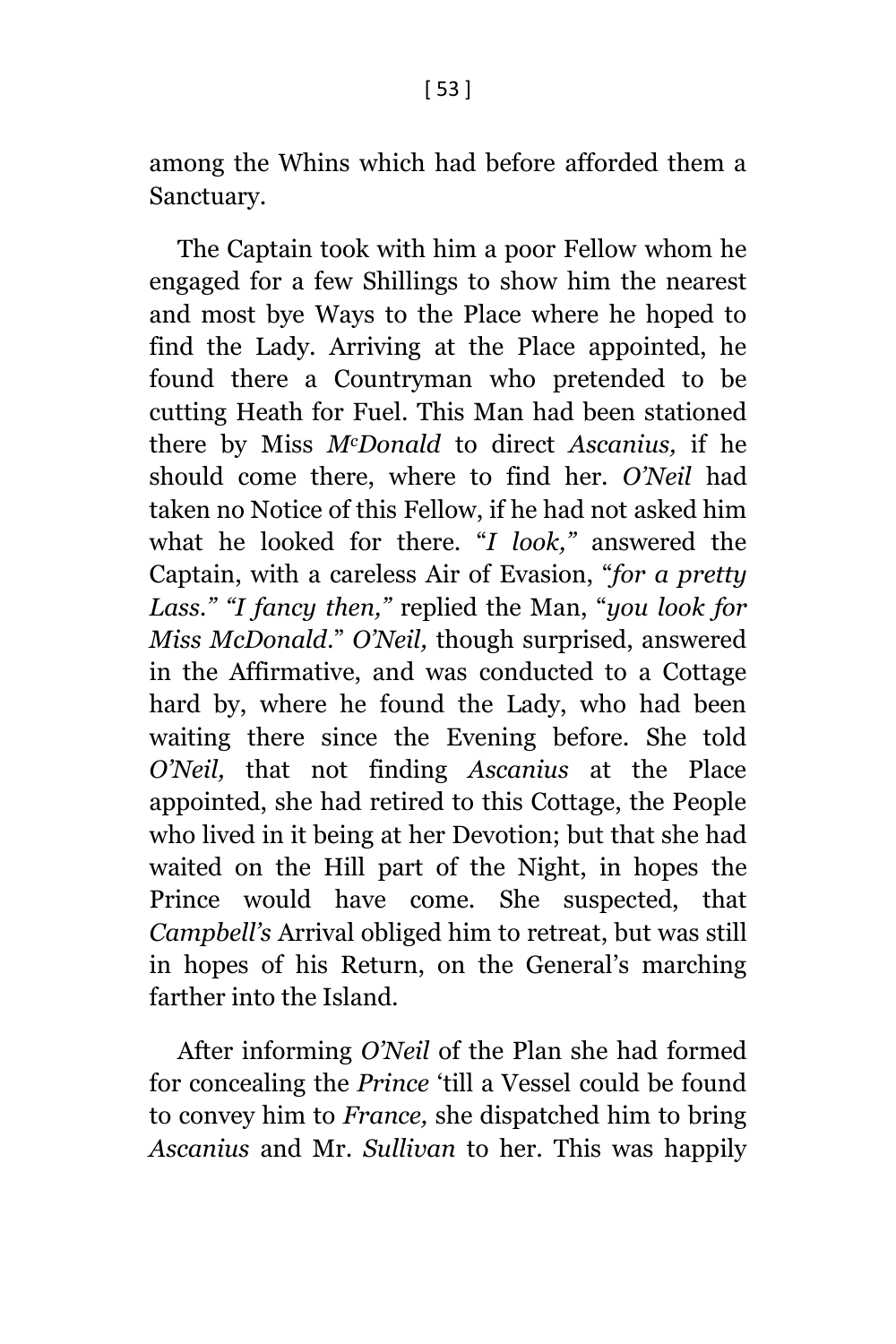among the Whins which had before afforded them a Sanctuary.

The Captain took with him a poor Fellow whom he engaged for a few Shillings to show him the nearest and most bye Ways to the Place where he hoped to find the Lady. Arriving at the Place appointed, he found there a Countryman who pretended to be cutting Heath for Fuel. This Man had been stationed there by Miss *McDonald* to direct *Ascanius,* if he should come there, where to find her. *O'Neil* had taken no Notice of this Fellow, if he had not asked him what he looked for there. "*I look,*" answered the Captain, with a careless Air of Evasion, "*for a pretty Lass.*" "*I fancy then,*" replied the Man, "*you look for Miss McDonald.*" *O'Neil,* though surprised, answered in the Affirmative, and was conducted to a Cottage hard by, where he found the Lady, who had been waiting there since the Evening before. She told *O'Neil,* that not finding *Ascanius* at the Place appointed, she had retired to this Cottage, the People who lived in it being at her Devotion; but that she had waited on the Hill part of the Night, in hopes the Prince would have come. She suspected, that *Campbell's* Arrival obliged him to retreat, but was still in hopes of his Return, on the General's marching farther into the Island.

After informing *O'Neil* of the Plan she had formed for concealing the *Prince* 'till a Vessel could be found to convey him to *France,* she dispatched him to bring *Ascanius* and Mr. *Sullivan* to her. This was happily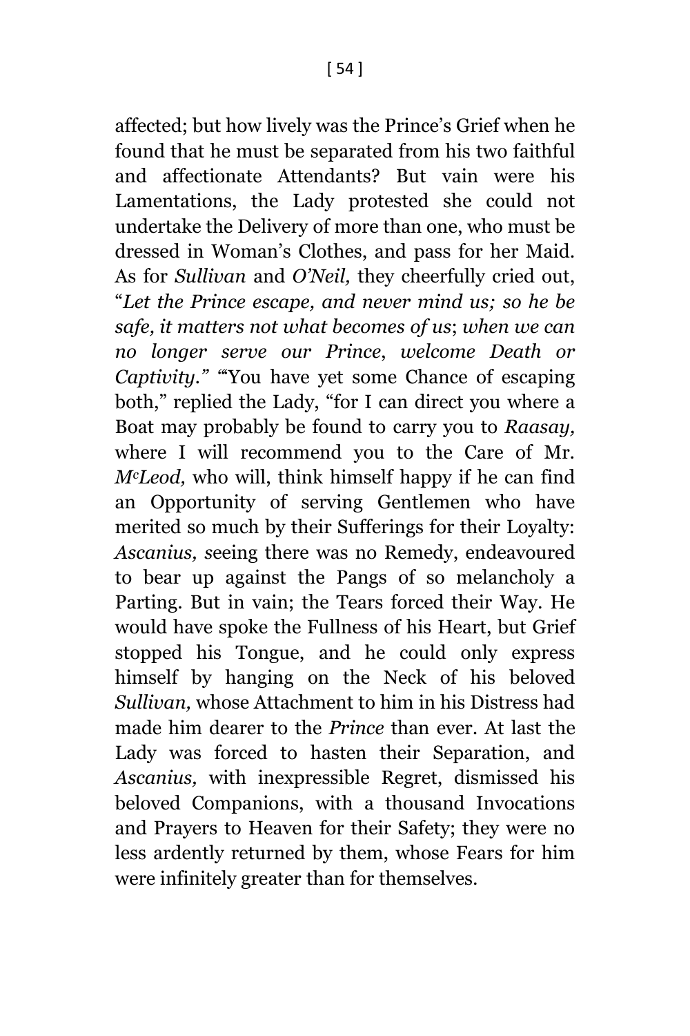affected; but how lively was the Prince's Grief when he found that he must be separated from his two faithful and affectionate Attendants? But vain were his Lamentations, the Lady protested she could not undertake the Delivery of more than one, who must be dressed in Woman's Clothes, and pass for her Maid. As for *Sullivan* and *O'Neil,* they cheerfully cried out, "*Let the Prince escape, and never mind us; so he be safe, it matters not what becomes of us*; *when we can no longer serve our Prince*, *welcome Death or Captivity.*" "You have yet some Chance of escaping both," replied the Lady, "for I can direct you where a Boat may probably be found to carry you to *Raasay,* where I will recommend you to the Care of Mr. *McLeod,* who will, think himself happy if he can find an Opportunity of serving Gentlemen who have merited so much by their Sufferings for their Loyalty: *Ascanius, s*eeing there was no Remedy, endeavoured to bear up against the Pangs of so melancholy a Parting. But in vain; the Tears forced their Way. He would have spoke the Fullness of his Heart, but Grief stopped his Tongue, and he could only express himself by hanging on the Neck of his beloved *Sullivan,* whose Attachment to him in his Distress had made him dearer to the *Prince* than ever. At last the Lady was forced to hasten their Separation, and *Ascanius,* with inexpressible Regret, dismissed his beloved Companions, with a thousand Invocations and Prayers to Heaven for their Safety; they were no less ardently returned by them, whose Fears for him were infinitely greater than for themselves.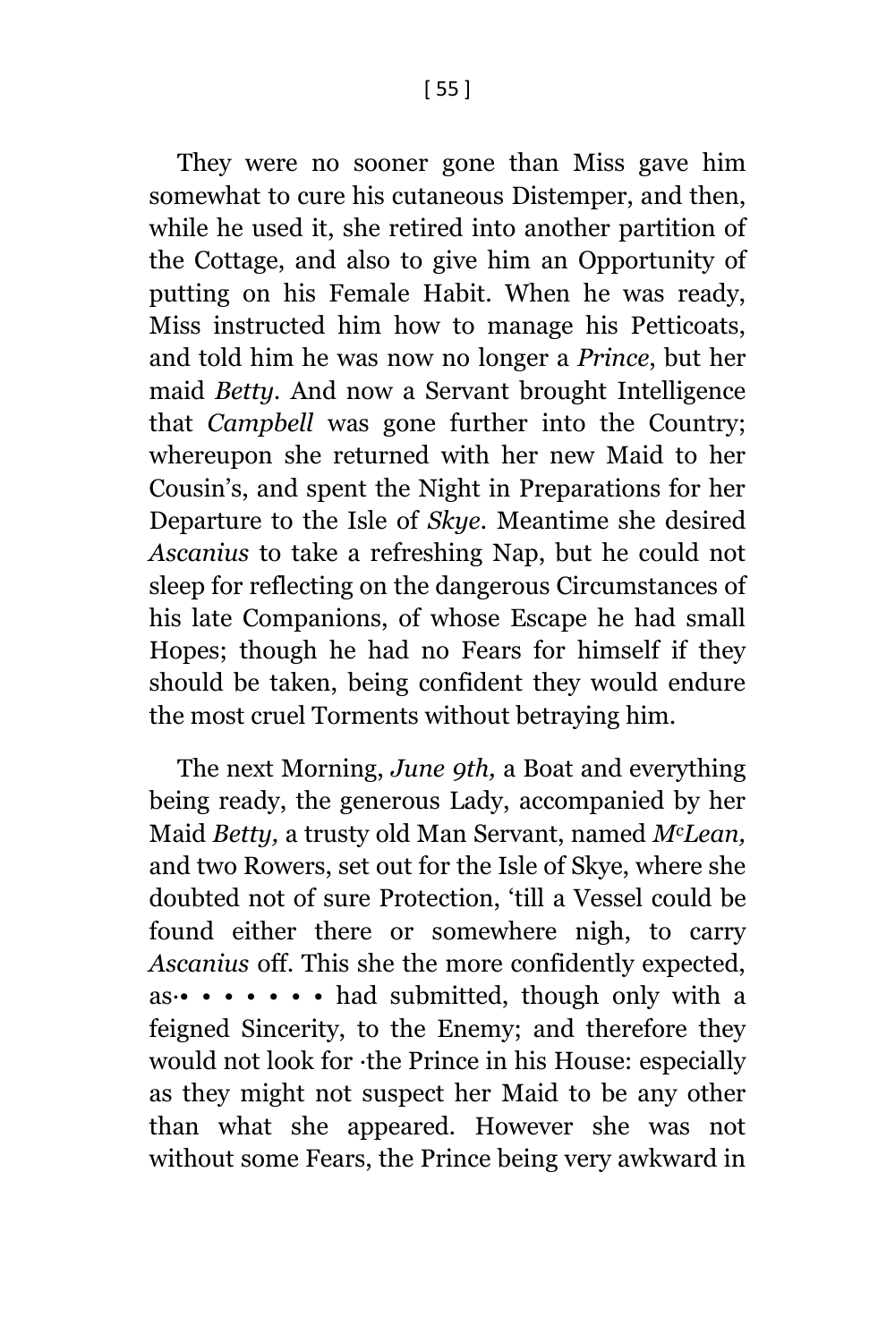They were no sooner gone than Miss gave him somewhat to cure his cutaneous Distemper, and then, while he used it, she retired into another partition of the Cottage, and also to give him an Opportunity of putting on his Female Habit. When he was ready, Miss instructed him how to manage his Petticoats, and told him he was now no longer a *Prince*, but her maid *Betty*. And now a Servant brought Intelligence that *Campbell* was gone further into the Country; whereupon she returned with her new Maid to her Cousin's, and spent the Night in Preparations for her Departure to the Isle of *Skye*. Meantime she desired *Ascanius* to take a refreshing Nap, but he could not sleep for reflecting on the dangerous Circumstances of his late Companions, of whose Escape he had small Hopes; though he had no Fears for himself if they should be taken, being confident they would endure the most cruel Torments without betraying him.

The next Morning, *June 9th,* a Boat and everything being ready, the generous Lady, accompanied by her Maid *Betty,* a trusty old Man Servant, named *McLean,* and two Rowers, set out for the Isle of Skye, where she doubted not of sure Protection, 'till a Vessel could be found either there or somewhere nigh, to carry *Ascanius* off. This she the more confidently expected, as·• • • • • • • had submitted, though only with a feigned Sincerity, to the Enemy; and therefore they would not look for ·the Prince in his House: especially as they might not suspect her Maid to be any other than what she appeared. However she was not without some Fears, the Prince being very awkward in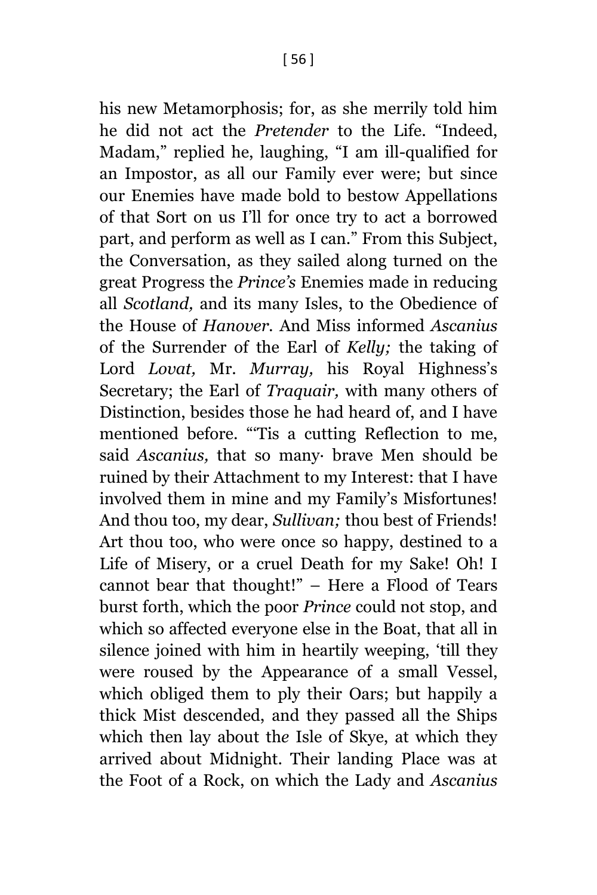his new Metamorphosis; for, as she merrily told him he did not act the *Pretender* to the Life. "Indeed, Madam," replied he, laughing, "I am ill-qualified for an Impostor, as all our Family ever were; but since our Enemies have made bold to bestow Appellations of that Sort on us I'll for once try to act a borrowed part, and perform as well as I can." From this Subject, the Conversation, as they sailed along turned on the great Progress the *Prince's* Enemies made in reducing all *Scotland,* and its many Isles, to the Obedience of the House of *Hanover.* And Miss informed *Ascanius* of the Surrender of the Earl of *Kelly;* the taking of Lord *Lovat,* Mr. *Murray,* his Royal Highness's Secretary; the Earl of *Traquair,* with many others of Distinction, besides those he had heard of, and I have mentioned before. "'Tis a cutting Reflection to me, said *Ascanius,* that so many· brave Men should be ruined by their Attachment to my Interest: that I have involved them in mine and my Family's Misfortunes! And thou too, my dear, *Sullivan;* thou best of Friends! Art thou too, who were once so happy, destined to a Life of Misery, or a cruel Death for my Sake! Oh! I cannot bear that thought!" – Here a Flood of Tears burst forth, which the poor *Prince* could not stop, and which so affected everyone else in the Boat, that all in silence joined with him in heartily weeping, 'till they were roused by the Appearance of a small Vessel, which obliged them to ply their Oars; but happily a thick Mist descended, and they passed all the Ships which then lay about the Isle of Skye, at which they arrived about Midnight. Their landing Place was at the Foot of a Rock, on which the Lady and *Ascanius*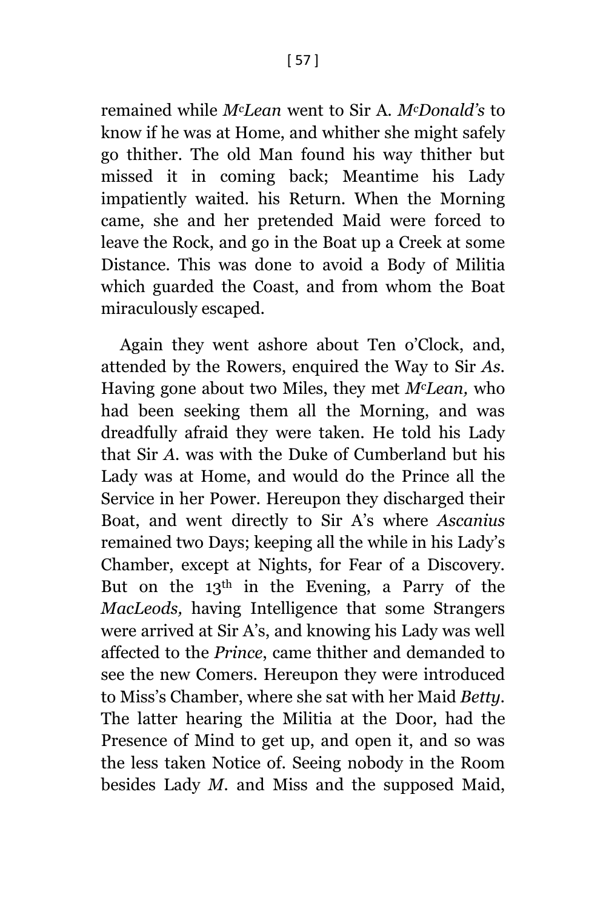remained while *M*c*Lean* went to Sir A. *M*c*Donald's* to know if he was at Home, and whither she might safely go thither. The old Man found his way thither but missed it in coming back; Meantime his Lady impatiently waited. his Return. When the Morning came, she and her pretended Maid were forced to leave the Rock, and go in the Boat up a Creek at some Distance. This was done to avoid a Body of Militia which guarded the Coast, and from whom the Boat miraculously escaped.

Again they went ashore about Ten o'Clock, and, attended by the Rowers, enquired the Way to Sir *As*. Having gone about two Miles, they met *M*c*Lean,* who had been seeking them all the Morning, and was dreadfully afraid they were taken. He told his Lady that Sir *A*. was with the Duke of Cumberland but his Lady was at Home, and would do the Prince all the Service in her Power. Hereupon they discharged their Boat, and went directly to Sir A's where *Ascanius* remained two Days; keeping all the while in his Lady's Chamber, except at Nights, for Fear of a Discovery. But on the 13th in the Evening, a Parry of the *MacLeods,* having Intelligence that some Strangers were arrived at Sir A's, and knowing his Lady was well affected to the *Prince*, came thither and demanded to see the new Comers. Hereupon they were introduced to Miss's Chamber, where she sat with her Maid *Betty*. The latter hearing the Militia at the Door, had the Presence of Mind to get up, and open it, and so was the less taken Notice of. Seeing nobody in the Room besides Lady *M*. and Miss and the supposed Maid,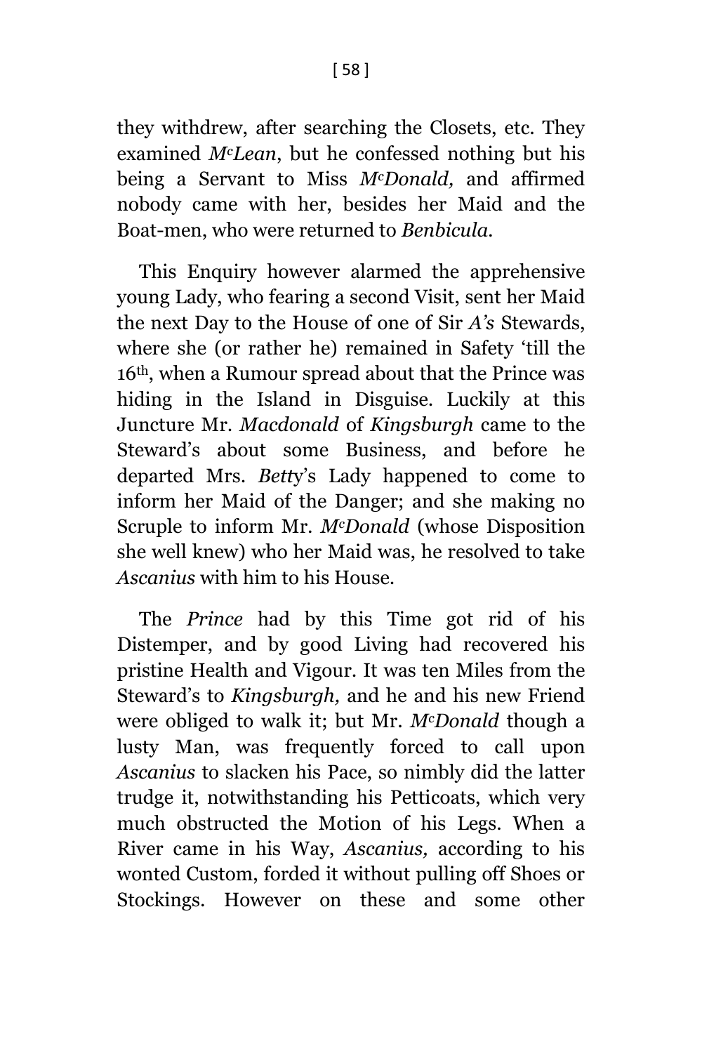they withdrew, after searching the Closets, etc. They examined *M^c^Lean*, but he confessed nothing but his being a Servant to Miss *M^c^Donald,* and affirmed nobody came with her, besides her Maid and the Boat-men, who were returned to *Benbicula.*

This Enquiry however alarmed the apprehensive young Lady, who fearing a second Visit, sent her Maid the next Day to the House of one of Sir *A's* Stewards, where she (or rather he) remained in Safety 'till the 16th, when a Rumour spread about that the Prince was hiding in the Island in Disguise. Luckily at this Juncture Mr. *Macdonald* of *Kingsburgh* came to the Steward's about some Business, and before he departed Mrs. *Betty*'s Lady happened to come to inform her Maid of the Danger; and she making no Scruple to inform Mr. *M^c^Donald* (whose Disposition she well knew) who her Maid was, he resolved to take *Ascanius* with him to his House.

The *Prince* had by this Time got rid of his Distemper, and by good Living had recovered his pristine Health and Vigour. It was ten Miles from the Steward's to *Kingsburgh,* and he and his new Friend were obliged to walk it; but Mr. *M^c^Donald* though a lusty Man, was frequently forced to call upon *Ascanius* to slacken his Pace, so nimbly did the latter trudge it, notwithstanding his Petticoats, which very much obstructed the Motion of his Legs. When a River came in his Way, *Ascanius,* according to his wonted Custom, forded it without pulling off Shoes or Stockings. However on these and some other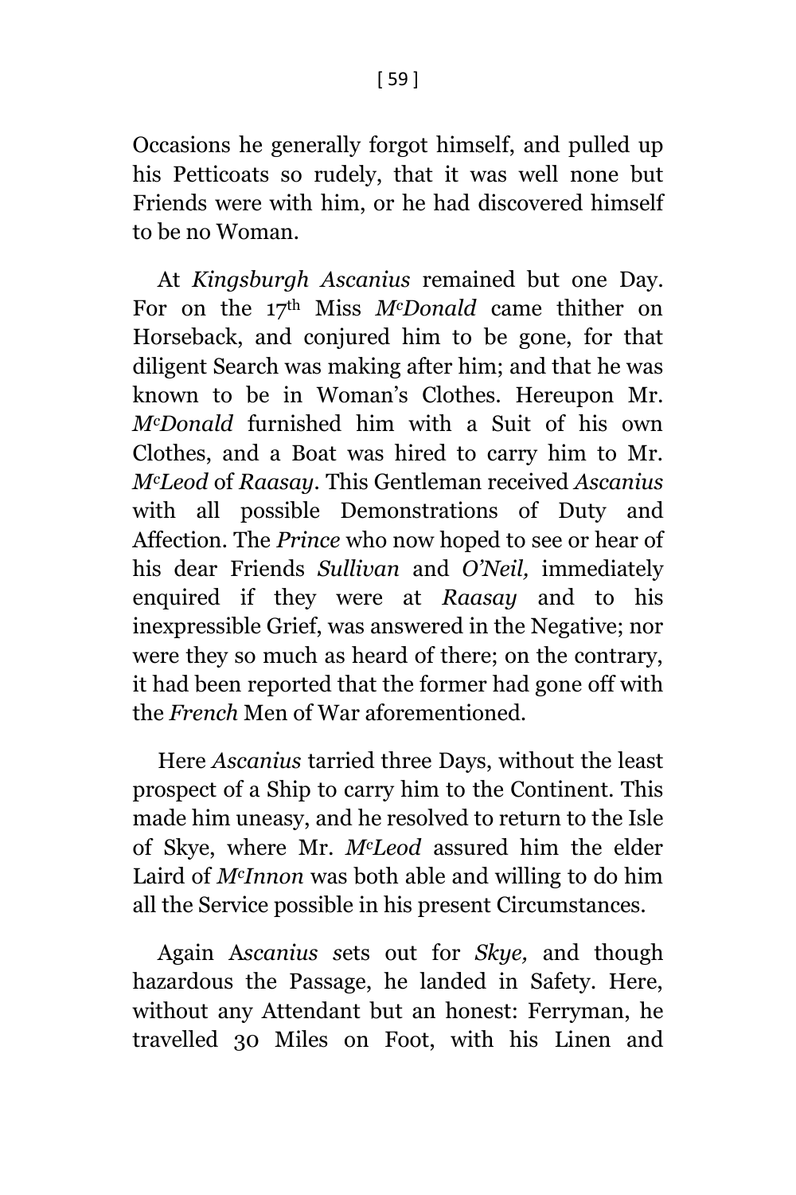Occasions he generally forgot himself, and pulled up his Petticoats so rudely, that it was well none but Friends were with him, or he had discovered himself to be no Woman.

At *Kingsburgh Ascanius* remained but one Day. For on the 17th Miss *McDonald* came thither on Horseback, and conjured him to be gone, for that diligent Search was making after him; and that he was known to be in Woman's Clothes. Hereupon Mr. *McDonald* furnished him with a Suit of his own Clothes, and a Boat was hired to carry him to Mr. *McLeod* of *Raasay*. This Gentleman received *Ascanius* with all possible Demonstrations of Duty and Affection. The *Prince* who now hoped to see or hear of his dear Friends *Sullivan* and *O'Neil,* immediately enquired if they were at *Raasay* and to his inexpressible Grief, was answered in the Negative; nor were they so much as heard of there; on the contrary, it had been reported that the former had gone off with the *French* Men of War aforementioned.

Here *Ascanius* tarried three Days, without the least prospect of a Ship to carry him to the Continent. This made him uneasy, and he resolved to return to the Isle of Skye, where Mr. *McLeod* assured him the elder Laird of *McInnon* was both able and willing to do him all the Service possible in his present Circumstances.

Again A*scanius s*ets out for *Skye,* and though hazardous the Passage, he landed in Safety. Here, without any Attendant but an honest: Ferryman, he travelled 30 Miles on Foot, with his Linen and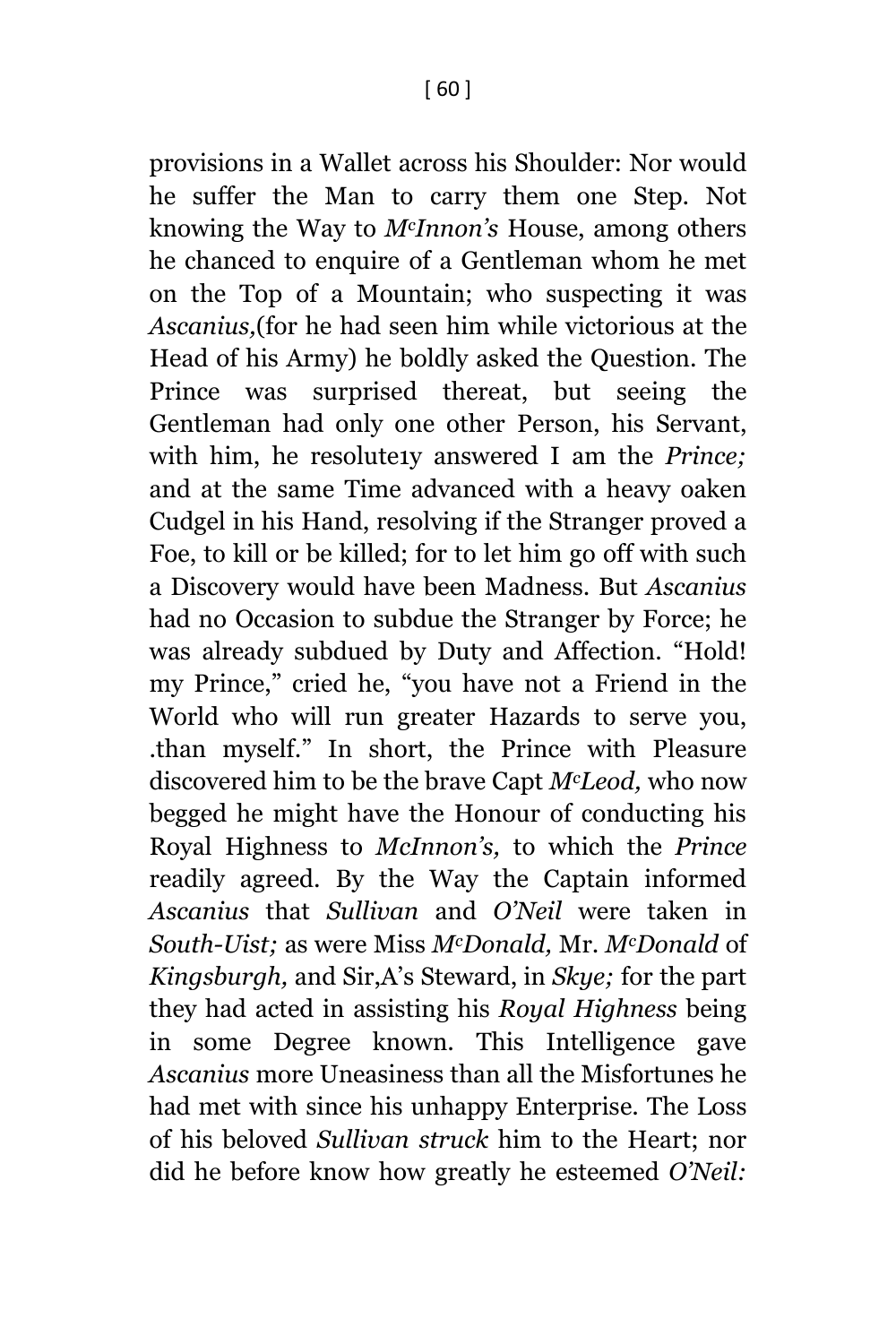provisions in a Wallet across his Shoulder: Nor would he suffer the Man to carry them one Step. Not knowing the Way to *M^c^Innon's* House, among others he chanced to enquire of a Gentleman whom he met on the Top of a Mountain; who suspecting it was *Ascanius,*(for he had seen him while victorious at the Head of his Army) he boldly asked the Question. The Prince was surprised thereat, but seeing the Gentleman had only one other Person, his Servant, with him, he resolute1y answered I am the *Prince;* and at the same Time advanced with a heavy oaken Cudgel in his Hand, resolving if the Stranger proved a Foe, to kill or be killed; for to let him go off with such a Discovery would have been Madness. But *Ascanius* had no Occasion to subdue the Stranger by Force; he was already subdued by Duty and Affection. "Hold! my Prince," cried he, "you have not a Friend in the World who will run greater Hazards to serve you, .than myself." In short, the Prince with Pleasure discovered him to be the brave Capt *M^c^Leod,* who now begged he might have the Honour of conducting his Royal Highness to *McInnon's,* to which the *Prince* readily agreed. By the Way the Captain informed *Ascanius* that *Sullivan* and *O'Neil* were taken in *South-Uist;* as were Miss *M^c^Donald,* Mr. *M^c^Donald* of *Kingsburgh,* and Sir,A's Steward, in *Skye;* for the part they had acted in assisting his *Royal Highness* being in some Degree known. This Intelligence gave *Ascanius* more Uneasiness than all the Misfortunes he had met with since his unhappy Enterprise. The Loss of his beloved *Sullivan struck* him to the Heart; nor did he before know how greatly he esteemed *O'Neil:*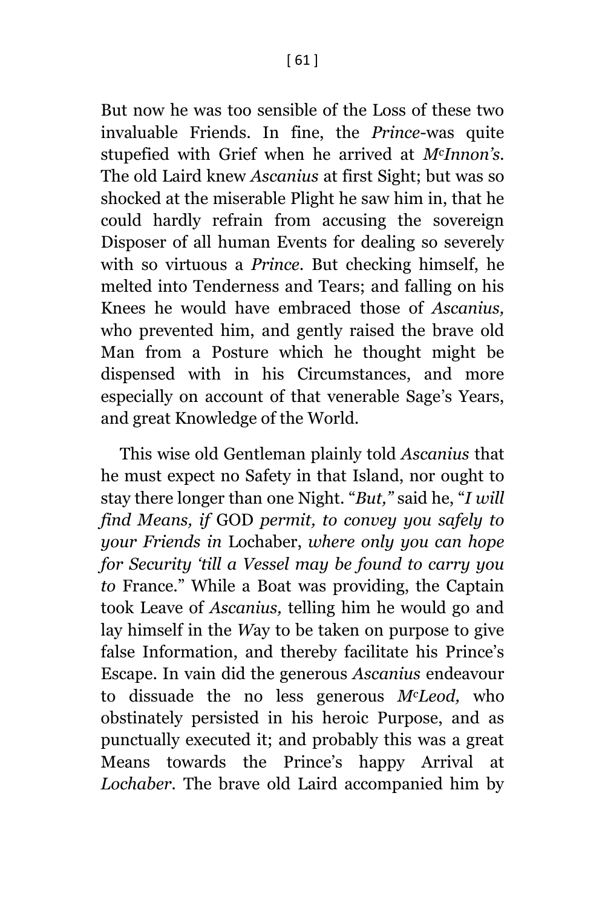But now he was too sensible of the Loss of these two invaluable Friends. In fine, the *Prince*-was quite stupefied with Grief when he arrived at *M^cInnon's*. The old Laird knew *Ascanius* at first Sight; but was so shocked at the miserable Plight he saw him in, that he could hardly refrain from accusing the sovereign Disposer of all human Events for dealing so severely with so virtuous a *Prince*. But checking himself, he melted into Tenderness and Tears; and falling on his Knees he would have embraced those of *Ascanius,* who prevented him, and gently raised the brave old Man from a Posture which he thought might be dispensed with in his Circumstances, and more especially on account of that venerable Sage's Years, and great Knowledge of the World.

This wise old Gentleman plainly told *Ascanius* that he must expect no Safety in that Island, nor ought to stay there longer than one Night. "*But,"* said he, "*I will find Means, if* GOD *permit, to convey you safely to your Friends in* Lochaber, *where only you can hope for Security 'till a Vessel may be found to carry you to* France." While a Boat was providing, the Captain took Leave of *Ascanius,* telling him he would go and lay himself in the *W*ay to be taken on purpose to give false Information, and thereby facilitate his Prince's Escape. In vain did the generous *Ascanius* endeavour to dissuade the no less generous *M^cLeod,* who obstinately persisted in his heroic Purpose, and as punctually executed it; and probably this was a great Means towards the Prince's happy Arrival at *Lochaber*. The brave old Laird accompanied him by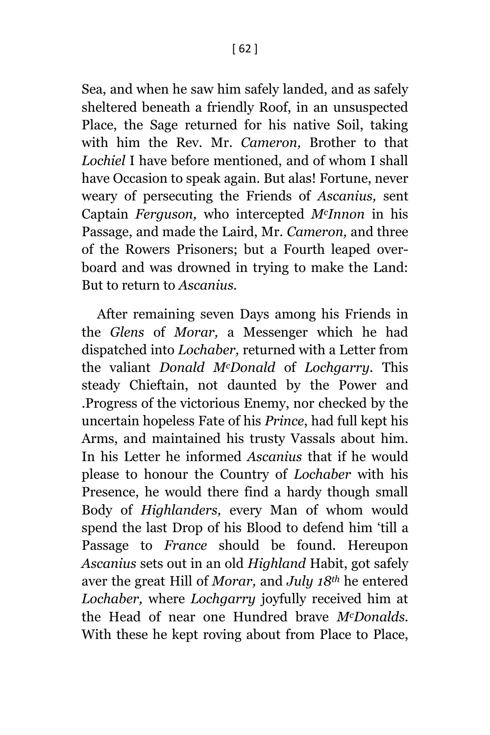Sea, and when he saw him safely landed, and as safely sheltered beneath a friendly Roof, in an unsuspected Place, the Sage returned for his native Soil, taking with him the Rev. Mr. *Cameron,* Brother to that *Lochiel* I have before mentioned, and of whom I shall have Occasion to speak again. But alas! Fortune, never weary of persecuting the Friends of *Ascanius,* sent Captain *Ferguson,* who intercepted *M*[c]*Innon* in his Passage, and made the Laird, Mr. *Cameron,* and three of the Rowers Prisoners; but a Fourth leaped overboard and was drowned in trying to make the Land: But to return to *Ascanius.*

After remaining seven Days among his Friends in the *Glens* of *Morar,* a Messenger which he had dispatched into *Lochaber,* returned with a Letter from the valiant *Donald M*[c]*Donald* of *Lochgarry.* This steady Chieftain, not daunted by the Power and .Progress of the victorious Enemy, nor checked by the uncertain hopeless Fate of his *Prince*, had full kept his Arms, and maintained his trusty Vassals about him. In his Letter he informed *Ascanius* that if he would please to honour the Country of *Lochaber* with his Presence, he would there find a hardy though small Body of *Highlanders,* every Man of whom would spend the last Drop of his Blood to defend him 'till a Passage to *France* should be found. Hereupon *Ascanius* sets out in an old *Highland* Habit, got safely aver the great Hill of *Morar,* and *July 18*[th] he entered *Lochaber,* where *Lochgarry* joyfully received him at the Head of near one Hundred brave *M*[c]*Donalds.* With these he kept roving about from Place to Place,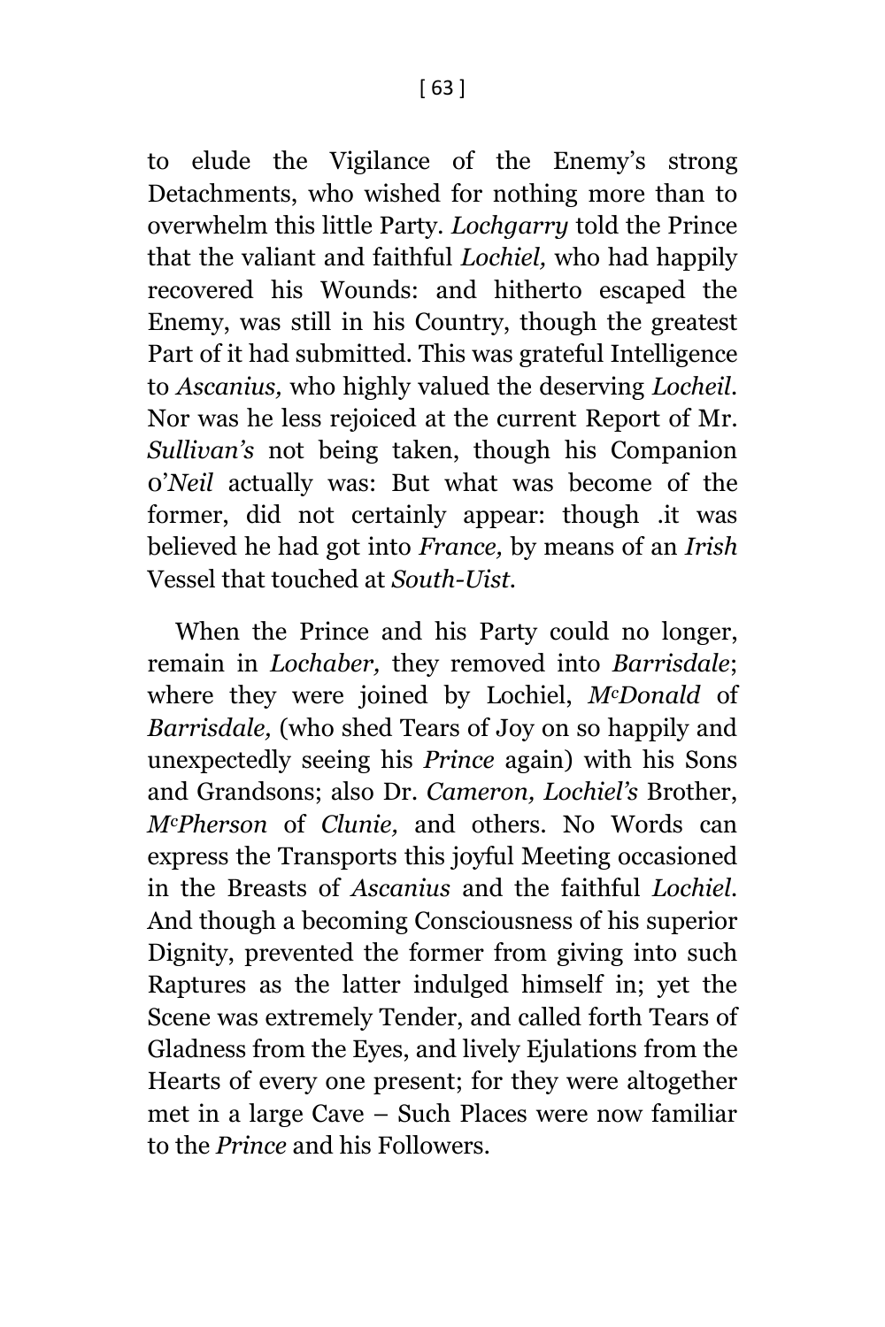to elude the Vigilance of the Enemy's strong Detachments, who wished for nothing more than to overwhelm this little Party. *Lochgarry* told the Prince that the valiant and faithful *Lochiel,* who had happily recovered his Wounds: and hitherto escaped the Enemy, was still in his Country, though the greatest Part of it had submitted. This was grateful Intelligence to *Ascanius,* who highly valued the deserving *Locheil.* Nor was he less rejoiced at the current Report of Mr. *Sullivan's* not being taken, though his Companion o'*Neil* actually was: But what was become of the former, did not certainly appear: though .it was believed he had got into *France,* by means of an *Irish* Vessel that touched at *South-Uist.*

When the Prince and his Party could no longer, remain in *Lochaber,* they removed into *Barrisdale*; where they were joined by Lochiel, *McDonald* of *Barrisdale,* (who shed Tears of Joy on so happily and unexpectedly seeing his *Prince* again) with his Sons and Grandsons; also Dr. *Cameron, Lochiel's* Brother, *McPherson* of *Clunie,* and others. No Words can express the Transports this joyful Meeting occasioned in the Breasts of *Ascanius* and the faithful *Lochiel.* And though a becoming Consciousness of his superior Dignity, prevented the former from giving into such Raptures as the latter indulged himself in; yet the Scene was extremely Tender, and called forth Tears of Gladness from the Eyes, and lively Ejulations from the Hearts of every one present; for they were altogether met in a large Cave – Such Places were now familiar to the *Prince* and his Followers.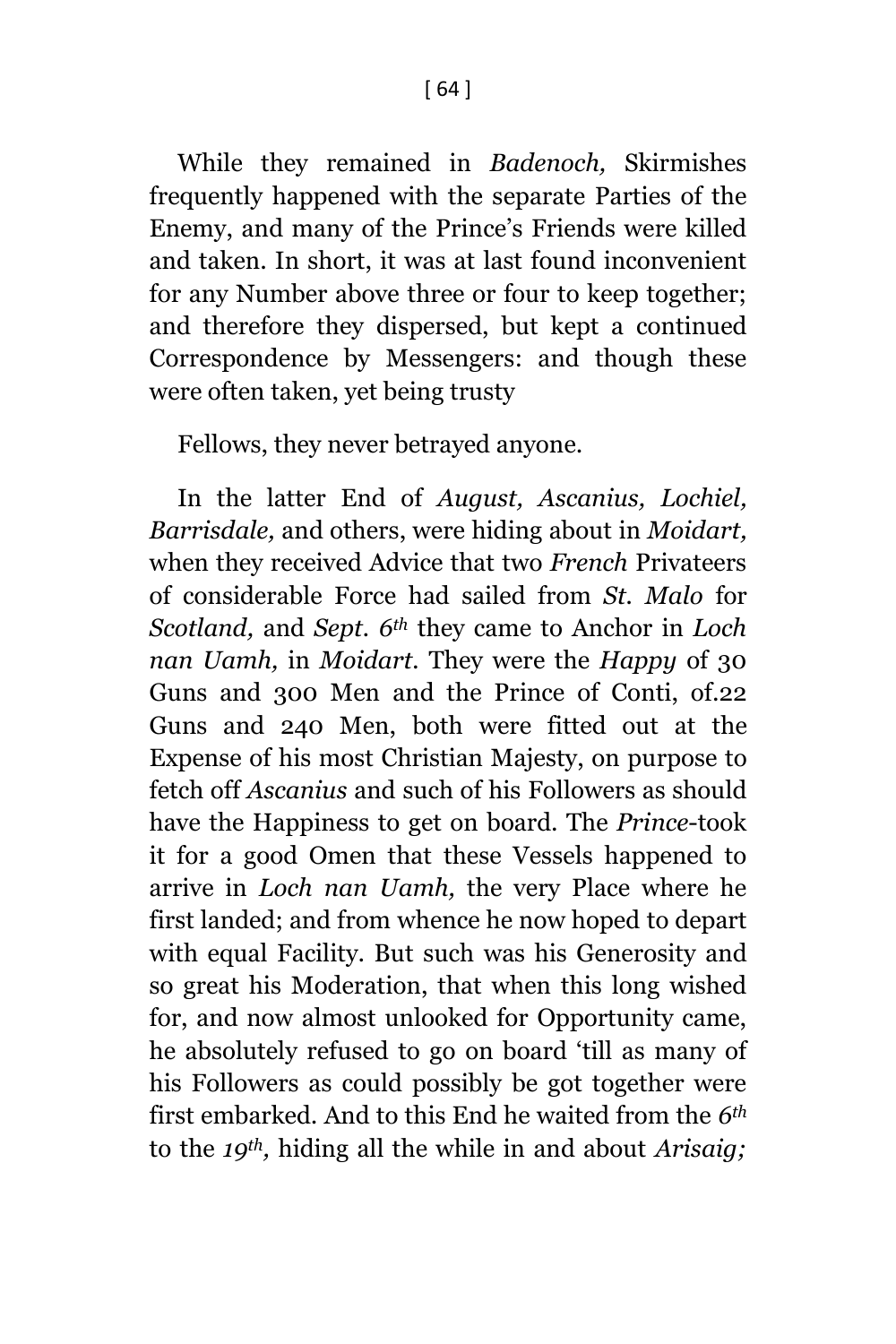While they remained in *Badenoch,* Skirmishes frequently happened with the separate Parties of the Enemy, and many of the Prince's Friends were killed and taken. In short, it was at last found inconvenient for any Number above three or four to keep together; and therefore they dispersed, but kept a continued Correspondence by Messengers: and though these were often taken, yet being trusty

Fellows, they never betrayed anyone.

In the latter End of *August, Ascanius, Lochiel, Barrisdale,* and others, were hiding about in *Moidart,* when they received Advice that two *French* Privateers of considerable Force had sailed from *St. Malo* for *Scotland,* and *Sept. 6th* they came to Anchor in *Loch nan Uamh,* in *Moidart.* They were the *Happy* of 30 Guns and 300 Men and the Prince of Conti, of.22 Guns and 240 Men, both were fitted out at the Expense of his most Christian Majesty, on purpose to fetch off *Ascanius* and such of his Followers as should have the Happiness to get on board. The *Prince*-took it for a good Omen that these Vessels happened to arrive in *Loch nan Uamh,* the very Place where he first landed; and from whence he now hoped to depart with equal Facility. But such was his Generosity and so great his Moderation, that when this long wished for, and now almost unlooked for Opportunity came, he absolutely refused to go on board 'till as many of his Followers as could possibly be got together were first embarked. And to this End he waited from the *6th* to the *19th,* hiding all the while in and about *Arisaig;*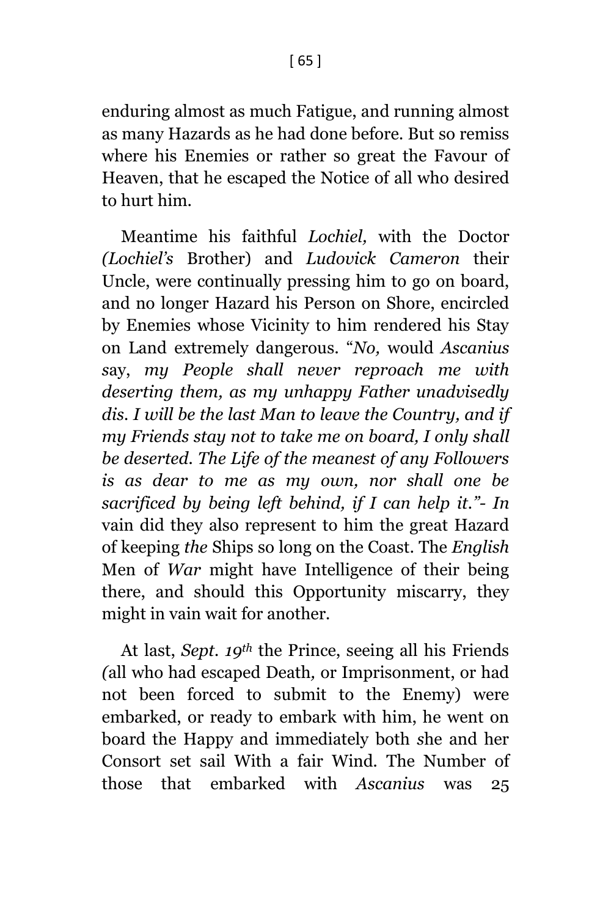enduring almost as much Fatigue, and running almost as many Hazards as he had done before. But so remiss where his Enemies or rather so great the Favour of Heaven, that he escaped the Notice of all who desired to hurt him.

Meantime his faithful *Lochiel,* with the Doctor *(Lochiel's* Brother) and *Ludovick Cameron* their Uncle, were continually pressing him to go on board, and no longer Hazard his Person on Shore, encircled by Enemies whose Vicinity to him rendered his Stay on Land extremely dangerous. "*No,* would *Ascanius* say, *my People shall never reproach me with deserting them, as my unhappy Father unadvisedly dis. I will be the last Man to leave the Country, and if my Friends stay not to take me on board, I only shall be deserted. The Life of the meanest of any Followers is as dear to me as my own, nor shall one be sacrificed by being left behind, if I can help it."- In* vain did they also represent to him the great Hazard of keeping *the* Ships so long on the Coast. The *English* Men of *War* might have Intelligence of their being there, and should this Opportunity miscarry, they might in vain wait for another.

At last, *Sept. 19th* the Prince, seeing all his Friends *(*all who had escaped Death*,* or Imprisonment, or had not been forced to submit to the Enemy) were embarked, or ready to embark with him, he went on board the Happy and immediately both *s*he and her Consort set sail With a fair Wind. The Number of those that embarked with *Ascanius* was 25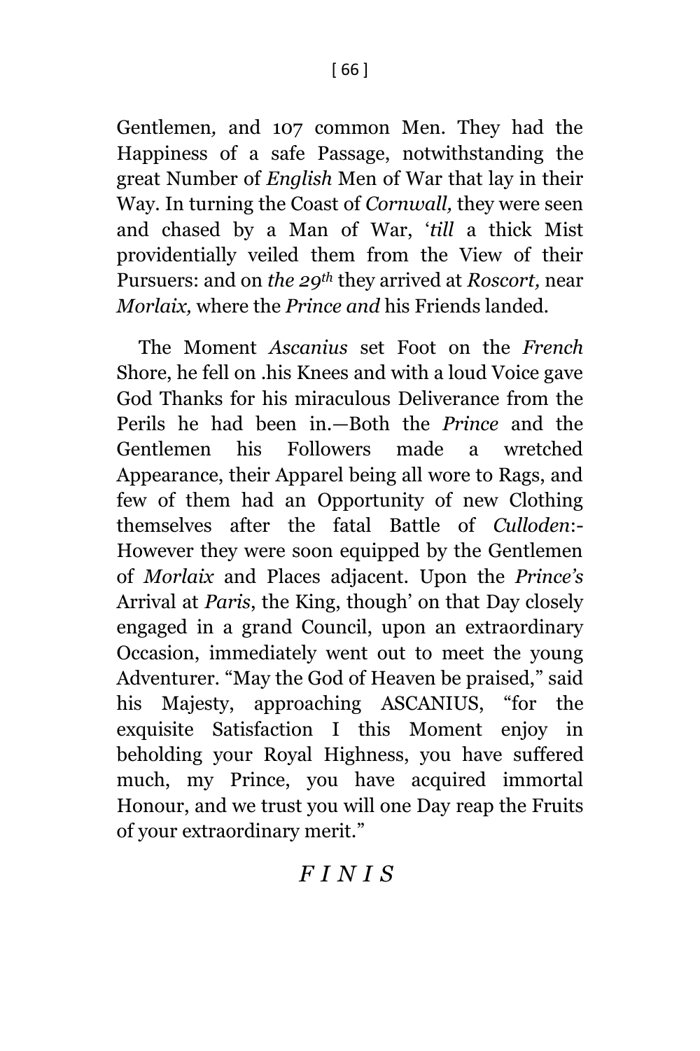Gentlemen*,* and 107 common Men. They had the Happiness of a safe Passage, notwithstanding the great Number of *English* Men of War that lay in their Way. In turning the Coast of *Cornwall,* they were seen and chased by a Man of War, '*till* a thick Mist providentially veiled them from the View of their Pursuers: and on *the 29th* they arrived at *Roscort,* near *Morlaix,* where the *Prince and* his Friends landed.

The Moment *Ascanius* set Foot on the *French* Shore, he fell on .his Knees and with a loud Voice gave God Thanks for his miraculous Deliverance from the Perils he had been in.—Both the *Prince* and the Gentlemen his Followers made a wretched Appearance, their Apparel being all wore to Rags, and few of them had an Opportunity of new Clothing themselves after the fatal Battle of *Culloden*:- However they were soon equipped by the Gentlemen of *Morlaix* and Places adjacent. Upon the *Prince's* Arrival at *Paris*, the King, though' on that Day closely engaged in a grand Council, upon an extraordinary Occasion, immediately went out to meet the young Adventurer. "May the God of Heaven be praised," said his Majesty, approaching ASCANIUS, "for the exquisite Satisfaction I this Moment enjoy in beholding your Royal Highness, you have suffered much, my Prince, you have acquired immortal Honour, and we trust you will one Day reap the Fruits of your extraordinary merit."

*F I N I S*